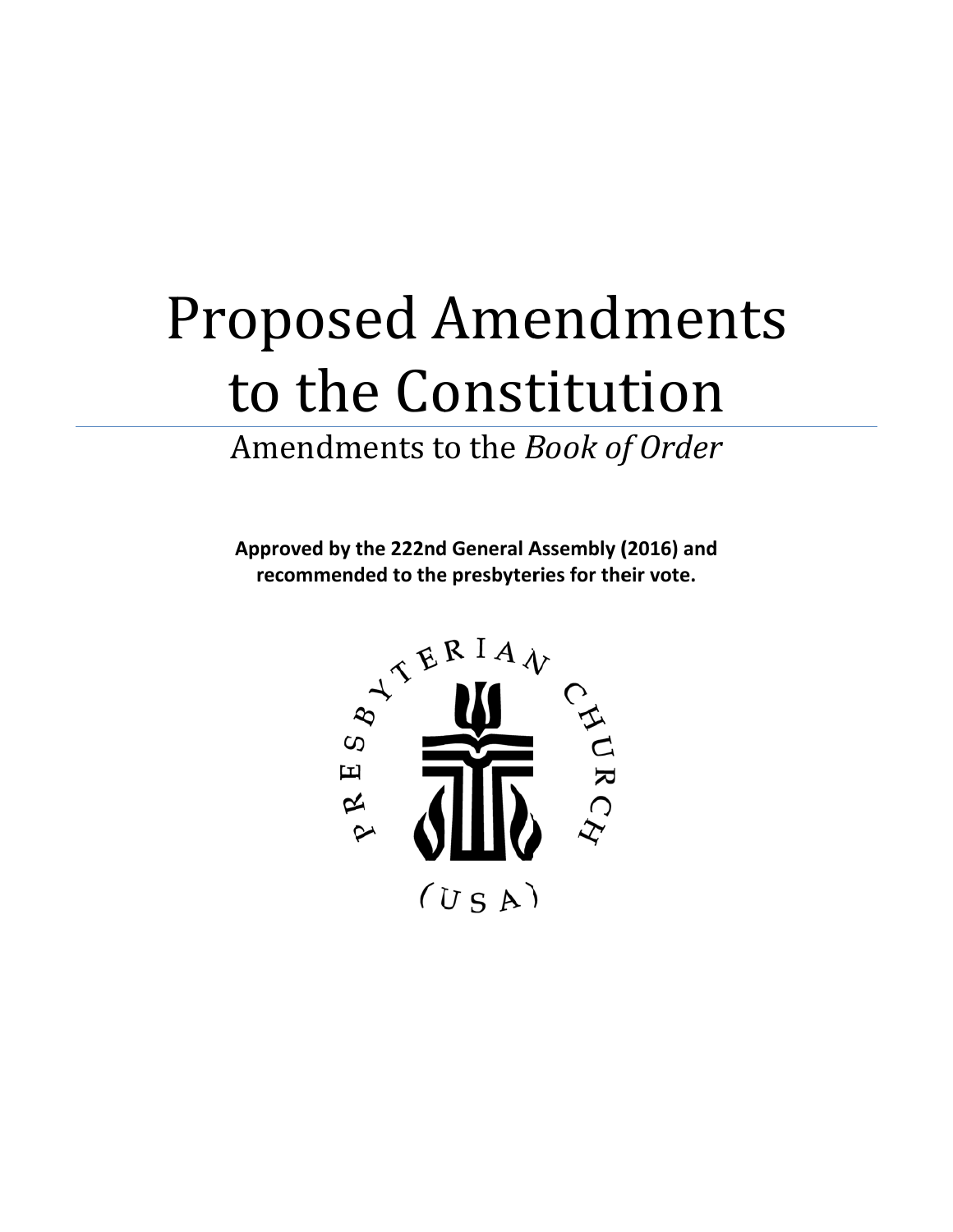# Proposed Amendments to the Constitution

## Amendments to the *Book of Order*

**Approved by the 222nd General Assembly (2016) and recommended to the presbyteries for their vote.**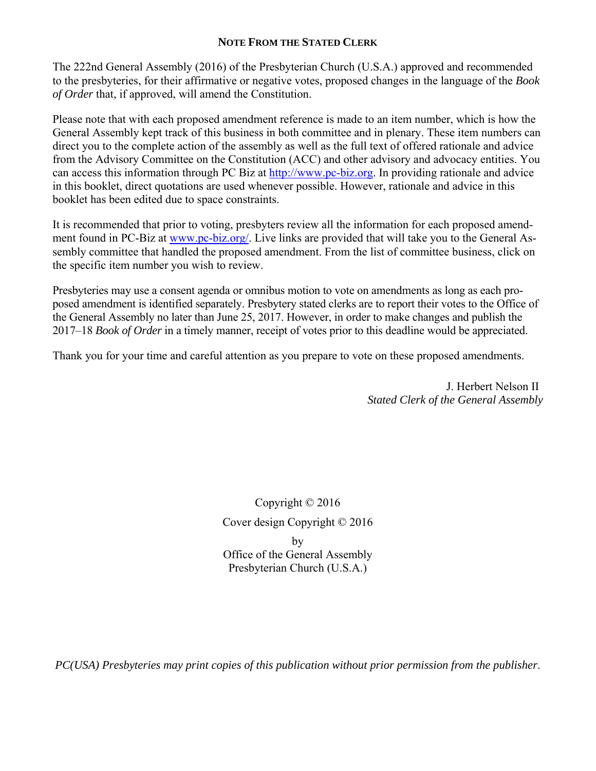## NOTE FROM THE STATED CLERK

The 222nd General Assembly (2016) of the Presbyterian Church (U.S.A.) approved and recommended to the presbyteries, for their affirmative or negative votes, proposed changes in the language of the *Book of Order* that, if approved, will amend the Constitution.

Please note that with each proposed amendment reference is made to an item number, which is how the General Assembly kept track of this business in both committee and in plenary. These item numbers can direct you to the complete action of the assembly as well as the full text of offered rationale and advice from the Advisory Committee on the Constitution (ACC) and other advisory and advocacy entities. You can access this information through PC Biz at [http://www.pc-biz.org](http://www.pc-biz.org). In providing rationale and advice in this booklet, direct quotations are used whenever possible. However, rationale and advice in this booklet has been edited due to space constraints.

It is recommended that prior to voting, presbyters review all the information for each proposed amendment found in PC-Biz at [www.pc-biz.org/](http://www.pc-biz.org/). Live links are provided that will take you to the General Assembly committee that handled the proposed amendment. From the list of committee business, click on the specific item number you wish to review.

Presbyteries may use a consent agenda or omnibus motion to vote on amendments as long as each proposed amendment is identified separately. Presbytery stated clerks are to report their votes to the Office of the General Assembly no later than June 25, 2017. However, in order to make changes and publish the 2017–18 *Book of Order* in a timely manner, receipt of votes prior to this deadline would be appreciated.

Thank you for your time and careful attention as you prepare to vote on these proposed amendments.

J. Herbert Nelson II
*Stated Clerk of the General Assembly*

Copyright © 2016

Cover design Copyright © 2016

by

Office of the General Assembly
Presbyterian Church (U.S.A.)

*PC(USA) Presbyteries may print copies of this publication without prior permission from the publisher.*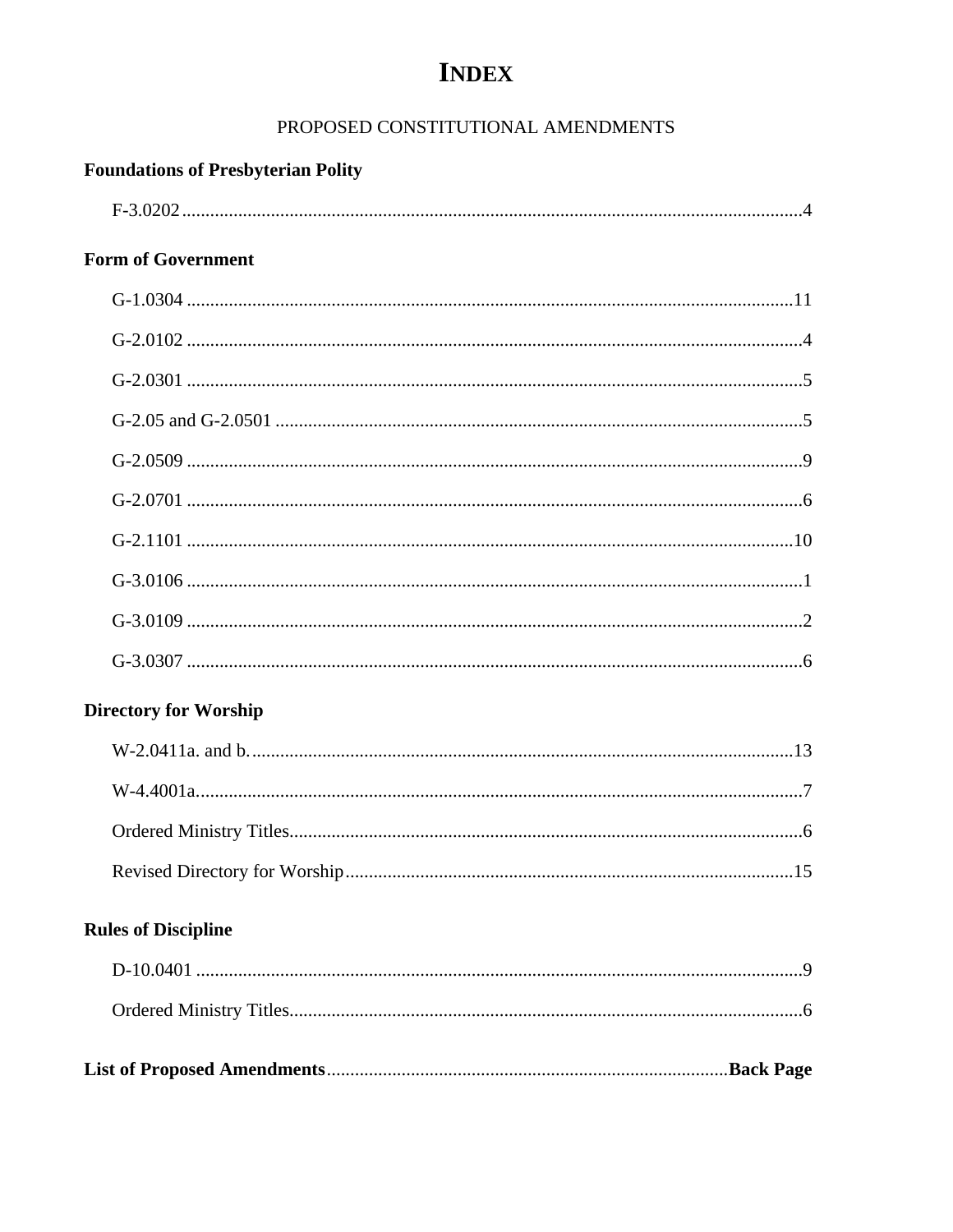# INDEX

PROPOSED CONSTITUTIONAL AMENDMENTS

**Foundations of Presbyterian Polity**

F-3.0202 .......... 4

**Form of Government**

G-1.0304 .......... 11

G-2.0102 .......... 4

G-2.0301 .......... 5

G-2.05 and G-2.0501 .......... 5

G-2.0509 .......... 9

G-2.0701 .......... 6

G-2.1101 .......... 10

G-3.0106 .......... 1

G-3.0109 .......... 2

G-3.0307 .......... 6

**Directory for Worship**

W-2.0411a. and b. .......... 13

W-4.4001a. .......... 7

Ordered Ministry Titles .......... 6

Revised Directory for Worship .......... 15

**Rules of Discipline**

D-10.0401 .......... 9

Ordered Ministry Titles .......... 6

**List of Proposed Amendments** .......... **Back Page**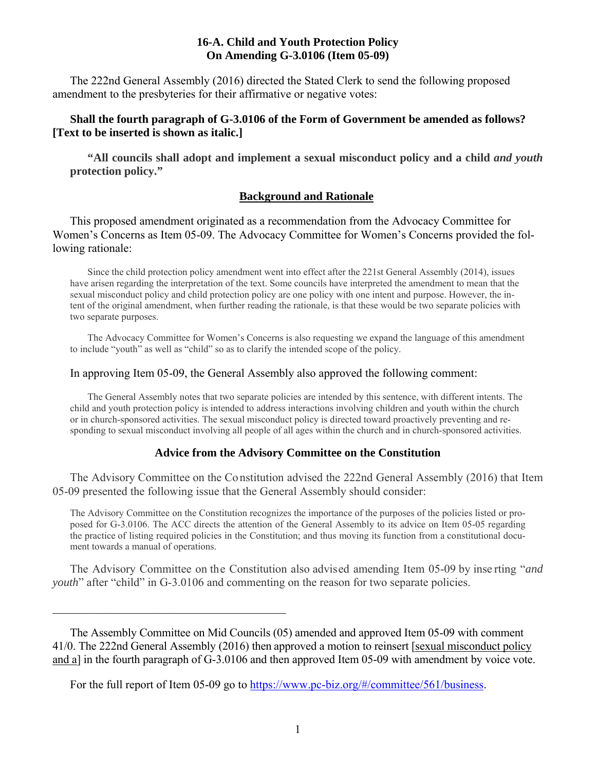### 16-A. Child and Youth Protection Policy
### On Amending G-3.0106 (Item 05-09)

The 222nd General Assembly (2016) directed the Stated Clerk to send the following proposed amendment to the presbyteries for their affirmative or negative votes:

**Shall the fourth paragraph of G-3.0106 of the Form of Government be amended as follows? [Text to be inserted is shown as italic.]**

> **"All councils shall adopt and implement a sexual misconduct policy and a child *and youth* protection policy."**

## Background and Rationale

This proposed amendment originated as a recommendation from the Advocacy Committee for Women's Concerns as Item 05-09. The Advocacy Committee for Women's Concerns provided the following rationale:

> Since the child protection policy amendment went into effect after the 221st General Assembly (2014), issues have arisen regarding the interpretation of the text. Some councils have interpreted the amendment to mean that the sexual misconduct policy and child protection policy are one policy with one intent and purpose. However, the intent of the original amendment, when further reading the rationale, is that these would be two separate policies with two separate purposes.
>
> The Advocacy Committee for Women's Concerns is also requesting we expand the language of this amendment to include "youth" as well as "child" so as to clarify the intended scope of the policy.

In approving Item 05-09, the General Assembly also approved the following comment:

> The General Assembly notes that two separate policies are intended by this sentence, with different intents. The child and youth protection policy is intended to address interactions involving children and youth within the church or in church-sponsored activities. The sexual misconduct policy is directed toward proactively preventing and responding to sexual misconduct involving all people of all ages within the church and in church-sponsored activities.

### Advice from the Advisory Committee on the Constitution

The Advisory Committee on the Constitution advised the 222nd General Assembly (2016) that Item 05-09 presented the following issue that the General Assembly should consider:

> The Advisory Committee on the Constitution recognizes the importance of the purposes of the policies listed or proposed for G-3.0106. The ACC directs the attention of the General Assembly to its advice on Item 05-05 regarding the practice of listing required policies in the Constitution; and thus moving its function from a constitutional document towards a manual of operations.

The Advisory Committee on the Constitution also advised amending Item 05-09 by inserting "*and youth*" after "child" in G-3.0106 and commenting on the reason for two separate policies.

---

The Assembly Committee on Mid Councils (05) amended and approved Item 05-09 with comment 41/0. The 222nd General Assembly (2016) then approved a motion to reinsert [sexual misconduct policy and a] in the fourth paragraph of G-3.0106 and then approved Item 05-09 with amendment by voice vote.

For the full report of Item 05-09 go to https://www.pc-biz.org/#/committee/561/business.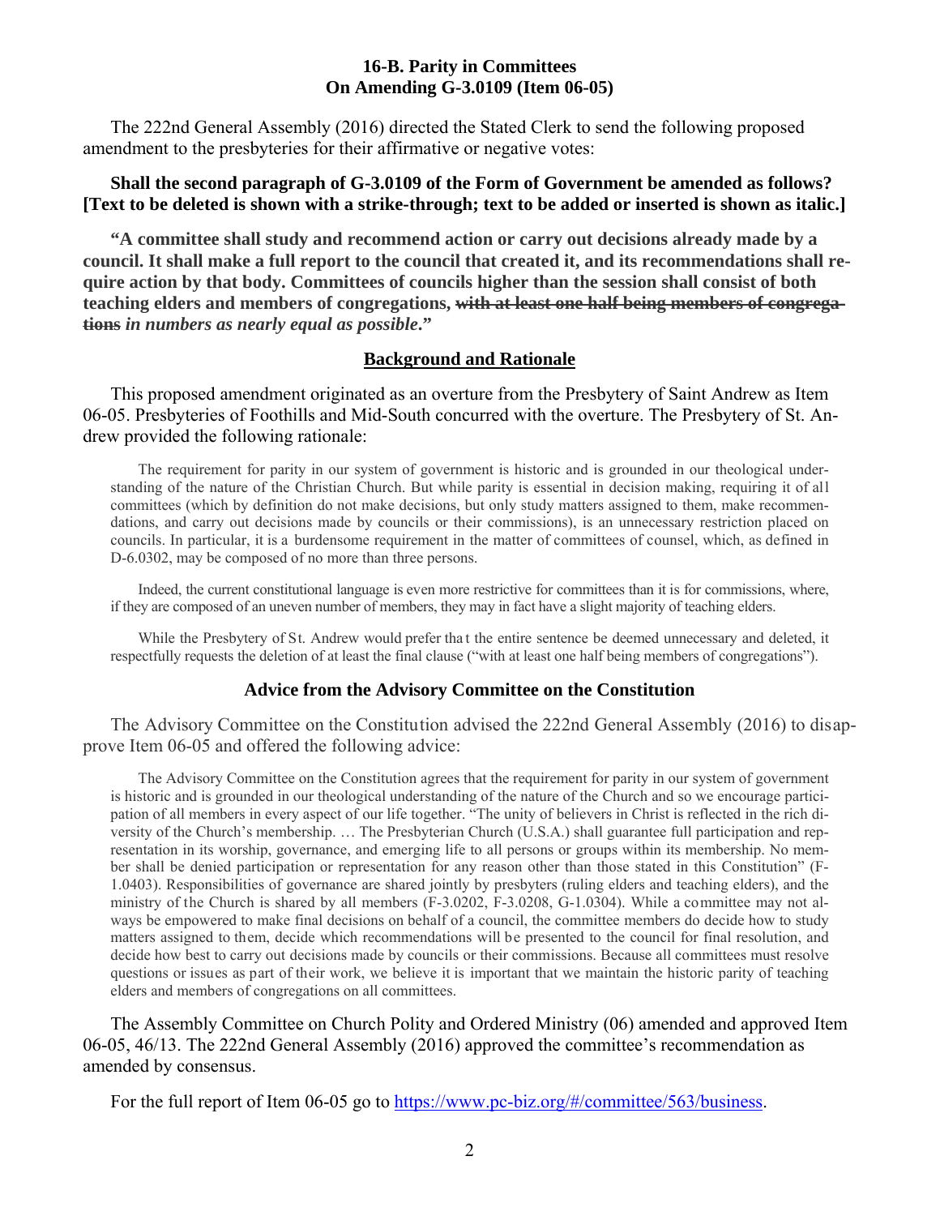## 16-B. Parity in Committees
## On Amending G-3.0109 (Item 06-05)

The 222nd General Assembly (2016) directed the Stated Clerk to send the following proposed amendment to the presbyteries for their affirmative or negative votes:

**Shall the second paragraph of G-3.0109 of the Form of Government be amended as follows? [Text to be deleted is shown with a strike-through; text to be added or inserted is shown as italic.]**

**"A committee shall study and recommend action or carry out decisions already made by a council. It shall make a full report to the council that created it, and its recommendations shall require action by that body. Committees of councils higher than the session shall consist of both teaching elders and members of congregations, ~~with at least one half being members of congregations~~ *in numbers as nearly equal as possible*."**

### Background and Rationale

This proposed amendment originated as an overture from the Presbytery of Saint Andrew as Item 06-05. Presbyteries of Foothills and Mid-South concurred with the overture. The Presbytery of St. Andrew provided the following rationale:

> The requirement for parity in our system of government is historic and is grounded in our theological understanding of the nature of the Christian Church. But while parity is essential in decision making, requiring it of all committees (which by definition do not make decisions, but only study matters assigned to them, make recommendations, and carry out decisions made by councils or their commissions), is an unnecessary restriction placed on councils. In particular, it is a burdensome requirement in the matter of committees of counsel, which, as defined in D-6.0302, may be composed of no more than three persons.
>
> Indeed, the current constitutional language is even more restrictive for committees than it is for commissions, where, if they are composed of an uneven number of members, they may in fact have a slight majority of teaching elders.
>
> While the Presbytery of St. Andrew would prefer that the entire sentence be deemed unnecessary and deleted, it respectfully requests the deletion of at least the final clause ("with at least one half being members of congregations").

### Advice from the Advisory Committee on the Constitution

The Advisory Committee on the Constitution advised the 222nd General Assembly (2016) to disapprove Item 06-05 and offered the following advice:

> The Advisory Committee on the Constitution agrees that the requirement for parity in our system of government is historic and is grounded in our theological understanding of the nature of the Church and so we encourage participation of all members in every aspect of our life together. "The unity of believers in Christ is reflected in the rich diversity of the Church's membership. … The Presbyterian Church (U.S.A.) shall guarantee full participation and representation in its worship, governance, and emerging life to all persons or groups within its membership. No member shall be denied participation or representation for any reason other than those stated in this Constitution" (F-1.0403). Responsibilities of governance are shared jointly by presbyters (ruling elders and teaching elders), and the ministry of the Church is shared by all members (F-3.0202, F-3.0208, G-1.0304). While a committee may not always be empowered to make final decisions on behalf of a council, the committee members do decide how to study matters assigned to them, decide which recommendations will be presented to the council for final resolution, and decide how best to carry out decisions made by councils or their commissions. Because all committees must resolve questions or issues as part of their work, we believe it is important that we maintain the historic parity of teaching elders and members of congregations on all committees.

The Assembly Committee on Church Polity and Ordered Ministry (06) amended and approved Item 06-05, 46/13. The 222nd General Assembly (2016) approved the committee's recommendation as amended by consensus.

For the full report of Item 06-05 go to https://www.pc-biz.org/#/committee/563/business.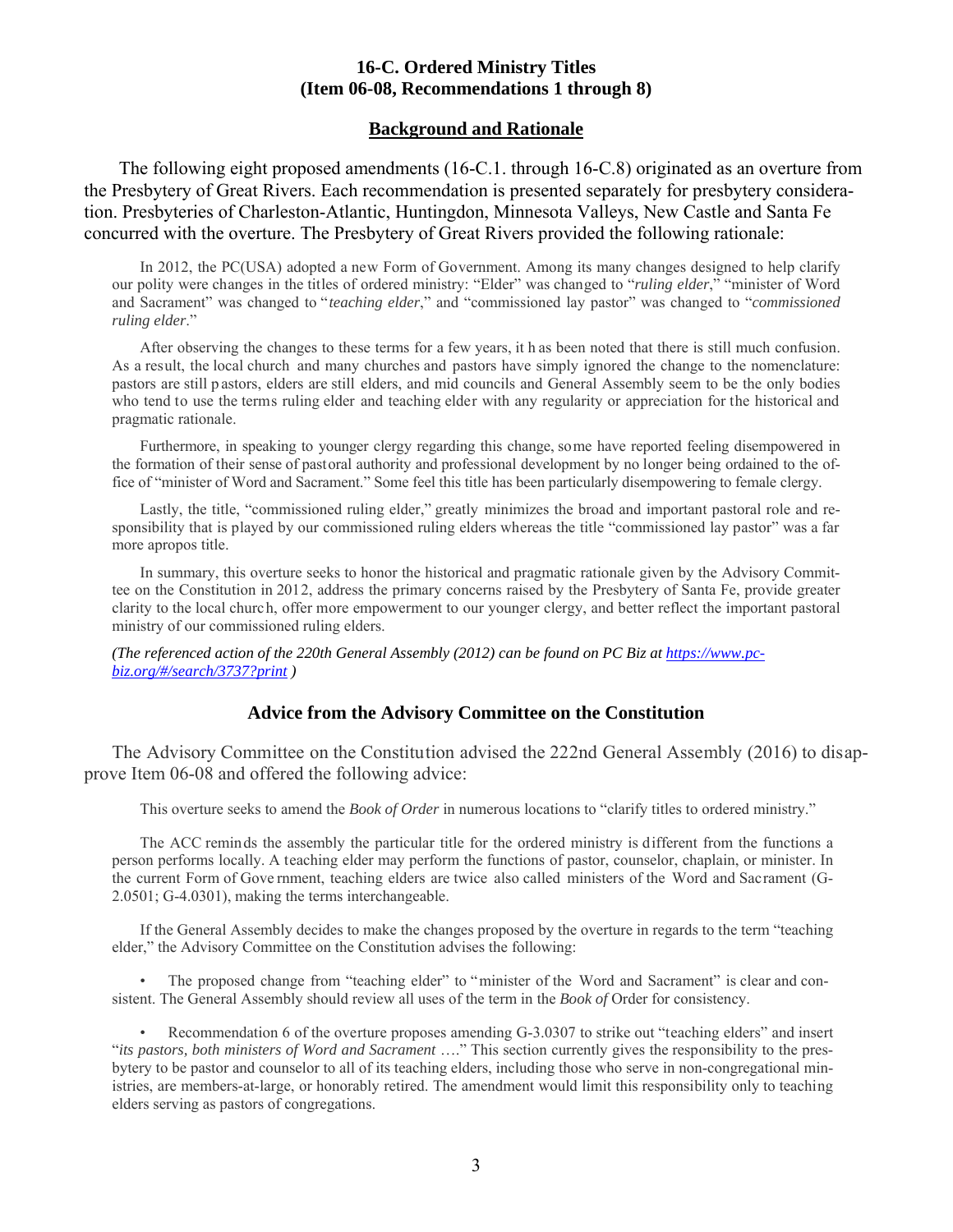### 16-C. Ordered Ministry Titles
### (Item 06-08, Recommendations 1 through 8)

#### Background and Rationale

The following eight proposed amendments (16-C.1. through 16-C.8) originated as an overture from the Presbytery of Great Rivers. Each recommendation is presented separately for presbytery consideration. Presbyteries of Charleston-Atlantic, Huntingdon, Minnesota Valleys, New Castle and Santa Fe concurred with the overture. The Presbytery of Great Rivers provided the following rationale:

> In 2012, the PC(USA) adopted a new Form of Government. Among its many changes designed to help clarify our polity were changes in the titles of ordered ministry: "Elder" was changed to "*ruling elder*," "minister of Word and Sacrament" was changed to "*teaching elder*," and "commissioned lay pastor" was changed to "*commissioned ruling elder*."
>
> After observing the changes to these terms for a few years, it has been noted that there is still much confusion. As a result, the local church and many churches and pastors have simply ignored the change to the nomenclature: pastors are still pastors, elders are still elders, and mid councils and General Assembly seem to be the only bodies who tend to use the terms ruling elder and teaching elder with any regularity or appreciation for the historical and pragmatic rationale.
>
> Furthermore, in speaking to younger clergy regarding this change, some have reported feeling disempowered in the formation of their sense of pastoral authority and professional development by no longer being ordained to the office of "minister of Word and Sacrament." Some feel this title has been particularly disempowering to female clergy.
>
> Lastly, the title, "commissioned ruling elder," greatly minimizes the broad and important pastoral role and responsibility that is played by our commissioned ruling elders whereas the title "commissioned lay pastor" was a far more apropos title.
>
> In summary, this overture seeks to honor the historical and pragmatic rationale given by the Advisory Committee on the Constitution in 2012, address the primary concerns raised by the Presbytery of Santa Fe, provide greater clarity to the local church, offer more empowerment to our younger clergy, and better reflect the important pastoral ministry of our commissioned ruling elders.
>
> *(The referenced action of the 220th General Assembly (2012) can be found on PC Biz at [https://www.pc-biz.org/#/search/3737?print](https://www.pc-biz.org/#/search/3737?print) )*

#### Advice from the Advisory Committee on the Constitution

The Advisory Committee on the Constitution advised the 222nd General Assembly (2016) to disapprove Item 06-08 and offered the following advice:

> This overture seeks to amend the *Book of Order* in numerous locations to "clarify titles to ordered ministry."
>
> The ACC reminds the assembly the particular title for the ordered ministry is different from the functions a person performs locally. A teaching elder may perform the functions of pastor, counselor, chaplain, or minister. In the current Form of Government, teaching elders are twice also called ministers of the Word and Sacrament (G-2.0501; G-4.0301), making the terms interchangeable.
>
> If the General Assembly decides to make the changes proposed by the overture in regards to the term "teaching elder," the Advisory Committee on the Constitution advises the following:
>
> - The proposed change from "teaching elder" to "minister of the Word and Sacrament" is clear and consistent. The General Assembly should review all uses of the term in the *Book of* Order for consistency.
>
> - Recommendation 6 of the overture proposes amending G-3.0307 to strike out "teaching elders" and insert "*its pastors, both ministers of Word and Sacrament* …." This section currently gives the responsibility to the presbytery to be pastor and counselor to all of its teaching elders, including those who serve in non-congregational ministries, are members-at-large, or honorably retired. The amendment would limit this responsibility only to teaching elders serving as pastors of congregations.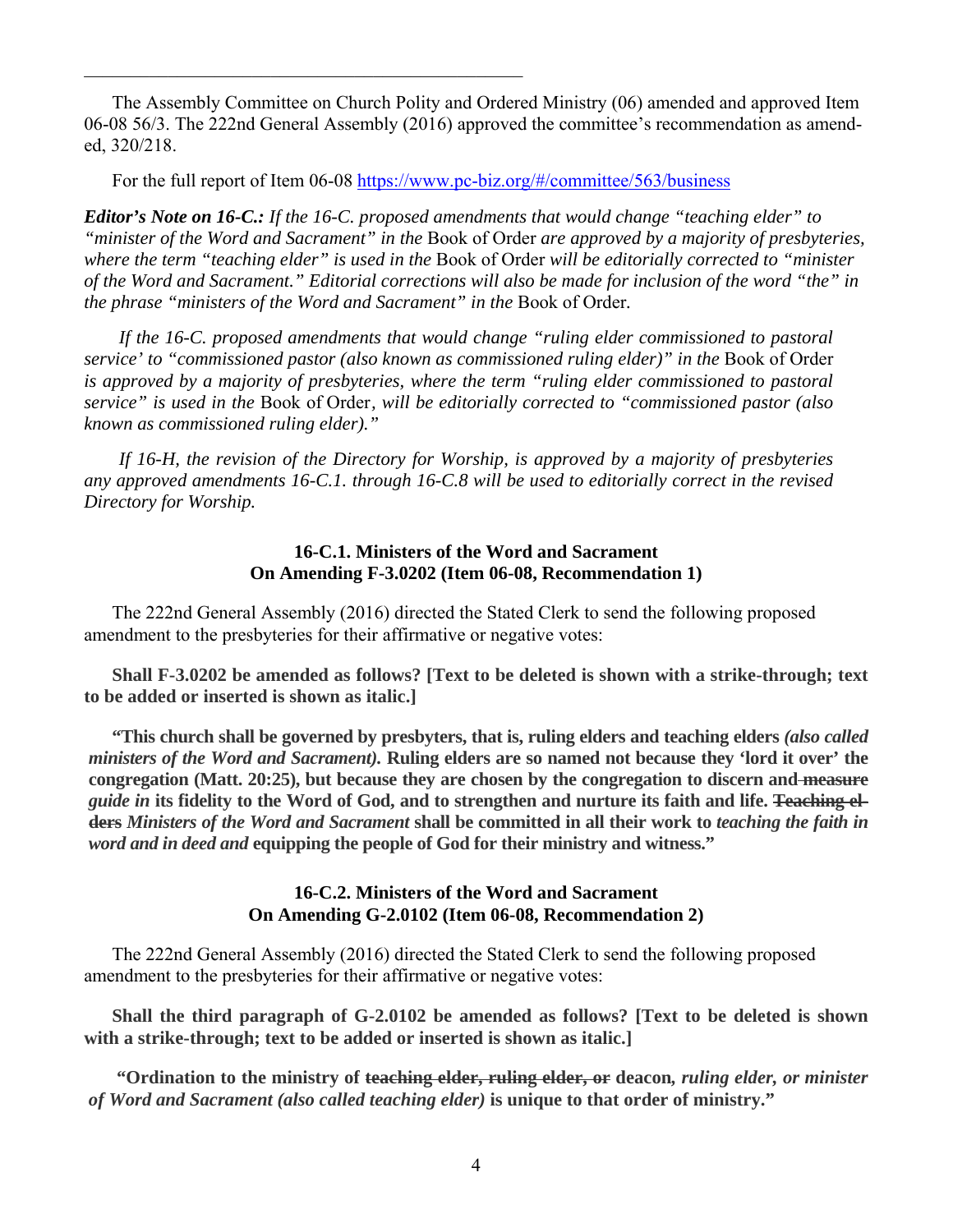The Assembly Committee on Church Polity and Ordered Ministry (06) amended and approved Item 06-08 56/3. The 222nd General Assembly (2016) approved the committee's recommendation as amended, 320/218.

For the full report of Item 06-08 https://www.pc-biz.org/#/committee/563/business

***Editor's Note on 16-C.:*** *If the 16-C. proposed amendments that would change "teaching elder" to "minister of the Word and Sacrament" in the* Book of Order *are approved by a majority of presbyteries, where the term "teaching elder" is used in the* Book of Order *will be editorially corrected to "minister of the Word and Sacrament." Editorial corrections will also be made for inclusion of the word "the" in the phrase "ministers of the Word and Sacrament" in the* Book of Order.

*If the 16-C. proposed amendments that would change "ruling elder commissioned to pastoral service' to "commissioned pastor (also known as commissioned ruling elder)" in the* Book of Order *is approved by a majority of presbyteries, where the term "ruling elder commissioned to pastoral service" is used in the* Book of Order*, will be editorially corrected to "commissioned pastor (also known as commissioned ruling elder)."*

*If 16-H, the revision of the Directory for Worship, is approved by a majority of presbyteries any approved amendments 16-C.1. through 16-C.8 will be used to editorially correct in the revised Directory for Worship.*

### 16-C.1. Ministers of the Word and Sacrament On Amending F-3.0202 (Item 06-08, Recommendation 1)

The 222nd General Assembly (2016) directed the Stated Clerk to send the following proposed amendment to the presbyteries for their affirmative or negative votes:

**Shall F-3.0202 be amended as follows? [Text to be deleted is shown with a strike-through; text to be added or inserted is shown as italic.]**

**"This church shall be governed by presbyters, that is, ruling elders and teaching elders *(also called ministers of the Word and Sacrament).* Ruling elders are so named not because they 'lord it over' the congregation (Matt. 20:25), but because they are chosen by the congregation to discern and ~~measure~~ *guide in* its fidelity to the Word of God, and to strengthen and nurture its faith and life. ~~Teaching elders~~ *Ministers of the Word and Sacrament* shall be committed in all their work to *teaching the faith in word and in deed and* equipping the people of God for their ministry and witness."**

### 16-C.2. Ministers of the Word and Sacrament On Amending G-2.0102 (Item 06-08, Recommendation 2)

The 222nd General Assembly (2016) directed the Stated Clerk to send the following proposed amendment to the presbyteries for their affirmative or negative votes:

**Shall the third paragraph of G-2.0102 be amended as follows? [Text to be deleted is shown with a strike-through; text to be added or inserted is shown as italic.]**

**"Ordination to the ministry of ~~teaching elder, ruling elder, or~~ deacon*, ruling elder, or minister of Word and Sacrament (also called teaching elder)* is unique to that order of ministry."**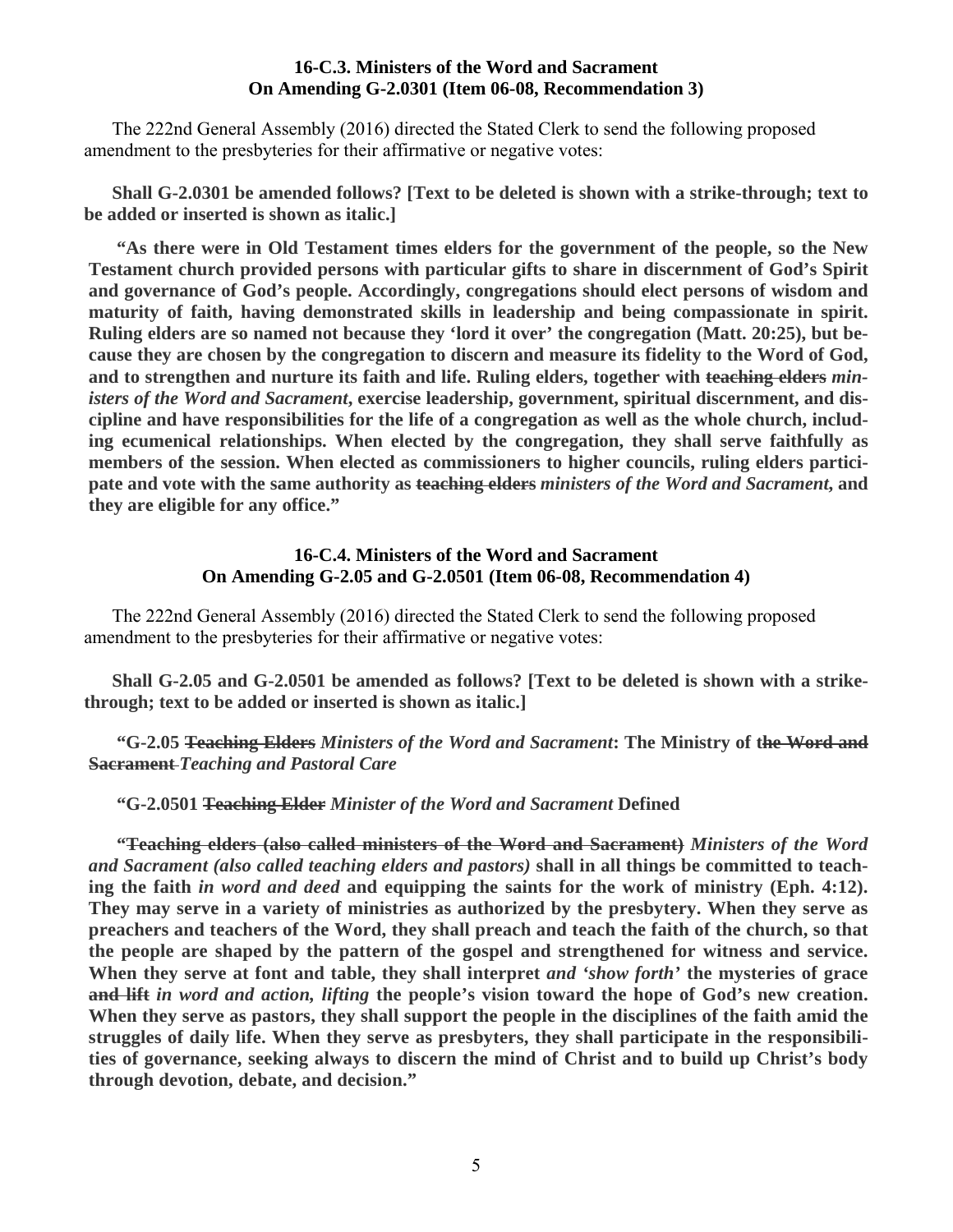### 16-C.3. Ministers of the Word and Sacrament
### On Amending G-2.0301 (Item 06-08, Recommendation 3)

The 222nd General Assembly (2016) directed the Stated Clerk to send the following proposed amendment to the presbyteries for their affirmative or negative votes:

**Shall G-2.0301 be amended follows? [Text to be deleted is shown with a strike-through; text to be added or inserted is shown as italic.]**

**"As there were in Old Testament times elders for the government of the people, so the New Testament church provided persons with particular gifts to share in discernment of God's Spirit and governance of God's people. Accordingly, congregations should elect persons of wisdom and maturity of faith, having demonstrated skills in leadership and being compassionate in spirit. Ruling elders are so named not because they 'lord it over' the congregation (Matt. 20:25), but because they are chosen by the congregation to discern and measure its fidelity to the Word of God, and to strengthen and nurture its faith and life. Ruling elders, together with ~~teaching elders~~ *ministers of the Word and Sacrament*, exercise leadership, government, spiritual discernment, and discipline and have responsibilities for the life of a congregation as well as the whole church, including ecumenical relationships. When elected by the congregation, they shall serve faithfully as members of the session. When elected as commissioners to higher councils, ruling elders participate and vote with the same authority as ~~teaching elders~~ *ministers of the Word and Sacrament*, and they are eligible for any office."**

### 16-C.4. Ministers of the Word and Sacrament
### On Amending G-2.05 and G-2.0501 (Item 06-08, Recommendation 4)

The 222nd General Assembly (2016) directed the Stated Clerk to send the following proposed amendment to the presbyteries for their affirmative or negative votes:

**Shall G-2.05 and G-2.0501 be amended as follows? [Text to be deleted is shown with a strike-through; text to be added or inserted is shown as italic.]**

**"G-2.05 ~~Teaching Elders~~ *Ministers of the Word and Sacrament*: The Ministry of t~~he Word and Sacrament~~ *Teaching and Pastoral Care***

**"G-2.0501 ~~Teaching Elder~~ *Minister of the Word and Sacrament* Defined**

**"~~Teaching elders (also called ministers of the Word and Sacrament)~~ *Ministers of the Word and Sacrament (also called teaching elders and pastors)* shall in all things be committed to teaching the faith *in word and deed* and equipping the saints for the work of ministry (Eph. 4:12). They may serve in a variety of ministries as authorized by the presbytery. When they serve as preachers and teachers of the Word, they shall preach and teach the faith of the church, so that the people are shaped by the pattern of the gospel and strengthened for witness and service. When they serve at font and table, they shall interpret *and 'show forth'* the mysteries of grace ~~and lift~~ *in word and action, lifting* the people's vision toward the hope of God's new creation. When they serve as pastors, they shall support the people in the disciplines of the faith amid the struggles of daily life. When they serve as presbyters, they shall participate in the responsibilities of governance, seeking always to discern the mind of Christ and to build up Christ's body through devotion, debate, and decision."**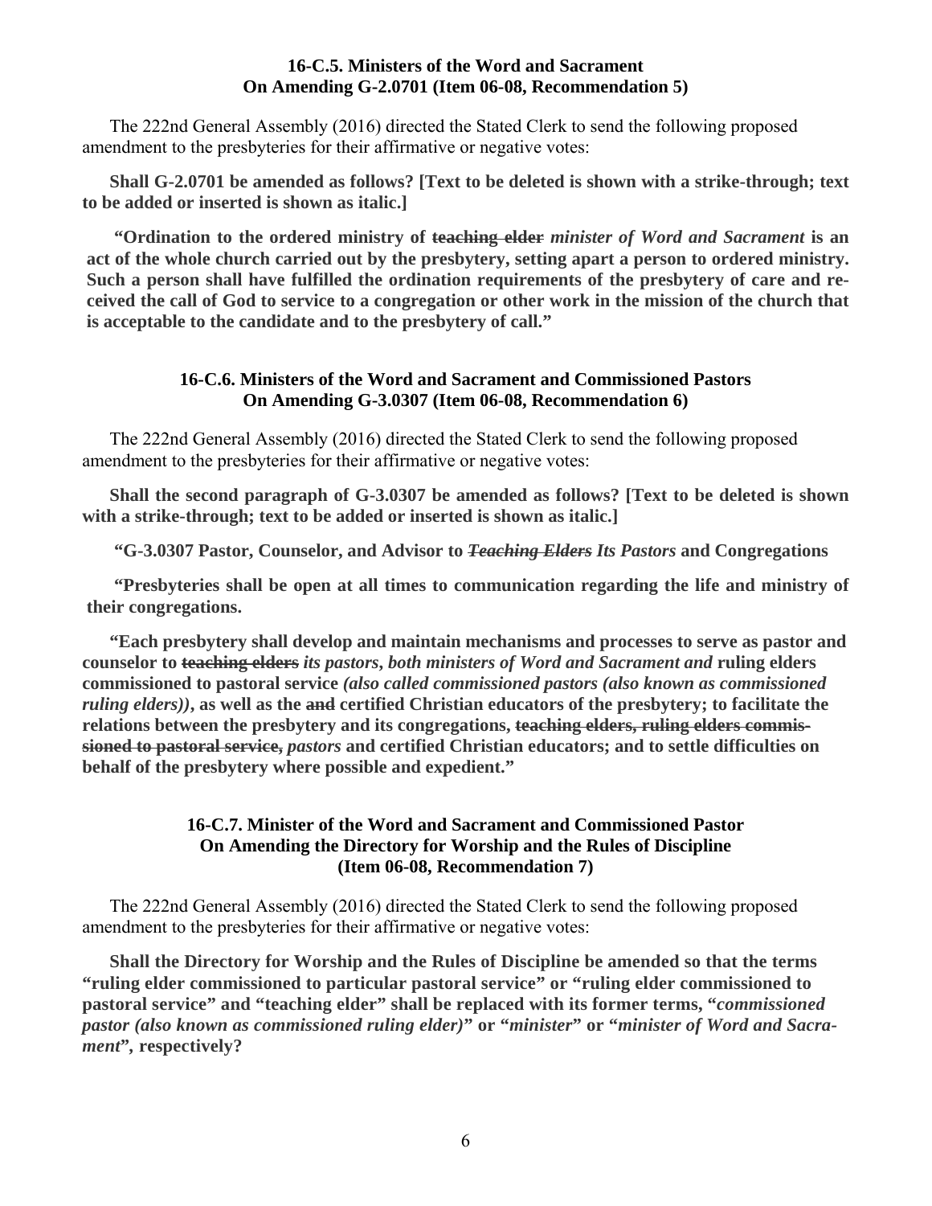### 16-C.5. Ministers of the Word and Sacrament On Amending G-2.0701 (Item 06-08, Recommendation 5)

The 222nd General Assembly (2016) directed the Stated Clerk to send the following proposed amendment to the presbyteries for their affirmative or negative votes:

**Shall G-2.0701 be amended as follows? [Text to be deleted is shown with a strike-through; text to be added or inserted is shown as italic.]**

**"Ordination to the ordered ministry of ~~teaching elder~~ *minister of Word and Sacrament* is an act of the whole church carried out by the presbytery, setting apart a person to ordered ministry. Such a person shall have fulfilled the ordination requirements of the presbytery of care and received the call of God to service to a congregation or other work in the mission of the church that is acceptable to the candidate and to the presbytery of call."**

### 16-C.6. Ministers of the Word and Sacrament and Commissioned Pastors On Amending G-3.0307 (Item 06-08, Recommendation 6)

The 222nd General Assembly (2016) directed the Stated Clerk to send the following proposed amendment to the presbyteries for their affirmative or negative votes:

**Shall the second paragraph of G-3.0307 be amended as follows? [Text to be deleted is shown with a strike-through; text to be added or inserted is shown as italic.]**

**"G-3.0307 Pastor, Counselor, and Advisor to ~~*Teaching Elders*~~ *Its Pastors* and Congregations**

**"Presbyteries shall be open at all times to communication regarding the life and ministry of their congregations.**

**"Each presbytery shall develop and maintain mechanisms and processes to serve as pastor and counselor to ~~teaching elders~~ *its pastors, both ministers of Word and Sacrament and* ruling elders commissioned to pastoral service *(also called commissioned pastors (also known as commissioned ruling elders))*, as well as the ~~and~~ certified Christian educators of the presbytery; to facilitate the relations between the presbytery and its congregations, ~~teaching elders, ruling elders commissioned to pastoral service,~~ *pastors* and certified Christian educators; and to settle difficulties on behalf of the presbytery where possible and expedient."**

### 16-C.7. Minister of the Word and Sacrament and Commissioned Pastor On Amending the Directory for Worship and the Rules of Discipline (Item 06-08, Recommendation 7)

The 222nd General Assembly (2016) directed the Stated Clerk to send the following proposed amendment to the presbyteries for their affirmative or negative votes:

**Shall the Directory for Worship and the Rules of Discipline be amended so that the terms "ruling elder commissioned to particular pastoral service" or "ruling elder commissioned to pastoral service" and "teaching elder" shall be replaced with its former terms, "*commissioned pastor (also known as commissioned ruling elder)*" or "*minister*" or "*minister of Word and Sacrament*", respectively?**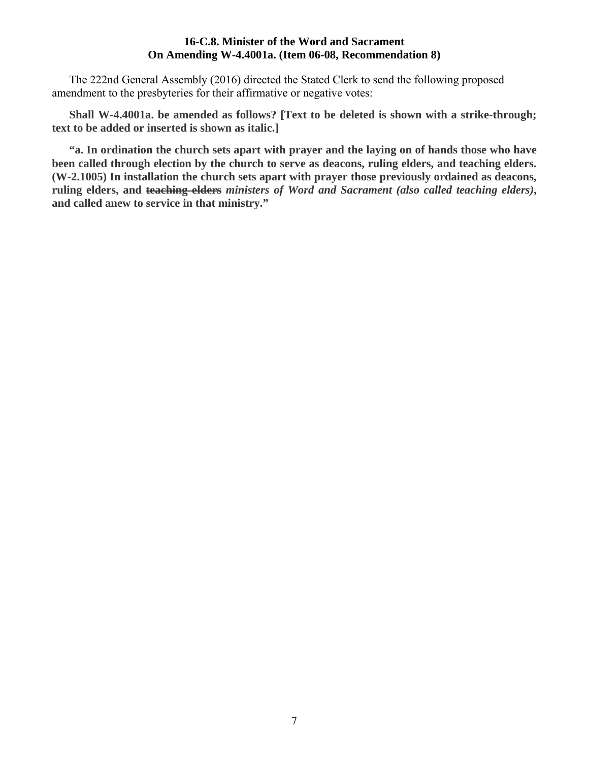### 16-C.8. Minister of the Word and Sacrament On Amending W-4.4001a. (Item 06-08, Recommendation 8)

The 222nd General Assembly (2016) directed the Stated Clerk to send the following proposed amendment to the presbyteries for their affirmative or negative votes:

**Shall W-4.4001a. be amended as follows? [Text to be deleted is shown with a strike-through; text to be added or inserted is shown as italic.]**

**“a. In ordination the church sets apart with prayer and the laying on of hands those who have been called through election by the church to serve as deacons, ruling elders, and teaching elders. (W-2.1005) In installation the church sets apart with prayer those previously ordained as deacons, ruling elders, and ~~teaching elders~~ *ministers of Word and Sacrament (also called teaching elders)*, and called anew to service in that ministry.”**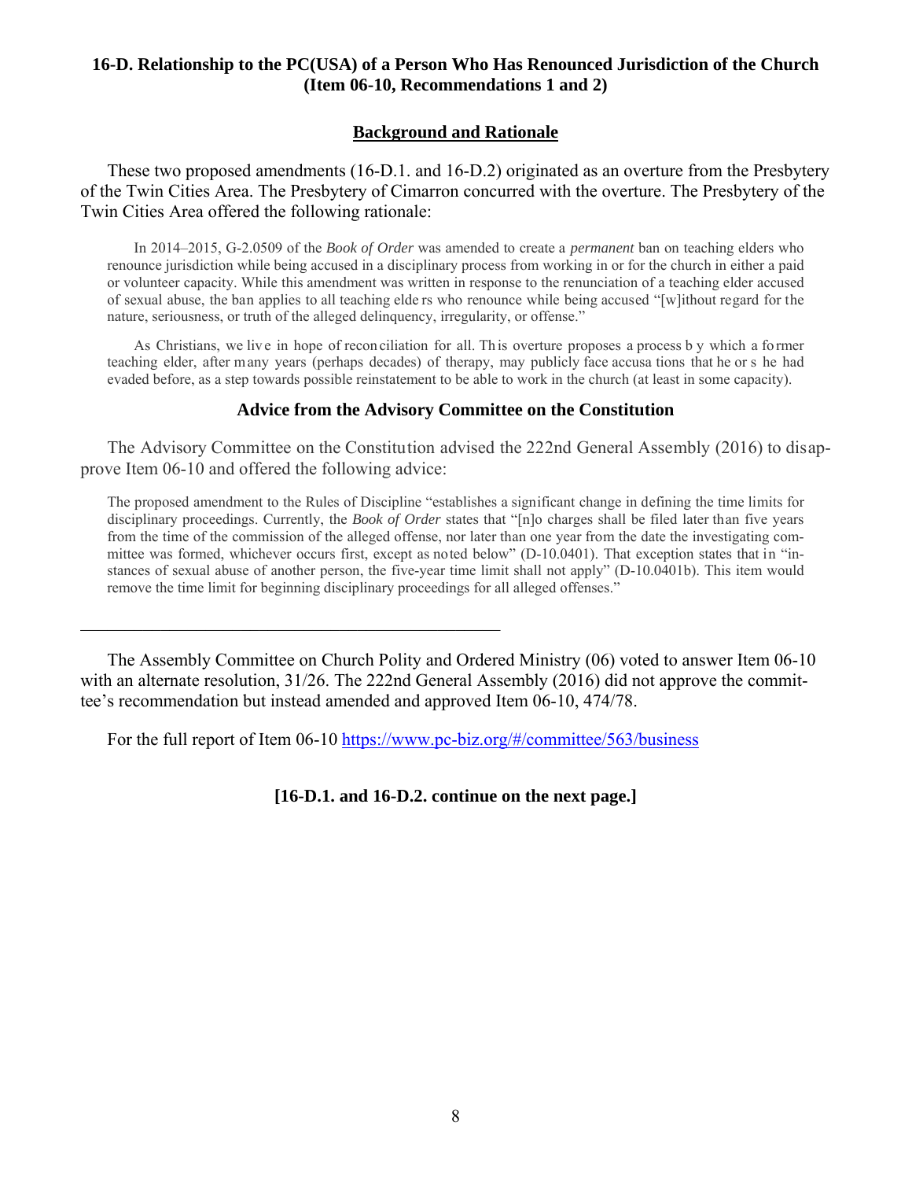### 16-D. Relationship to the PC(USA) of a Person Who Has Renounced Jurisdiction of the Church (Item 06-10, Recommendations 1 and 2)

**Background and Rationale**

These two proposed amendments (16-D.1. and 16-D.2) originated as an overture from the Presbytery of the Twin Cities Area. The Presbytery of Cimarron concurred with the overture. The Presbytery of the Twin Cities Area offered the following rationale:

> In 2014–2015, G-2.0509 of the *Book of Order* was amended to create a *permanent* ban on teaching elders who renounce jurisdiction while being accused in a disciplinary process from working in or for the church in either a paid or volunteer capacity. While this amendment was written in response to the renunciation of a teaching elder accused of sexual abuse, the ban applies to all teaching elders who renounce while being accused "[w]ithout regard for the nature, seriousness, or truth of the alleged delinquency, irregularity, or offense."
>
> As Christians, we live in hope of reconciliation for all. This overture proposes a process by which a former teaching elder, after many years (perhaps decades) of therapy, may publicly face accusations that he or she had evaded before, as a step towards possible reinstatement to be able to work in the church (at least in some capacity).

**Advice from the Advisory Committee on the Constitution**

The Advisory Committee on the Constitution advised the 222nd General Assembly (2016) to disapprove Item 06-10 and offered the following advice:

> The proposed amendment to the Rules of Discipline "establishes a significant change in defining the time limits for disciplinary proceedings. Currently, the *Book of Order* states that "[n]o charges shall be filed later than five years from the time of the commission of the alleged offense, nor later than one year from the date the investigating committee was formed, whichever occurs first, except as noted below" (D-10.0401). That exception states that in "instances of sexual abuse of another person, the five-year time limit shall not apply" (D-10.0401b). This item would remove the time limit for beginning disciplinary proceedings for all alleged offenses."

---

The Assembly Committee on Church Polity and Ordered Ministry (06) voted to answer Item 06-10 with an alternate resolution, 31/26. The 222nd General Assembly (2016) did not approve the committee's recommendation but instead amended and approved Item 06-10, 474/78.

For the full report of Item 06-10 https://www.pc-biz.org/#/committee/563/business

**[16-D.1. and 16-D.2. continue on the next page.]**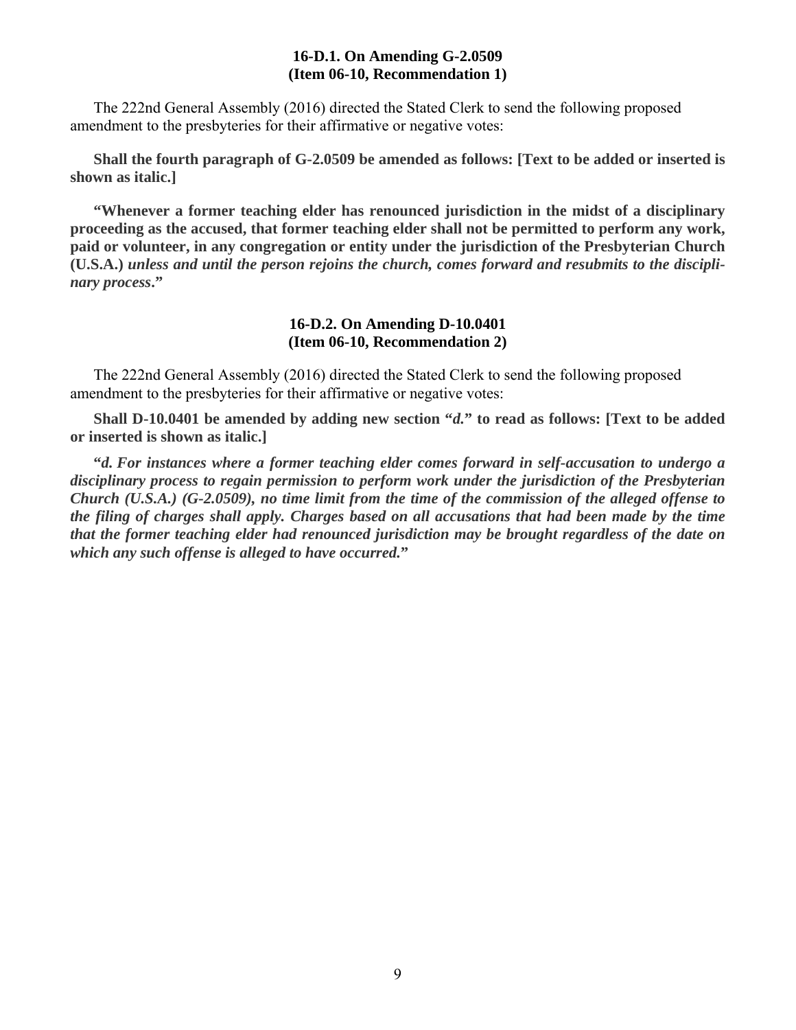### 16-D.1. On Amending G-2.0509 (Item 06-10, Recommendation 1)

The 222nd General Assembly (2016) directed the Stated Clerk to send the following proposed amendment to the presbyteries for their affirmative or negative votes:

**Shall the fourth paragraph of G-2.0509 be amended as follows: [Text to be added or inserted is shown as italic.]**

**"Whenever a former teaching elder has renounced jurisdiction in the midst of a disciplinary proceeding as the accused, that former teaching elder shall not be permitted to perform any work, paid or volunteer, in any congregation or entity under the jurisdiction of the Presbyterian Church (U.S.A.)** ***unless and until the person rejoins the church, comes forward and resubmits to the disciplinary process*****."**

### 16-D.2. On Amending D-10.0401 (Item 06-10, Recommendation 2)

The 222nd General Assembly (2016) directed the Stated Clerk to send the following proposed amendment to the presbyteries for their affirmative or negative votes:

**Shall D-10.0401 be amended by adding new section "*d.*" to read as follows: [Text to be added or inserted is shown as italic.]**

**"*d. For instances where a former teaching elder comes forward in self-accusation to undergo a disciplinary process to regain permission to perform work under the jurisdiction of the Presbyterian Church (U.S.A.) (G-2.0509), no time limit from the time of the commission of the alleged offense to the filing of charges shall apply. Charges based on all accusations that had been made by the time that the former teaching elder had renounced jurisdiction may be brought regardless of the date on which any such offense is alleged to have occurred.*"**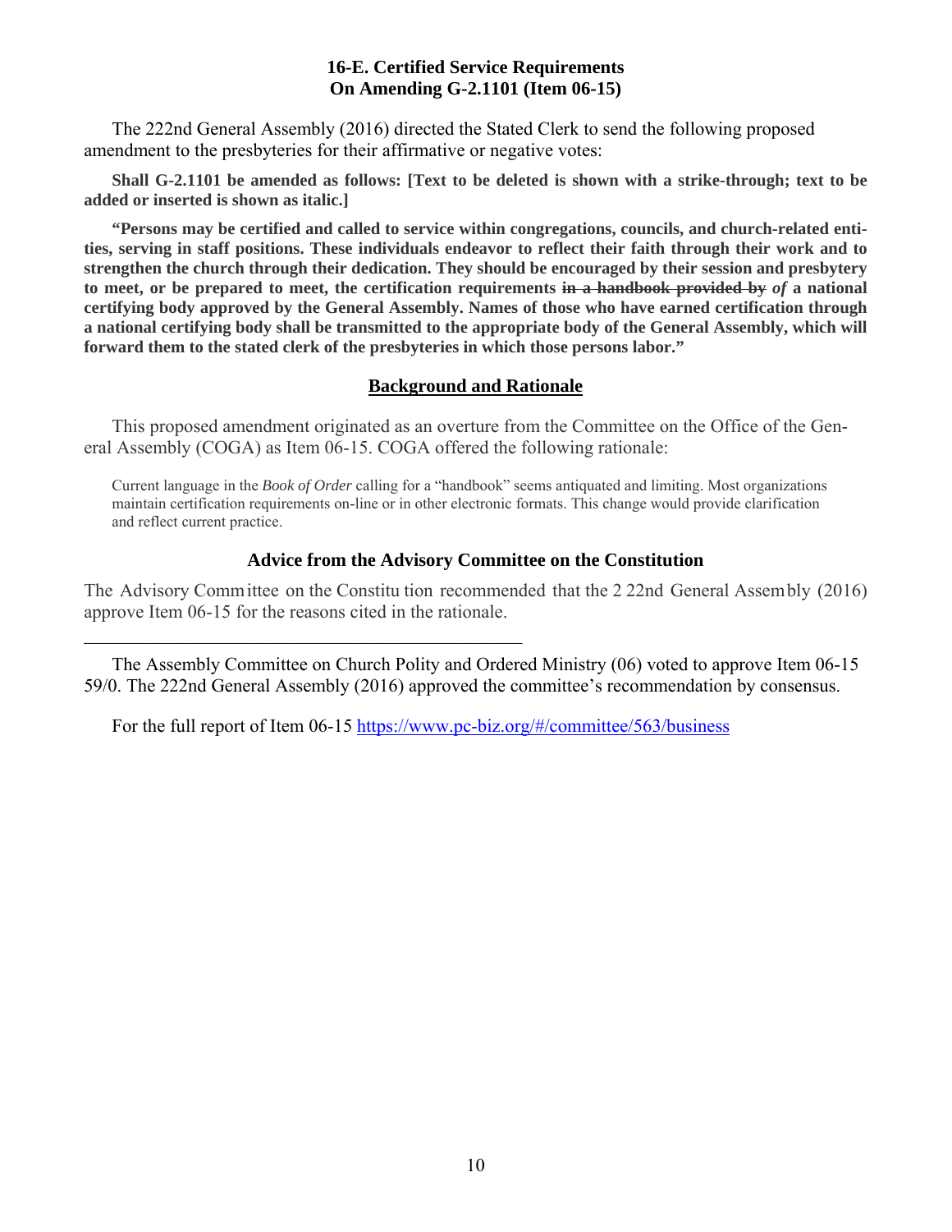### 16-E. Certified Service Requirements On Amending G-2.1101 (Item 06-15)

The 222nd General Assembly (2016) directed the Stated Clerk to send the following proposed amendment to the presbyteries for their affirmative or negative votes:

**Shall G-2.1101 be amended as follows: [Text to be deleted is shown with a strike-through; text to be added or inserted is shown as italic.]**

**"Persons may be certified and called to service within congregations, councils, and church-related entities, serving in staff positions. These individuals endeavor to reflect their faith through their work and to strengthen the church through their dedication. They should be encouraged by their session and presbytery to meet, or be prepared to meet, the certification requirements ~~in a handbook provided by~~ *of* a national certifying body approved by the General Assembly. Names of those who have earned certification through a national certifying body shall be transmitted to the appropriate body of the General Assembly, which will forward them to the stated clerk of the presbyteries in which those persons labor."**

#### Background and Rationale

This proposed amendment originated as an overture from the Committee on the Office of the General Assembly (COGA) as Item 06-15. COGA offered the following rationale:

> Current language in the *Book of Order* calling for a "handbook" seems antiquated and limiting. Most organizations maintain certification requirements on-line or in other electronic formats. This change would provide clarification and reflect current practice.

#### Advice from the Advisory Committee on the Constitution

The Advisory Committee on the Constitution recommended that the 222nd General Assembly (2016) approve Item 06-15 for the reasons cited in the rationale.

---

The Assembly Committee on Church Polity and Ordered Ministry (06) voted to approve Item 06-15 59/0. The 222nd General Assembly (2016) approved the committee's recommendation by consensus.

For the full report of Item 06-15 https://www.pc-biz.org/#/committee/563/business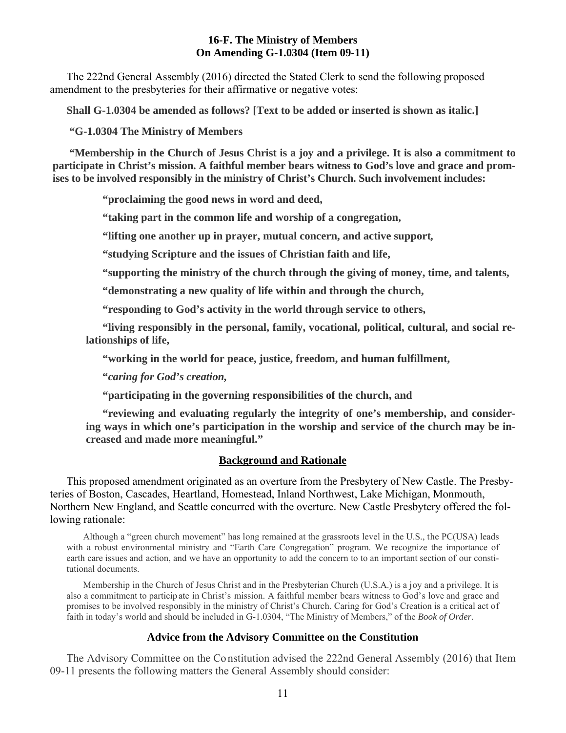### 16-F. The Ministry of Members
### On Amending G-1.0304 (Item 09-11)

The 222nd General Assembly (2016) directed the Stated Clerk to send the following proposed amendment to the presbyteries for their affirmative or negative votes:

**Shall G-1.0304 be amended as follows? [Text to be added or inserted is shown as italic.]**

**"G-1.0304 The Ministry of Members**

**"Membership in the Church of Jesus Christ is a joy and a privilege. It is also a commitment to participate in Christ's mission. A faithful member bears witness to God's love and grace and promises to be involved responsibly in the ministry of Christ's Church. Such involvement includes:**

> **"proclaiming the good news in word and deed,**
>
> **"taking part in the common life and worship of a congregation,**
>
> **"lifting one another up in prayer, mutual concern, and active support,**
>
> **"studying Scripture and the issues of Christian faith and life,**
>
> **"supporting the ministry of the church through the giving of money, time, and talents,**
>
> **"demonstrating a new quality of life within and through the church,**
>
> **"responding to God's activity in the world through service to others,**
>
> **"living responsibly in the personal, family, vocational, political, cultural, and social relationships of life,**
>
> **"working in the world for peace, justice, freedom, and human fulfillment,**
>
> **"*caring for God's creation,***
>
> **"participating in the governing responsibilities of the church, and**
>
> **"reviewing and evaluating regularly the integrity of one's membership, and considering ways in which one's participation in the worship and service of the church may be increased and made more meaningful."**

**Background and Rationale**

This proposed amendment originated as an overture from the Presbytery of New Castle. The Presbyteries of Boston, Cascades, Heartland, Homestead, Inland Northwest, Lake Michigan, Monmouth, Northern New England, and Seattle concurred with the overture. New Castle Presbytery offered the following rationale:

> Although a "green church movement" has long remained at the grassroots level in the U.S., the PC(USA) leads with a robust environmental ministry and "Earth Care Congregation" program. We recognize the importance of earth care issues and action, and we have an opportunity to add the concern to to an important section of our constitutional documents.
>
> Membership in the Church of Jesus Christ and in the Presbyterian Church (U.S.A.) is a joy and a privilege. It is also a commitment to participate in Christ's mission. A faithful member bears witness to God's love and grace and promises to be involved responsibly in the ministry of Christ's Church. Caring for God's Creation is a critical act of faith in today's world and should be included in G-1.0304, "The Ministry of Members," of the *Book of Order*.

**Advice from the Advisory Committee on the Constitution**

The Advisory Committee on the Constitution advised the 222nd General Assembly (2016) that Item 09-11 presents the following matters the General Assembly should consider: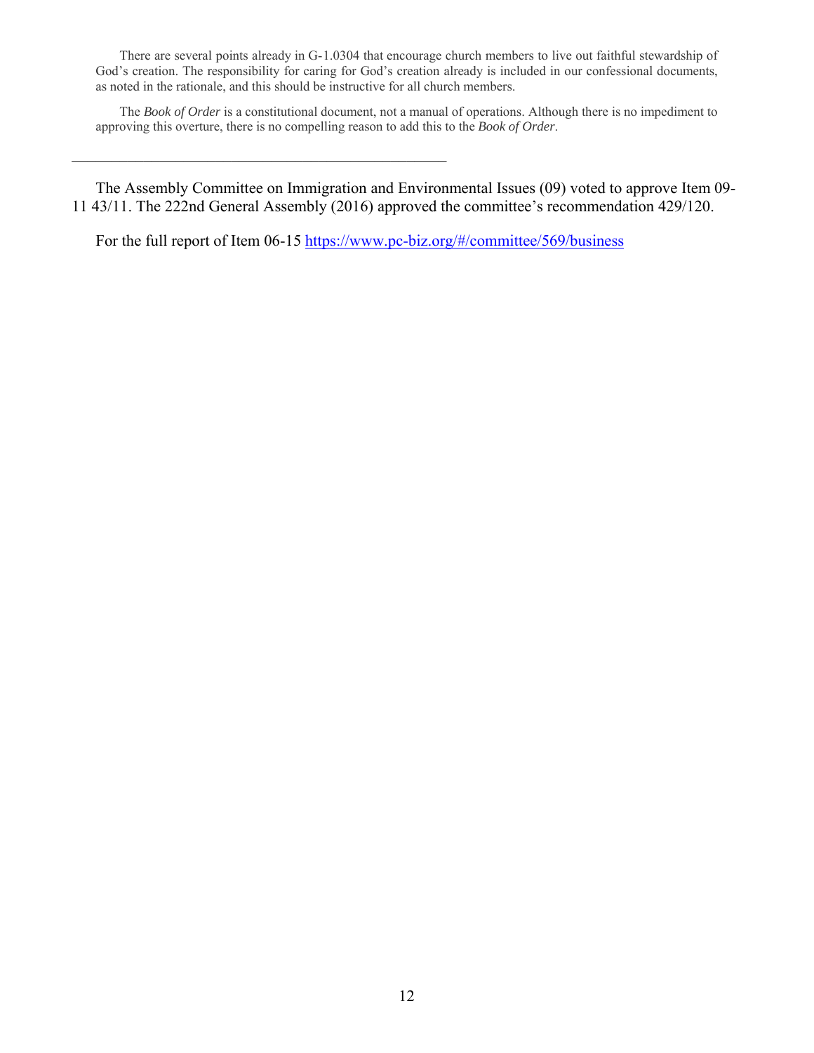There are several points already in G-1.0304 that encourage church members to live out faithful stewardship of God's creation. The responsibility for caring for God's creation already is included in our confessional documents, as noted in the rationale, and this should be instructive for all church members.

The *Book of Order* is a constitutional document, not a manual of operations. Although there is no impediment to approving this overture, there is no compelling reason to add this to the *Book of Order*.

---

The Assembly Committee on Immigration and Environmental Issues (09) voted to approve Item 09-11 43/11. The 222nd General Assembly (2016) approved the committee's recommendation 429/120.

For the full report of Item 06-15 [https://www.pc-biz.org/#/committee/569/business](https://www.pc-biz.org/#/committee/569/business)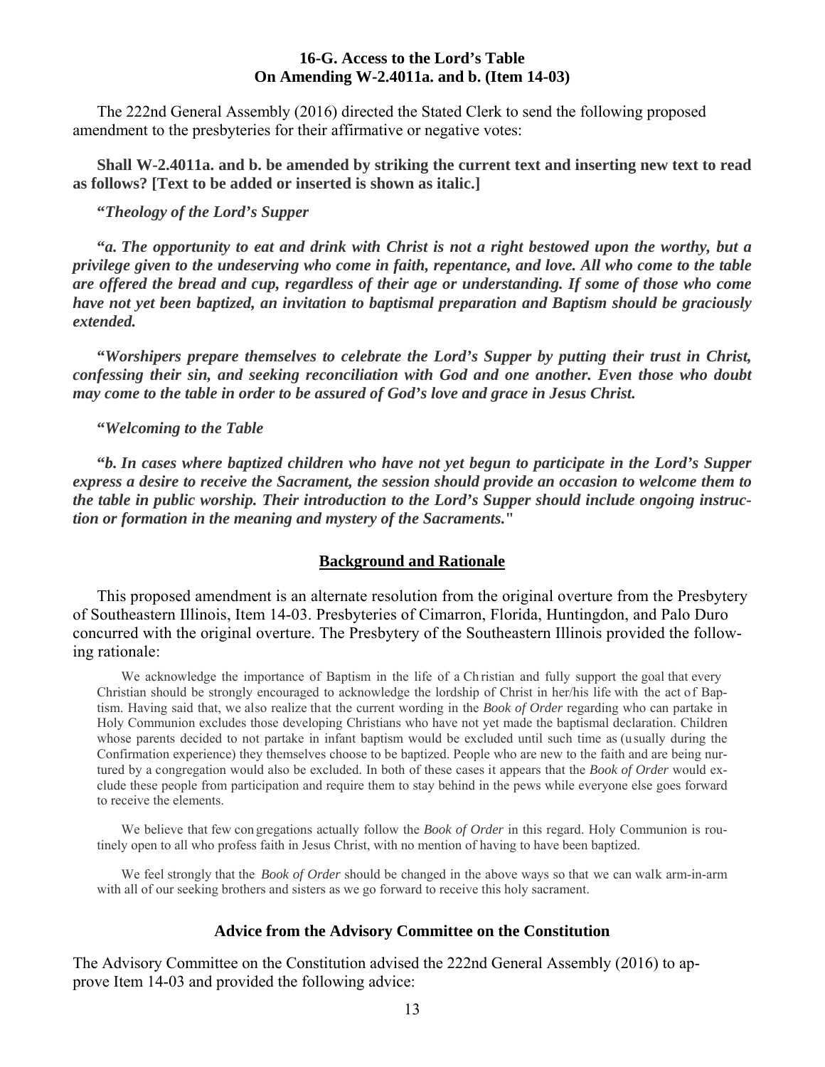### 16-G. Access to the Lord's Table
### On Amending W-2.4011a. and b. (Item 14-03)

The 222nd General Assembly (2016) directed the Stated Clerk to send the following proposed amendment to the presbyteries for their affirmative or negative votes:

**Shall W-2.4011a. and b. be amended by striking the current text and inserting new text to read as follows? [Text to be added or inserted is shown as italic.]**

**"*Theology of the Lord's Supper***

**"*a. The opportunity to eat and drink with Christ is not a right bestowed upon the worthy, but a privilege given to the undeserving who come in faith, repentance, and love. All who come to the table are offered the bread and cup, regardless of their age or understanding. If some of those who come have not yet been baptized, an invitation to baptismal preparation and Baptism should be graciously extended.***

**"*Worshipers prepare themselves to celebrate the Lord's Supper by putting their trust in Christ, confessing their sin, and seeking reconciliation with God and one another. Even those who doubt may come to the table in order to be assured of God's love and grace in Jesus Christ.***

**"*Welcoming to the Table***

**"*b. In cases where baptized children who have not yet begun to participate in the Lord's Supper express a desire to receive the Sacrament, the session should provide an occasion to welcome them to the table in public worship. Their introduction to the Lord's Supper should include ongoing instruction or formation in the meaning and mystery of the Sacraments."***

## Background and Rationale

This proposed amendment is an alternate resolution from the original overture from the Presbytery of Southeastern Illinois, Item 14-03. Presbyteries of Cimarron, Florida, Huntingdon, and Palo Duro concurred with the original overture. The Presbytery of the Southeastern Illinois provided the following rationale:

> We acknowledge the importance of Baptism in the life of a Christian and fully support the goal that every Christian should be strongly encouraged to acknowledge the lordship of Christ in her/his life with the act of Baptism. Having said that, we also realize that the current wording in the *Book of Order* regarding who can partake in Holy Communion excludes those developing Christians who have not yet made the baptismal declaration. Children whose parents decided to not partake in infant baptism would be excluded until such time as (usually during the Confirmation experience) they themselves choose to be baptized. People who are new to the faith and are being nurtured by a congregation would also be excluded. In both of these cases it appears that the *Book of Order* would exclude these people from participation and require them to stay behind in the pews while everyone else goes forward to receive the elements.
>
> We believe that few congregations actually follow the *Book of Order* in this regard. Holy Communion is routinely open to all who profess faith in Jesus Christ, with no mention of having to have been baptized.
>
> We feel strongly that the *Book of Order* should be changed in the above ways so that we can walk arm-in-arm with all of our seeking brothers and sisters as we go forward to receive this holy sacrament.

### Advice from the Advisory Committee on the Constitution

The Advisory Committee on the Constitution advised the 222nd General Assembly (2016) to approve Item 14-03 and provided the following advice: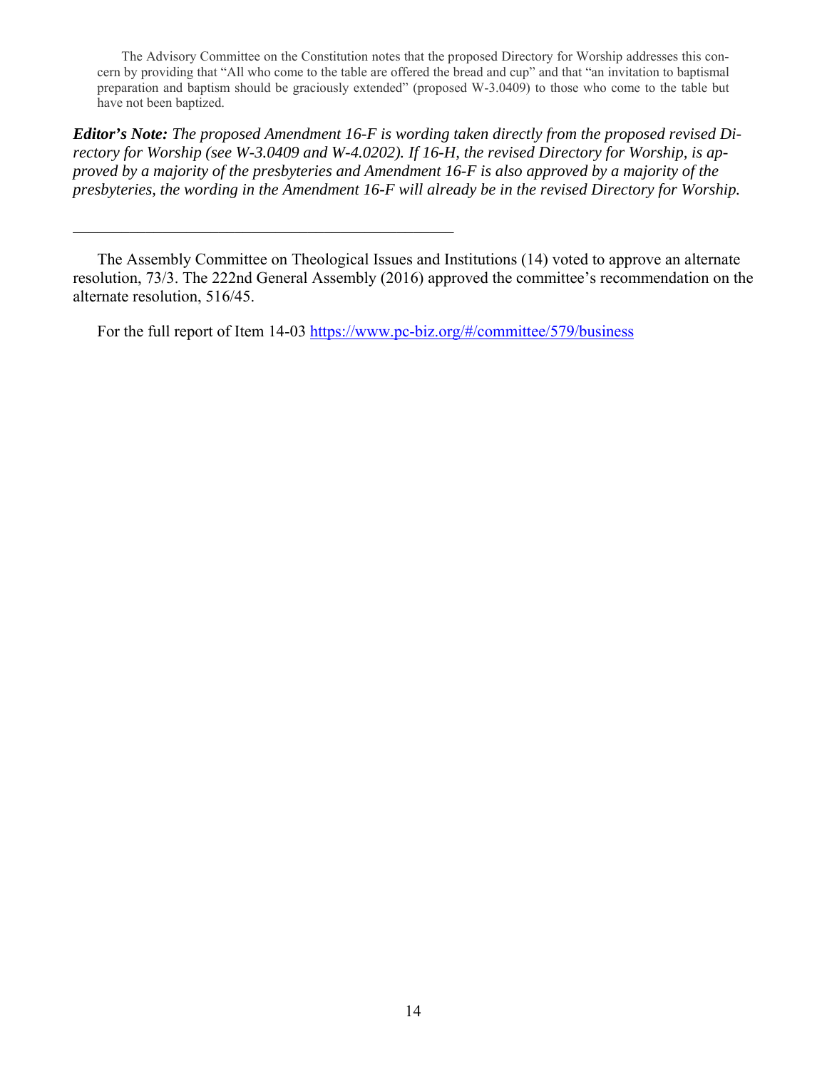The Advisory Committee on the Constitution notes that the proposed Directory for Worship addresses this concern by providing that "All who come to the table are offered the bread and cup" and that "an invitation to baptismal preparation and baptism should be graciously extended" (proposed W-3.0409) to those who come to the table but have not been baptized.

***Editor's Note:*** *The proposed Amendment 16-F is wording taken directly from the proposed revised Directory for Worship (see W-3.0409 and W-4.0202). If 16-H, the revised Directory for Worship, is approved by a majority of the presbyteries and Amendment 16-F is also approved by a majority of the presbyteries, the wording in the Amendment 16-F will already be in the revised Directory for Worship.*

---

The Assembly Committee on Theological Issues and Institutions (14) voted to approve an alternate resolution, 73/3. The 222nd General Assembly (2016) approved the committee's recommendation on the alternate resolution, 516/45.

For the full report of Item 14-03 [https://www.pc-biz.org/#/committee/579/business](https://www.pc-biz.org/#/committee/579/business)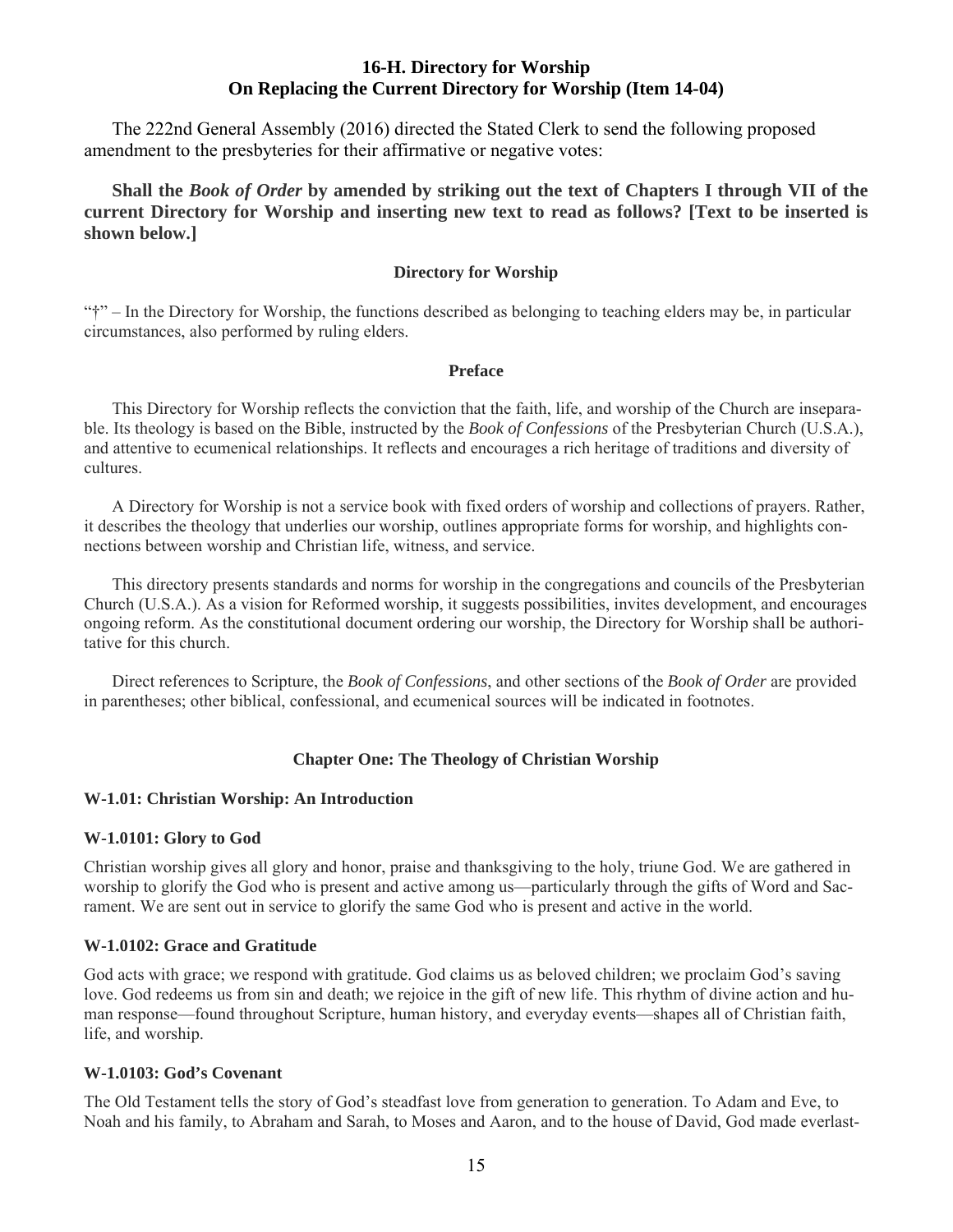# 16-H. Directory for Worship
## On Replacing the Current Directory for Worship (Item 14-04)

The 222nd General Assembly (2016) directed the Stated Clerk to send the following proposed amendment to the presbyteries for their affirmative or negative votes:

**Shall the *Book of Order* by amended by striking out the text of Chapters I through VII of the current Directory for Worship and inserting new text to read as follows? [Text to be inserted is shown below.]**

### Directory for Worship

"†" – In the Directory for Worship, the functions described as belonging to teaching elders may be, in particular circumstances, also performed by ruling elders.

### Preface

This Directory for Worship reflects the conviction that the faith, life, and worship of the Church are inseparable. Its theology is based on the Bible, instructed by the *Book of Confessions* of the Presbyterian Church (U.S.A.), and attentive to ecumenical relationships. It reflects and encourages a rich heritage of traditions and diversity of cultures.

A Directory for Worship is not a service book with fixed orders of worship and collections of prayers. Rather, it describes the theology that underlies our worship, outlines appropriate forms for worship, and highlights connections between worship and Christian life, witness, and service.

This directory presents standards and norms for worship in the congregations and councils of the Presbyterian Church (U.S.A.). As a vision for Reformed worship, it suggests possibilities, invites development, and encourages ongoing reform. As the constitutional document ordering our worship, the Directory for Worship shall be authoritative for this church.

Direct references to Scripture, the *Book of Confessions*, and other sections of the *Book of Order* are provided in parentheses; other biblical, confessional, and ecumenical sources will be indicated in footnotes.

### Chapter One: The Theology of Christian Worship

#### W-1.01: Christian Worship: An Introduction

#### W-1.0101: Glory to God

Christian worship gives all glory and honor, praise and thanksgiving to the holy, triune God. We are gathered in worship to glorify the God who is present and active among us—particularly through the gifts of Word and Sacrament. We are sent out in service to glorify the same God who is present and active in the world.

#### W-1.0102: Grace and Gratitude

God acts with grace; we respond with gratitude. God claims us as beloved children; we proclaim God's saving love. God redeems us from sin and death; we rejoice in the gift of new life. This rhythm of divine action and human response—found throughout Scripture, human history, and everyday events—shapes all of Christian faith, life, and worship.

#### W-1.0103: God's Covenant

The Old Testament tells the story of God's steadfast love from generation to generation. To Adam and Eve, to Noah and his family, to Abraham and Sarah, to Moses and Aaron, and to the house of David, God made everlast-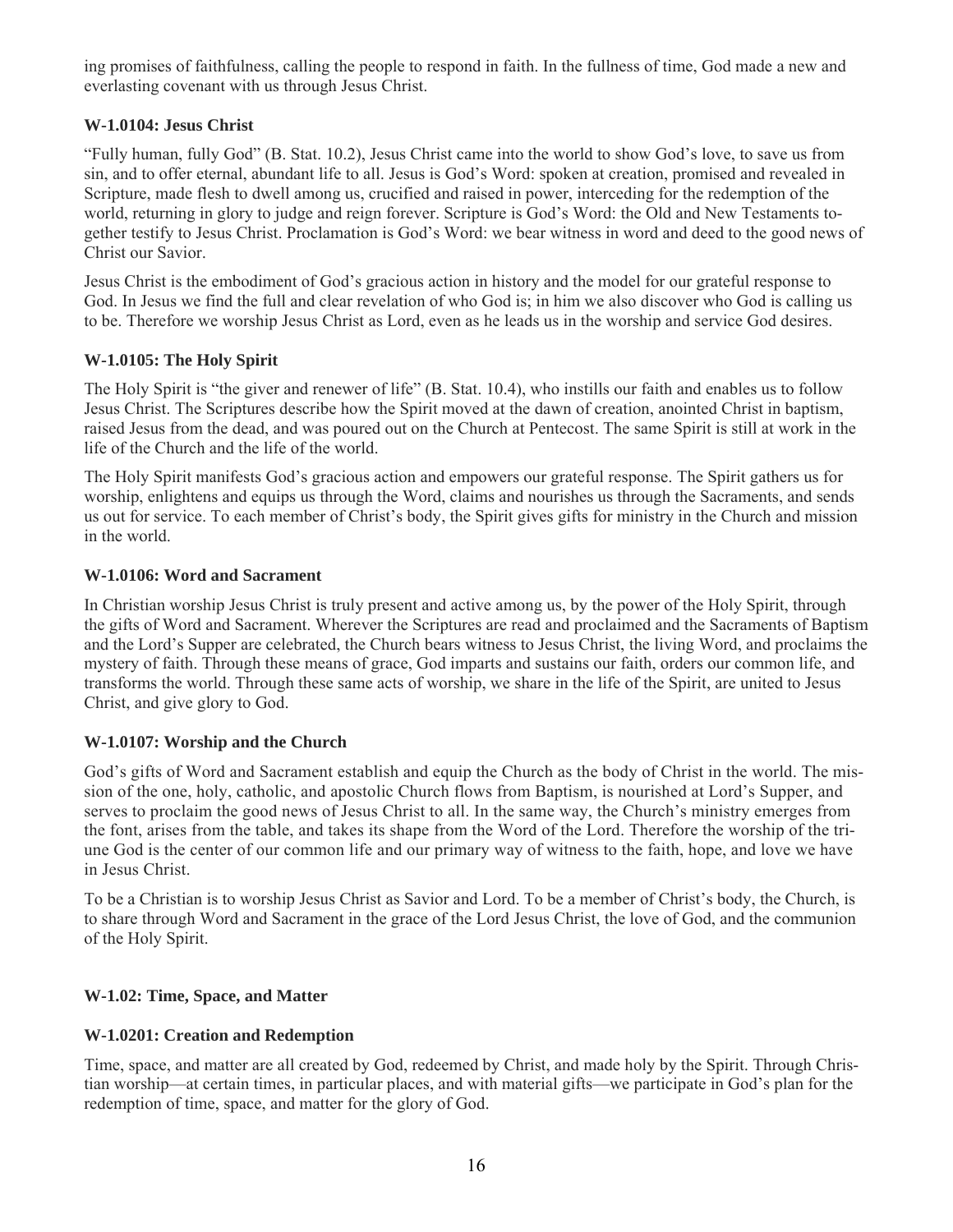ing promises of faithfulness, calling the people to respond in faith. In the fullness of time, God made a new and everlasting covenant with us through Jesus Christ.

### W-1.0104: Jesus Christ

"Fully human, fully God" (B. Stat. 10.2), Jesus Christ came into the world to show God's love, to save us from sin, and to offer eternal, abundant life to all. Jesus is God's Word: spoken at creation, promised and revealed in Scripture, made flesh to dwell among us, crucified and raised in power, interceding for the redemption of the world, returning in glory to judge and reign forever. Scripture is God's Word: the Old and New Testaments together testify to Jesus Christ. Proclamation is God's Word: we bear witness in word and deed to the good news of Christ our Savior.

Jesus Christ is the embodiment of God's gracious action in history and the model for our grateful response to God. In Jesus we find the full and clear revelation of who God is; in him we also discover who God is calling us to be. Therefore we worship Jesus Christ as Lord, even as he leads us in the worship and service God desires.

### W-1.0105: The Holy Spirit

The Holy Spirit is "the giver and renewer of life" (B. Stat. 10.4), who instills our faith and enables us to follow Jesus Christ. The Scriptures describe how the Spirit moved at the dawn of creation, anointed Christ in baptism, raised Jesus from the dead, and was poured out on the Church at Pentecost. The same Spirit is still at work in the life of the Church and the life of the world.

The Holy Spirit manifests God's gracious action and empowers our grateful response. The Spirit gathers us for worship, enlightens and equips us through the Word, claims and nourishes us through the Sacraments, and sends us out for service. To each member of Christ's body, the Spirit gives gifts for ministry in the Church and mission in the world.

### W-1.0106: Word and Sacrament

In Christian worship Jesus Christ is truly present and active among us, by the power of the Holy Spirit, through the gifts of Word and Sacrament. Wherever the Scriptures are read and proclaimed and the Sacraments of Baptism and the Lord's Supper are celebrated, the Church bears witness to Jesus Christ, the living Word, and proclaims the mystery of faith. Through these means of grace, God imparts and sustains our faith, orders our common life, and transforms the world. Through these same acts of worship, we share in the life of the Spirit, are united to Jesus Christ, and give glory to God.

### W-1.0107: Worship and the Church

God's gifts of Word and Sacrament establish and equip the Church as the body of Christ in the world. The mission of the one, holy, catholic, and apostolic Church flows from Baptism, is nourished at Lord's Supper, and serves to proclaim the good news of Jesus Christ to all. In the same way, the Church's ministry emerges from the font, arises from the table, and takes its shape from the Word of the Lord. Therefore the worship of the triune God is the center of our common life and our primary way of witness to the faith, hope, and love we have in Jesus Christ.

To be a Christian is to worship Jesus Christ as Savior and Lord. To be a member of Christ's body, the Church, is to share through Word and Sacrament in the grace of the Lord Jesus Christ, the love of God, and the communion of the Holy Spirit.

## W-1.02: Time, Space, and Matter

### W-1.0201: Creation and Redemption

Time, space, and matter are all created by God, redeemed by Christ, and made holy by the Spirit. Through Christian worship—at certain times, in particular places, and with material gifts—we participate in God's plan for the redemption of time, space, and matter for the glory of God.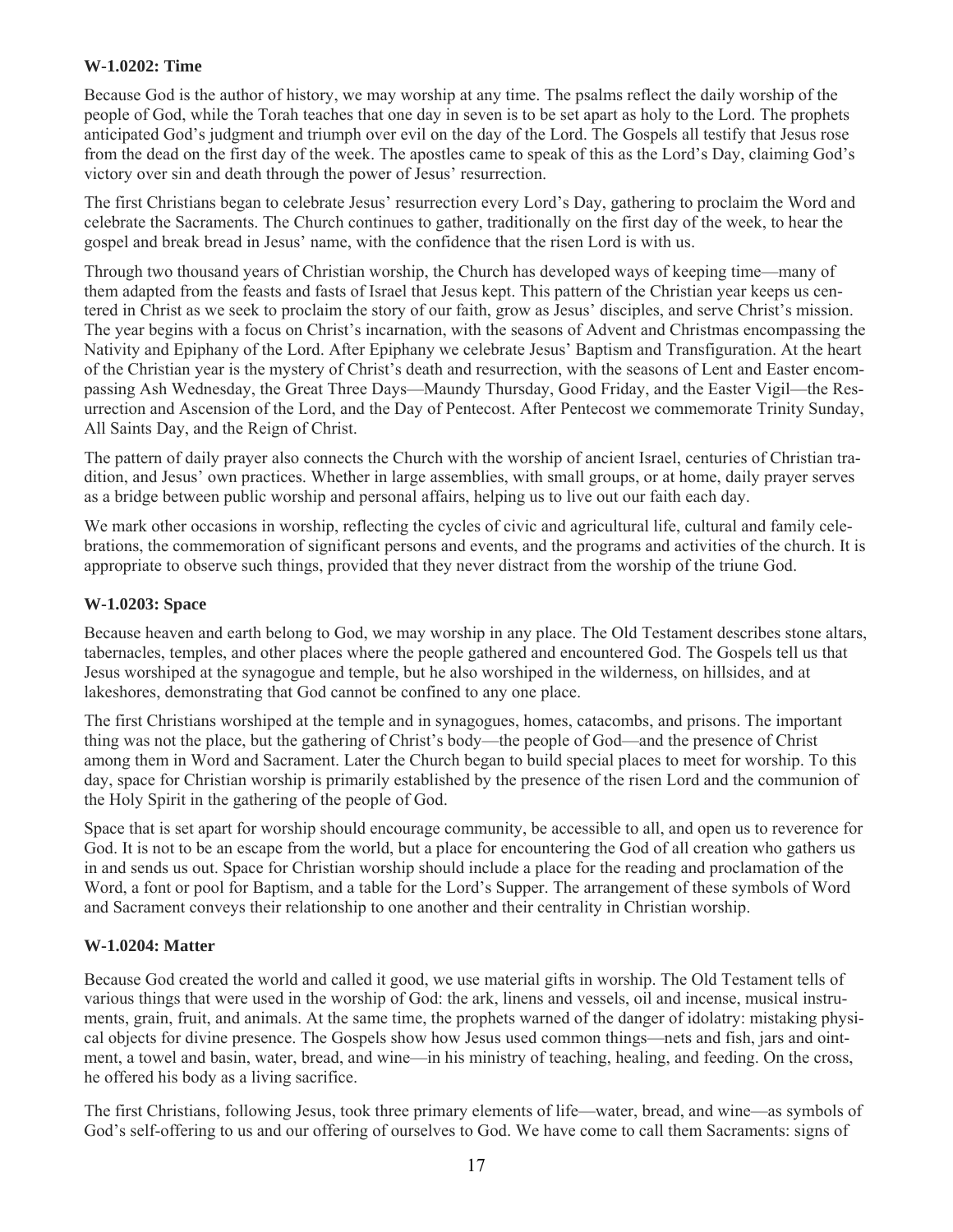**W-1.0202: Time**

Because God is the author of history, we may worship at any time. The psalms reflect the daily worship of the people of God, while the Torah teaches that one day in seven is to be set apart as holy to the Lord. The prophets anticipated God's judgment and triumph over evil on the day of the Lord. The Gospels all testify that Jesus rose from the dead on the first day of the week. The apostles came to speak of this as the Lord's Day, claiming God's victory over sin and death through the power of Jesus' resurrection.

The first Christians began to celebrate Jesus' resurrection every Lord's Day, gathering to proclaim the Word and celebrate the Sacraments. The Church continues to gather, traditionally on the first day of the week, to hear the gospel and break bread in Jesus' name, with the confidence that the risen Lord is with us.

Through two thousand years of Christian worship, the Church has developed ways of keeping time—many of them adapted from the feasts and fasts of Israel that Jesus kept. This pattern of the Christian year keeps us centered in Christ as we seek to proclaim the story of our faith, grow as Jesus' disciples, and serve Christ's mission. The year begins with a focus on Christ's incarnation, with the seasons of Advent and Christmas encompassing the Nativity and Epiphany of the Lord. After Epiphany we celebrate Jesus' Baptism and Transfiguration. At the heart of the Christian year is the mystery of Christ's death and resurrection, with the seasons of Lent and Easter encompassing Ash Wednesday, the Great Three Days—Maundy Thursday, Good Friday, and the Easter Vigil—the Resurrection and Ascension of the Lord, and the Day of Pentecost. After Pentecost we commemorate Trinity Sunday, All Saints Day, and the Reign of Christ.

The pattern of daily prayer also connects the Church with the worship of ancient Israel, centuries of Christian tradition, and Jesus' own practices. Whether in large assemblies, with small groups, or at home, daily prayer serves as a bridge between public worship and personal affairs, helping us to live out our faith each day.

We mark other occasions in worship, reflecting the cycles of civic and agricultural life, cultural and family celebrations, the commemoration of significant persons and events, and the programs and activities of the church. It is appropriate to observe such things, provided that they never distract from the worship of the triune God.

**W-1.0203: Space**

Because heaven and earth belong to God, we may worship in any place. The Old Testament describes stone altars, tabernacles, temples, and other places where the people gathered and encountered God. The Gospels tell us that Jesus worshiped at the synagogue and temple, but he also worshiped in the wilderness, on hillsides, and at lakeshores, demonstrating that God cannot be confined to any one place.

The first Christians worshiped at the temple and in synagogues, homes, catacombs, and prisons. The important thing was not the place, but the gathering of Christ's body—the people of God—and the presence of Christ among them in Word and Sacrament. Later the Church began to build special places to meet for worship. To this day, space for Christian worship is primarily established by the presence of the risen Lord and the communion of the Holy Spirit in the gathering of the people of God.

Space that is set apart for worship should encourage community, be accessible to all, and open us to reverence for God. It is not to be an escape from the world, but a place for encountering the God of all creation who gathers us in and sends us out. Space for Christian worship should include a place for the reading and proclamation of the Word, a font or pool for Baptism, and a table for the Lord's Supper. The arrangement of these symbols of Word and Sacrament conveys their relationship to one another and their centrality in Christian worship.

**W-1.0204: Matter**

Because God created the world and called it good, we use material gifts in worship. The Old Testament tells of various things that were used in the worship of God: the ark, linens and vessels, oil and incense, musical instruments, grain, fruit, and animals. At the same time, the prophets warned of the danger of idolatry: mistaking physical objects for divine presence. The Gospels show how Jesus used common things—nets and fish, jars and ointment, a towel and basin, water, bread, and wine—in his ministry of teaching, healing, and feeding. On the cross, he offered his body as a living sacrifice.

The first Christians, following Jesus, took three primary elements of life—water, bread, and wine—as symbols of God's self-offering to us and our offering of ourselves to God. We have come to call them Sacraments: signs of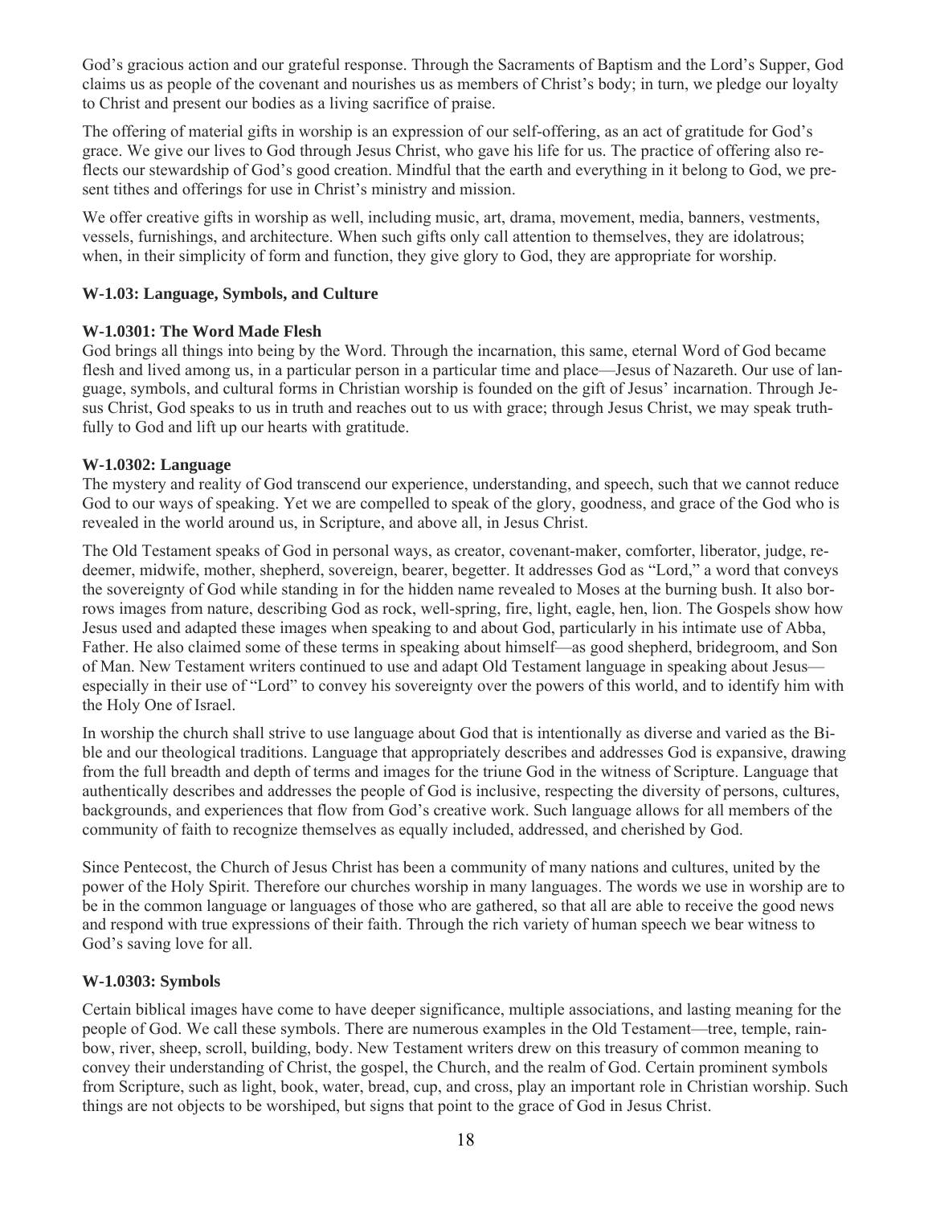God's gracious action and our grateful response. Through the Sacraments of Baptism and the Lord's Supper, God claims us as people of the covenant and nourishes us as members of Christ's body; in turn, we pledge our loyalty to Christ and present our bodies as a living sacrifice of praise.

The offering of material gifts in worship is an expression of our self-offering, as an act of gratitude for God's grace. We give our lives to God through Jesus Christ, who gave his life for us. The practice of offering also reflects our stewardship of God's good creation. Mindful that the earth and everything in it belong to God, we present tithes and offerings for use in Christ's ministry and mission.

We offer creative gifts in worship as well, including music, art, drama, movement, media, banners, vestments, vessels, furnishings, and architecture. When such gifts only call attention to themselves, they are idolatrous; when, in their simplicity of form and function, they give glory to God, they are appropriate for worship.

### W-1.03: Language, Symbols, and Culture

#### W-1.0301: The Word Made Flesh

God brings all things into being by the Word. Through the incarnation, this same, eternal Word of God became flesh and lived among us, in a particular person in a particular time and place—Jesus of Nazareth. Our use of language, symbols, and cultural forms in Christian worship is founded on the gift of Jesus' incarnation. Through Jesus Christ, God speaks to us in truth and reaches out to us with grace; through Jesus Christ, we may speak truthfully to God and lift up our hearts with gratitude.

#### W-1.0302: Language

The mystery and reality of God transcend our experience, understanding, and speech, such that we cannot reduce God to our ways of speaking. Yet we are compelled to speak of the glory, goodness, and grace of the God who is revealed in the world around us, in Scripture, and above all, in Jesus Christ.

The Old Testament speaks of God in personal ways, as creator, covenant-maker, comforter, liberator, judge, redeemer, midwife, mother, shepherd, sovereign, bearer, begetter. It addresses God as "Lord," a word that conveys the sovereignty of God while standing in for the hidden name revealed to Moses at the burning bush. It also borrows images from nature, describing God as rock, well-spring, fire, light, eagle, hen, lion. The Gospels show how Jesus used and adapted these images when speaking to and about God, particularly in his intimate use of Abba, Father. He also claimed some of these terms in speaking about himself—as good shepherd, bridegroom, and Son of Man. New Testament writers continued to use and adapt Old Testament language in speaking about Jesus—especially in their use of "Lord" to convey his sovereignty over the powers of this world, and to identify him with the Holy One of Israel.

In worship the church shall strive to use language about God that is intentionally as diverse and varied as the Bible and our theological traditions. Language that appropriately describes and addresses God is expansive, drawing from the full breadth and depth of terms and images for the triune God in the witness of Scripture. Language that authentically describes and addresses the people of God is inclusive, respecting the diversity of persons, cultures, backgrounds, and experiences that flow from God's creative work. Such language allows for all members of the community of faith to recognize themselves as equally included, addressed, and cherished by God.

Since Pentecost, the Church of Jesus Christ has been a community of many nations and cultures, united by the power of the Holy Spirit. Therefore our churches worship in many languages. The words we use in worship are to be in the common language or languages of those who are gathered, so that all are able to receive the good news and respond with true expressions of their faith. Through the rich variety of human speech we bear witness to God's saving love for all.

#### W-1.0303: Symbols

Certain biblical images have come to have deeper significance, multiple associations, and lasting meaning for the people of God. We call these symbols. There are numerous examples in the Old Testament—tree, temple, rainbow, river, sheep, scroll, building, body. New Testament writers drew on this treasury of common meaning to convey their understanding of Christ, the gospel, the Church, and the realm of God. Certain prominent symbols from Scripture, such as light, book, water, bread, cup, and cross, play an important role in Christian worship. Such things are not objects to be worshiped, but signs that point to the grace of God in Jesus Christ.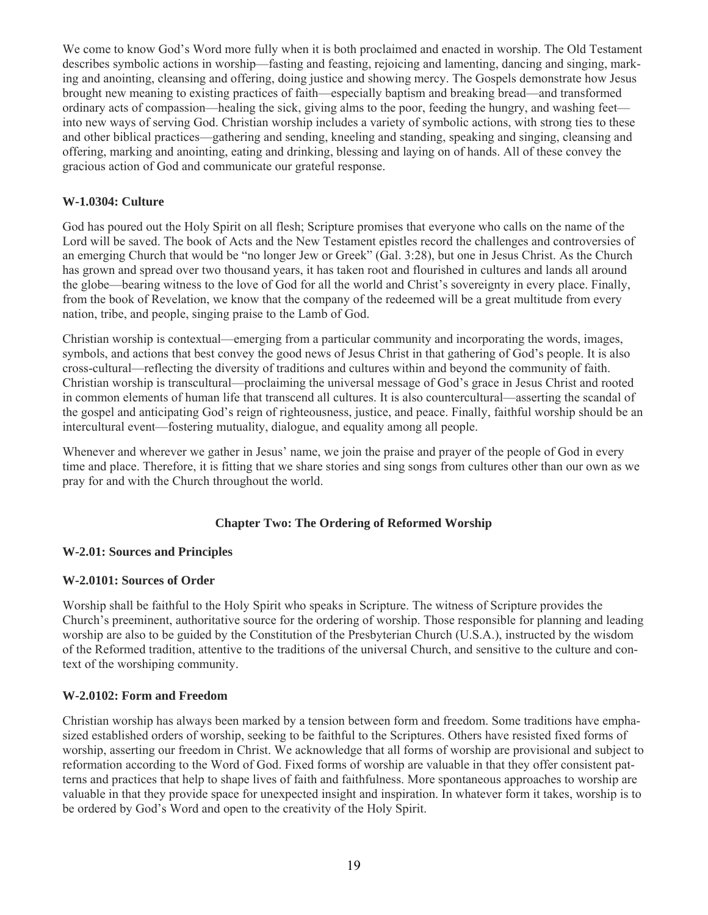We come to know God's Word more fully when it is both proclaimed and enacted in worship. The Old Testament describes symbolic actions in worship—fasting and feasting, rejoicing and lamenting, dancing and singing, marking and anointing, cleansing and offering, doing justice and showing mercy. The Gospels demonstrate how Jesus brought new meaning to existing practices of faith—especially baptism and breaking bread—and transformed ordinary acts of compassion—healing the sick, giving alms to the poor, feeding the hungry, and washing feet—into new ways of serving God. Christian worship includes a variety of symbolic actions, with strong ties to these and other biblical practices—gathering and sending, kneeling and standing, speaking and singing, cleansing and offering, marking and anointing, eating and drinking, blessing and laying on of hands. All of these convey the gracious action of God and communicate our grateful response.

### W-1.0304: Culture

God has poured out the Holy Spirit on all flesh; Scripture promises that everyone who calls on the name of the Lord will be saved. The book of Acts and the New Testament epistles record the challenges and controversies of an emerging Church that would be "no longer Jew or Greek" (Gal. 3:28), but one in Jesus Christ. As the Church has grown and spread over two thousand years, it has taken root and flourished in cultures and lands all around the globe—bearing witness to the love of God for all the world and Christ's sovereignty in every place. Finally, from the book of Revelation, we know that the company of the redeemed will be a great multitude from every nation, tribe, and people, singing praise to the Lamb of God.

Christian worship is contextual—emerging from a particular community and incorporating the words, images, symbols, and actions that best convey the good news of Jesus Christ in that gathering of God's people. It is also cross-cultural—reflecting the diversity of traditions and cultures within and beyond the community of faith. Christian worship is transcultural—proclaiming the universal message of God's grace in Jesus Christ and rooted in common elements of human life that transcend all cultures. It is also countercultural—asserting the scandal of the gospel and anticipating God's reign of righteousness, justice, and peace. Finally, faithful worship should be an intercultural event—fostering mutuality, dialogue, and equality among all people.

Whenever and wherever we gather in Jesus' name, we join the praise and prayer of the people of God in every time and place. Therefore, it is fitting that we share stories and sing songs from cultures other than our own as we pray for and with the Church throughout the world.

## Chapter Two: The Ordering of Reformed Worship

### W-2.01: Sources and Principles

### W-2.0101: Sources of Order

Worship shall be faithful to the Holy Spirit who speaks in Scripture. The witness of Scripture provides the Church's preeminent, authoritative source for the ordering of worship. Those responsible for planning and leading worship are also to be guided by the Constitution of the Presbyterian Church (U.S.A.), instructed by the wisdom of the Reformed tradition, attentive to the traditions of the universal Church, and sensitive to the culture and context of the worshiping community.

### W-2.0102: Form and Freedom

Christian worship has always been marked by a tension between form and freedom. Some traditions have emphasized established orders of worship, seeking to be faithful to the Scriptures. Others have resisted fixed forms of worship, asserting our freedom in Christ. We acknowledge that all forms of worship are provisional and subject to reformation according to the Word of God. Fixed forms of worship are valuable in that they offer consistent patterns and practices that help to shape lives of faith and faithfulness. More spontaneous approaches to worship are valuable in that they provide space for unexpected insight and inspiration. In whatever form it takes, worship is to be ordered by God's Word and open to the creativity of the Holy Spirit.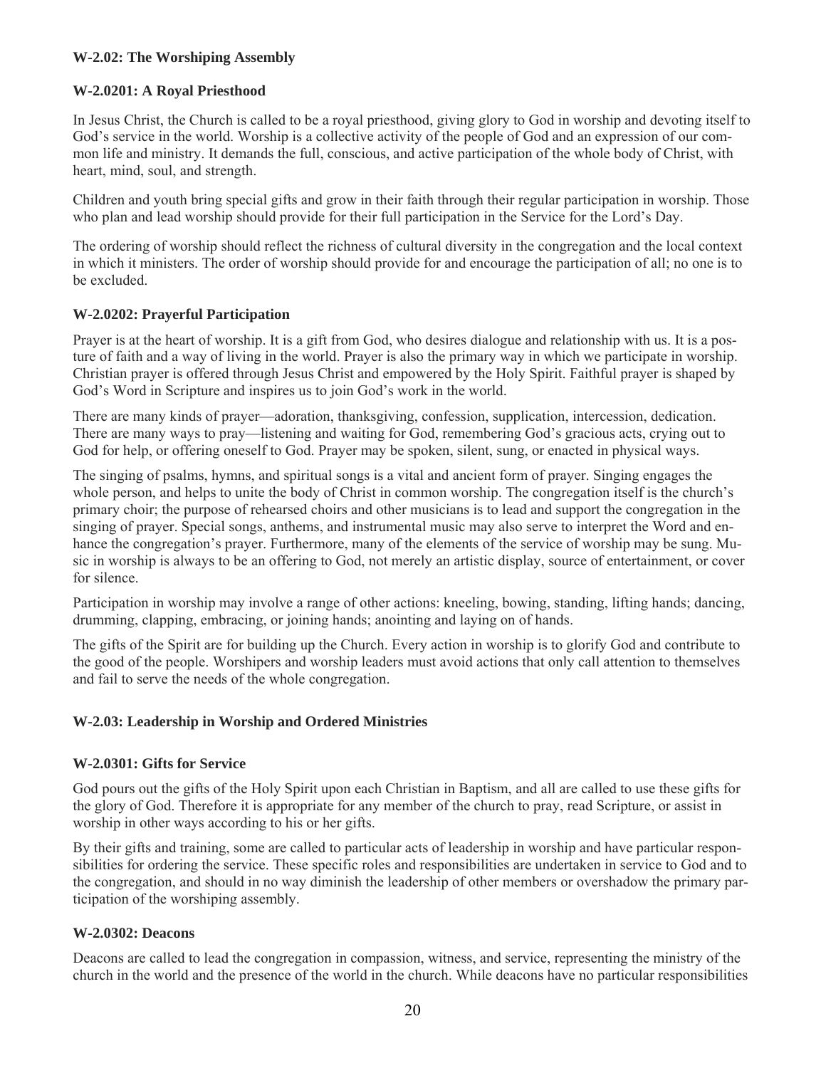### W-2.02: The Worshiping Assembly

#### W-2.0201: A Royal Priesthood

In Jesus Christ, the Church is called to be a royal priesthood, giving glory to God in worship and devoting itself to God's service in the world. Worship is a collective activity of the people of God and an expression of our common life and ministry. It demands the full, conscious, and active participation of the whole body of Christ, with heart, mind, soul, and strength.

Children and youth bring special gifts and grow in their faith through their regular participation in worship. Those who plan and lead worship should provide for their full participation in the Service for the Lord's Day.

The ordering of worship should reflect the richness of cultural diversity in the congregation and the local context in which it ministers. The order of worship should provide for and encourage the participation of all; no one is to be excluded.

#### W-2.0202: Prayerful Participation

Prayer is at the heart of worship. It is a gift from God, who desires dialogue and relationship with us. It is a posture of faith and a way of living in the world. Prayer is also the primary way in which we participate in worship. Christian prayer is offered through Jesus Christ and empowered by the Holy Spirit. Faithful prayer is shaped by God's Word in Scripture and inspires us to join God's work in the world.

There are many kinds of prayer—adoration, thanksgiving, confession, supplication, intercession, dedication. There are many ways to pray—listening and waiting for God, remembering God's gracious acts, crying out to God for help, or offering oneself to God. Prayer may be spoken, silent, sung, or enacted in physical ways.

The singing of psalms, hymns, and spiritual songs is a vital and ancient form of prayer. Singing engages the whole person, and helps to unite the body of Christ in common worship. The congregation itself is the church's primary choir; the purpose of rehearsed choirs and other musicians is to lead and support the congregation in the singing of prayer. Special songs, anthems, and instrumental music may also serve to interpret the Word and enhance the congregation's prayer. Furthermore, many of the elements of the service of worship may be sung. Music in worship is always to be an offering to God, not merely an artistic display, source of entertainment, or cover for silence.

Participation in worship may involve a range of other actions: kneeling, bowing, standing, lifting hands; dancing, drumming, clapping, embracing, or joining hands; anointing and laying on of hands.

The gifts of the Spirit are for building up the Church. Every action in worship is to glorify God and contribute to the good of the people. Worshipers and worship leaders must avoid actions that only call attention to themselves and fail to serve the needs of the whole congregation.

### W-2.03: Leadership in Worship and Ordered Ministries

#### W-2.0301: Gifts for Service

God pours out the gifts of the Holy Spirit upon each Christian in Baptism, and all are called to use these gifts for the glory of God. Therefore it is appropriate for any member of the church to pray, read Scripture, or assist in worship in other ways according to his or her gifts.

By their gifts and training, some are called to particular acts of leadership in worship and have particular responsibilities for ordering the service. These specific roles and responsibilities are undertaken in service to God and to the congregation, and should in no way diminish the leadership of other members or overshadow the primary participation of the worshiping assembly.

#### W-2.0302: Deacons

Deacons are called to lead the congregation in compassion, witness, and service, representing the ministry of the church in the world and the presence of the world in the church. While deacons have no particular responsibilities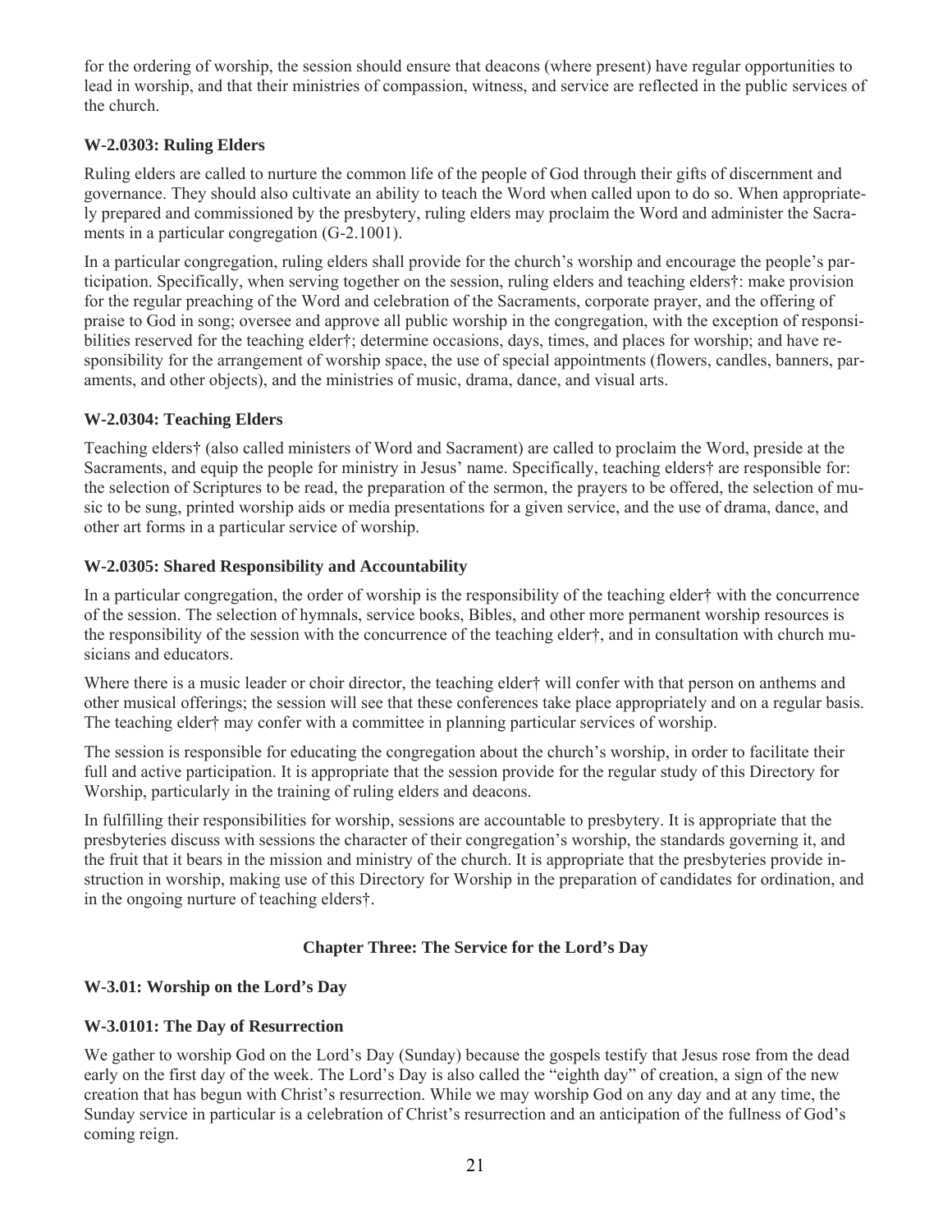for the ordering of worship, the session should ensure that deacons (where present) have regular opportunities to lead in worship, and that their ministries of compassion, witness, and service are reflected in the public services of the church.

### W-2.0303: Ruling Elders

Ruling elders are called to nurture the common life of the people of God through their gifts of discernment and governance. They should also cultivate an ability to teach the Word when called upon to do so. When appropriately prepared and commissioned by the presbytery, ruling elders may proclaim the Word and administer the Sacraments in a particular congregation (G-2.1001).

In a particular congregation, ruling elders shall provide for the church's worship and encourage the people's participation. Specifically, when serving together on the session, ruling elders and teaching elders†: make provision for the regular preaching of the Word and celebration of the Sacraments, corporate prayer, and the offering of praise to God in song; oversee and approve all public worship in the congregation, with the exception of responsibilities reserved for the teaching elder†; determine occasions, days, times, and places for worship; and have responsibility for the arrangement of worship space, the use of special appointments (flowers, candles, banners, paraments, and other objects), and the ministries of music, drama, dance, and visual arts.

### W-2.0304: Teaching Elders

Teaching elders† (also called ministers of Word and Sacrament) are called to proclaim the Word, preside at the Sacraments, and equip the people for ministry in Jesus' name. Specifically, teaching elders† are responsible for: the selection of Scriptures to be read, the preparation of the sermon, the prayers to be offered, the selection of music to be sung, printed worship aids or media presentations for a given service, and the use of drama, dance, and other art forms in a particular service of worship.

### W-2.0305: Shared Responsibility and Accountability

In a particular congregation, the order of worship is the responsibility of the teaching elder† with the concurrence of the session. The selection of hymnals, service books, Bibles, and other more permanent worship resources is the responsibility of the session with the concurrence of the teaching elder†, and in consultation with church musicians and educators.

Where there is a music leader or choir director, the teaching elder† will confer with that person on anthems and other musical offerings; the session will see that these conferences take place appropriately and on a regular basis. The teaching elder† may confer with a committee in planning particular services of worship.

The session is responsible for educating the congregation about the church's worship, in order to facilitate their full and active participation. It is appropriate that the session provide for the regular study of this Directory for Worship, particularly in the training of ruling elders and deacons.

In fulfilling their responsibilities for worship, sessions are accountable to presbytery. It is appropriate that the presbyteries discuss with sessions the character of their congregation's worship, the standards governing it, and the fruit that it bears in the mission and ministry of the church. It is appropriate that the presbyteries provide instruction in worship, making use of this Directory for Worship in the preparation of candidates for ordination, and in the ongoing nurture of teaching elders†.

## Chapter Three: The Service for the Lord's Day

### W-3.01: Worship on the Lord's Day

### W-3.0101: The Day of Resurrection

We gather to worship God on the Lord's Day (Sunday) because the gospels testify that Jesus rose from the dead early on the first day of the week. The Lord's Day is also called the "eighth day" of creation, a sign of the new creation that has begun with Christ's resurrection. While we may worship God on any day and at any time, the Sunday service in particular is a celebration of Christ's resurrection and an anticipation of the fullness of God's coming reign.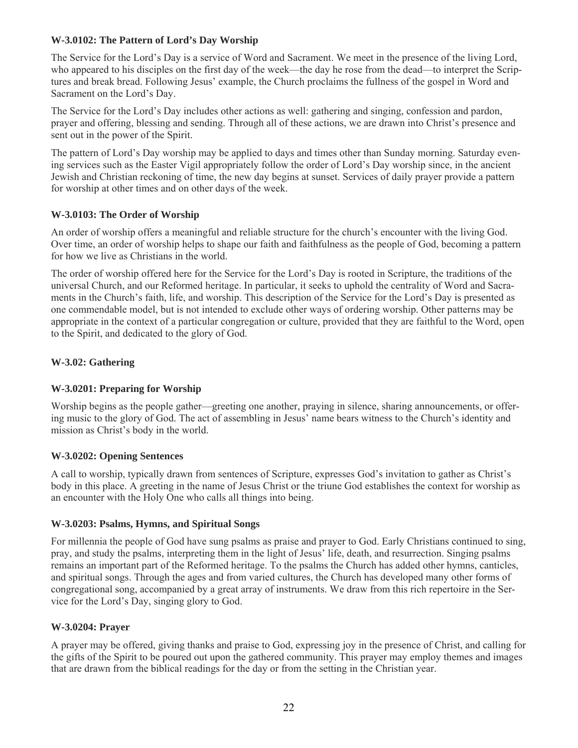### W-3.0102: The Pattern of Lord's Day Worship

The Service for the Lord's Day is a service of Word and Sacrament. We meet in the presence of the living Lord, who appeared to his disciples on the first day of the week—the day he rose from the dead—to interpret the Scriptures and break bread. Following Jesus' example, the Church proclaims the fullness of the gospel in Word and Sacrament on the Lord's Day.

The Service for the Lord's Day includes other actions as well: gathering and singing, confession and pardon, prayer and offering, blessing and sending. Through all of these actions, we are drawn into Christ's presence and sent out in the power of the Spirit.

The pattern of Lord's Day worship may be applied to days and times other than Sunday morning. Saturday evening services such as the Easter Vigil appropriately follow the order of Lord's Day worship since, in the ancient Jewish and Christian reckoning of time, the new day begins at sunset. Services of daily prayer provide a pattern for worship at other times and on other days of the week.

### W-3.0103: The Order of Worship

An order of worship offers a meaningful and reliable structure for the church's encounter with the living God. Over time, an order of worship helps to shape our faith and faithfulness as the people of God, becoming a pattern for how we live as Christians in the world.

The order of worship offered here for the Service for the Lord's Day is rooted in Scripture, the traditions of the universal Church, and our Reformed heritage. In particular, it seeks to uphold the centrality of Word and Sacraments in the Church's faith, life, and worship. This description of the Service for the Lord's Day is presented as one commendable model, but is not intended to exclude other ways of ordering worship. Other patterns may be appropriate in the context of a particular congregation or culture, provided that they are faithful to the Word, open to the Spirit, and dedicated to the glory of God.

### W-3.02: Gathering

### W-3.0201: Preparing for Worship

Worship begins as the people gather—greeting one another, praying in silence, sharing announcements, or offering music to the glory of God. The act of assembling in Jesus' name bears witness to the Church's identity and mission as Christ's body in the world.

### W-3.0202: Opening Sentences

A call to worship, typically drawn from sentences of Scripture, expresses God's invitation to gather as Christ's body in this place. A greeting in the name of Jesus Christ or the triune God establishes the context for worship as an encounter with the Holy One who calls all things into being.

### W-3.0203: Psalms, Hymns, and Spiritual Songs

For millennia the people of God have sung psalms as praise and prayer to God. Early Christians continued to sing, pray, and study the psalms, interpreting them in the light of Jesus' life, death, and resurrection. Singing psalms remains an important part of the Reformed heritage. To the psalms the Church has added other hymns, canticles, and spiritual songs. Through the ages and from varied cultures, the Church has developed many other forms of congregational song, accompanied by a great array of instruments. We draw from this rich repertoire in the Service for the Lord's Day, singing glory to God.

### W-3.0204: Prayer

A prayer may be offered, giving thanks and praise to God, expressing joy in the presence of Christ, and calling for the gifts of the Spirit to be poured out upon the gathered community. This prayer may employ themes and images that are drawn from the biblical readings for the day or from the setting in the Christian year.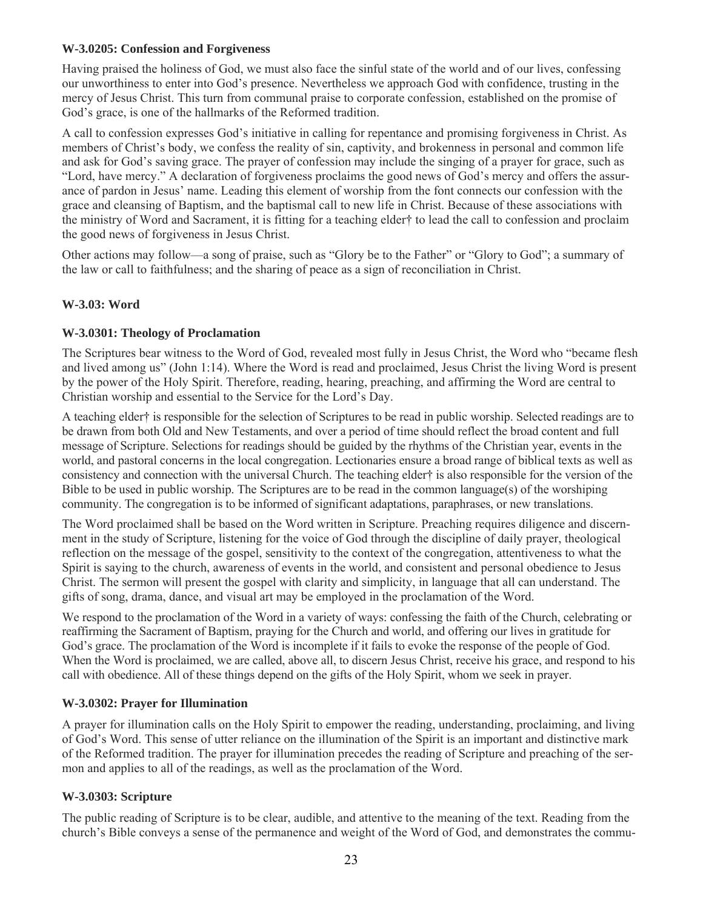**W-3.0205: Confession and Forgiveness**

Having praised the holiness of God, we must also face the sinful state of the world and of our lives, confessing our unworthiness to enter into God's presence. Nevertheless we approach God with confidence, trusting in the mercy of Jesus Christ. This turn from communal praise to corporate confession, established on the promise of God's grace, is one of the hallmarks of the Reformed tradition.

A call to confession expresses God's initiative in calling for repentance and promising forgiveness in Christ. As members of Christ's body, we confess the reality of sin, captivity, and brokenness in personal and common life and ask for God's saving grace. The prayer of confession may include the singing of a prayer for grace, such as "Lord, have mercy." A declaration of forgiveness proclaims the good news of God's mercy and offers the assurance of pardon in Jesus' name. Leading this element of worship from the font connects our confession with the grace and cleansing of Baptism, and the baptismal call to new life in Christ. Because of these associations with the ministry of Word and Sacrament, it is fitting for a teaching elder† to lead the call to confession and proclaim the good news of forgiveness in Jesus Christ.

Other actions may follow—a song of praise, such as "Glory be to the Father" or "Glory to God"; a summary of the law or call to faithfulness; and the sharing of peace as a sign of reconciliation in Christ.

**W-3.03: Word**

**W-3.0301: Theology of Proclamation**

The Scriptures bear witness to the Word of God, revealed most fully in Jesus Christ, the Word who "became flesh and lived among us" (John 1:14). Where the Word is read and proclaimed, Jesus Christ the living Word is present by the power of the Holy Spirit. Therefore, reading, hearing, preaching, and affirming the Word are central to Christian worship and essential to the Service for the Lord's Day.

A teaching elder† is responsible for the selection of Scriptures to be read in public worship. Selected readings are to be drawn from both Old and New Testaments, and over a period of time should reflect the broad content and full message of Scripture. Selections for readings should be guided by the rhythms of the Christian year, events in the world, and pastoral concerns in the local congregation. Lectionaries ensure a broad range of biblical texts as well as consistency and connection with the universal Church. The teaching elder† is also responsible for the version of the Bible to be used in public worship. The Scriptures are to be read in the common language(s) of the worshiping community. The congregation is to be informed of significant adaptations, paraphrases, or new translations.

The Word proclaimed shall be based on the Word written in Scripture. Preaching requires diligence and discernment in the study of Scripture, listening for the voice of God through the discipline of daily prayer, theological reflection on the message of the gospel, sensitivity to the context of the congregation, attentiveness to what the Spirit is saying to the church, awareness of events in the world, and consistent and personal obedience to Jesus Christ. The sermon will present the gospel with clarity and simplicity, in language that all can understand. The gifts of song, drama, dance, and visual art may be employed in the proclamation of the Word.

We respond to the proclamation of the Word in a variety of ways: confessing the faith of the Church, celebrating or reaffirming the Sacrament of Baptism, praying for the Church and world, and offering our lives in gratitude for God's grace. The proclamation of the Word is incomplete if it fails to evoke the response of the people of God. When the Word is proclaimed, we are called, above all, to discern Jesus Christ, receive his grace, and respond to his call with obedience. All of these things depend on the gifts of the Holy Spirit, whom we seek in prayer.

**W-3.0302: Prayer for Illumination**

A prayer for illumination calls on the Holy Spirit to empower the reading, understanding, proclaiming, and living of God's Word. This sense of utter reliance on the illumination of the Spirit is an important and distinctive mark of the Reformed tradition. The prayer for illumination precedes the reading of Scripture and preaching of the sermon and applies to all of the readings, as well as the proclamation of the Word.

**W-3.0303: Scripture**

The public reading of Scripture is to be clear, audible, and attentive to the meaning of the text. Reading from the church's Bible conveys a sense of the permanence and weight of the Word of God, and demonstrates the commu-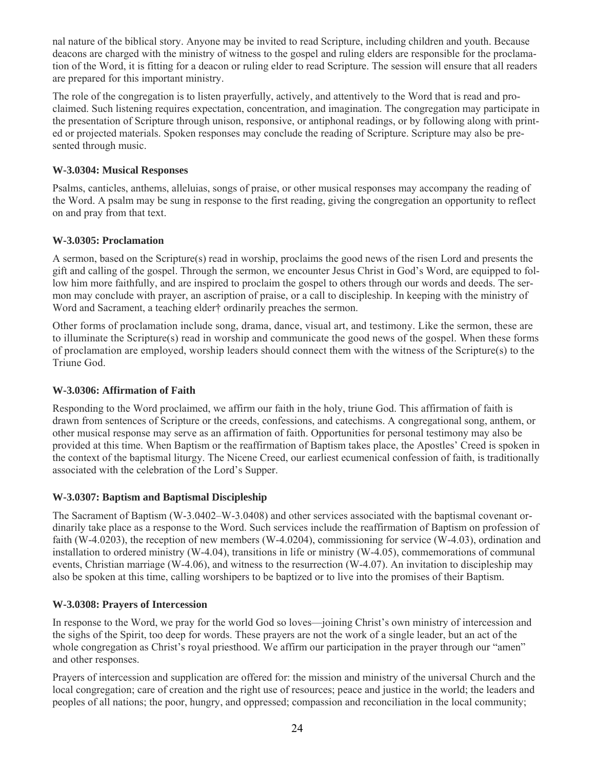nal nature of the biblical story. Anyone may be invited to read Scripture, including children and youth. Because deacons are charged with the ministry of witness to the gospel and ruling elders are responsible for the proclamation of the Word, it is fitting for a deacon or ruling elder to read Scripture. The session will ensure that all readers are prepared for this important ministry.

The role of the congregation is to listen prayerfully, actively, and attentively to the Word that is read and proclaimed. Such listening requires expectation, concentration, and imagination. The congregation may participate in the presentation of Scripture through unison, responsive, or antiphonal readings, or by following along with printed or projected materials. Spoken responses may conclude the reading of Scripture. Scripture may also be presented through music.

### W-3.0304: Musical Responses

Psalms, canticles, anthems, alleluias, songs of praise, or other musical responses may accompany the reading of the Word. A psalm may be sung in response to the first reading, giving the congregation an opportunity to reflect on and pray from that text.

### W-3.0305: Proclamation

A sermon, based on the Scripture(s) read in worship, proclaims the good news of the risen Lord and presents the gift and calling of the gospel. Through the sermon, we encounter Jesus Christ in God's Word, are equipped to follow him more faithfully, and are inspired to proclaim the gospel to others through our words and deeds. The sermon may conclude with prayer, an ascription of praise, or a call to discipleship. In keeping with the ministry of Word and Sacrament, a teaching elder† ordinarily preaches the sermon.

Other forms of proclamation include song, drama, dance, visual art, and testimony. Like the sermon, these are to illuminate the Scripture(s) read in worship and communicate the good news of the gospel. When these forms of proclamation are employed, worship leaders should connect them with the witness of the Scripture(s) to the Triune God.

### W-3.0306: Affirmation of Faith

Responding to the Word proclaimed, we affirm our faith in the holy, triune God. This affirmation of faith is drawn from sentences of Scripture or the creeds, confessions, and catechisms. A congregational song, anthem, or other musical response may serve as an affirmation of faith. Opportunities for personal testimony may also be provided at this time. When Baptism or the reaffirmation of Baptism takes place, the Apostles' Creed is spoken in the context of the baptismal liturgy. The Nicene Creed, our earliest ecumenical confession of faith, is traditionally associated with the celebration of the Lord's Supper.

### W-3.0307: Baptism and Baptismal Discipleship

The Sacrament of Baptism (W-3.0402–W-3.0408) and other services associated with the baptismal covenant ordinarily take place as a response to the Word. Such services include the reaffirmation of Baptism on profession of faith (W-4.0203), the reception of new members (W-4.0204), commissioning for service (W-4.03), ordination and installation to ordered ministry (W-4.04), transitions in life or ministry (W-4.05), commemorations of communal events, Christian marriage (W-4.06), and witness to the resurrection (W-4.07). An invitation to discipleship may also be spoken at this time, calling worshipers to be baptized or to live into the promises of their Baptism.

### W-3.0308: Prayers of Intercession

In response to the Word, we pray for the world God so loves—joining Christ's own ministry of intercession and the sighs of the Spirit, too deep for words. These prayers are not the work of a single leader, but an act of the whole congregation as Christ's royal priesthood. We affirm our participation in the prayer through our "amen" and other responses.

Prayers of intercession and supplication are offered for: the mission and ministry of the universal Church and the local congregation; care of creation and the right use of resources; peace and justice in the world; the leaders and peoples of all nations; the poor, hungry, and oppressed; compassion and reconciliation in the local community;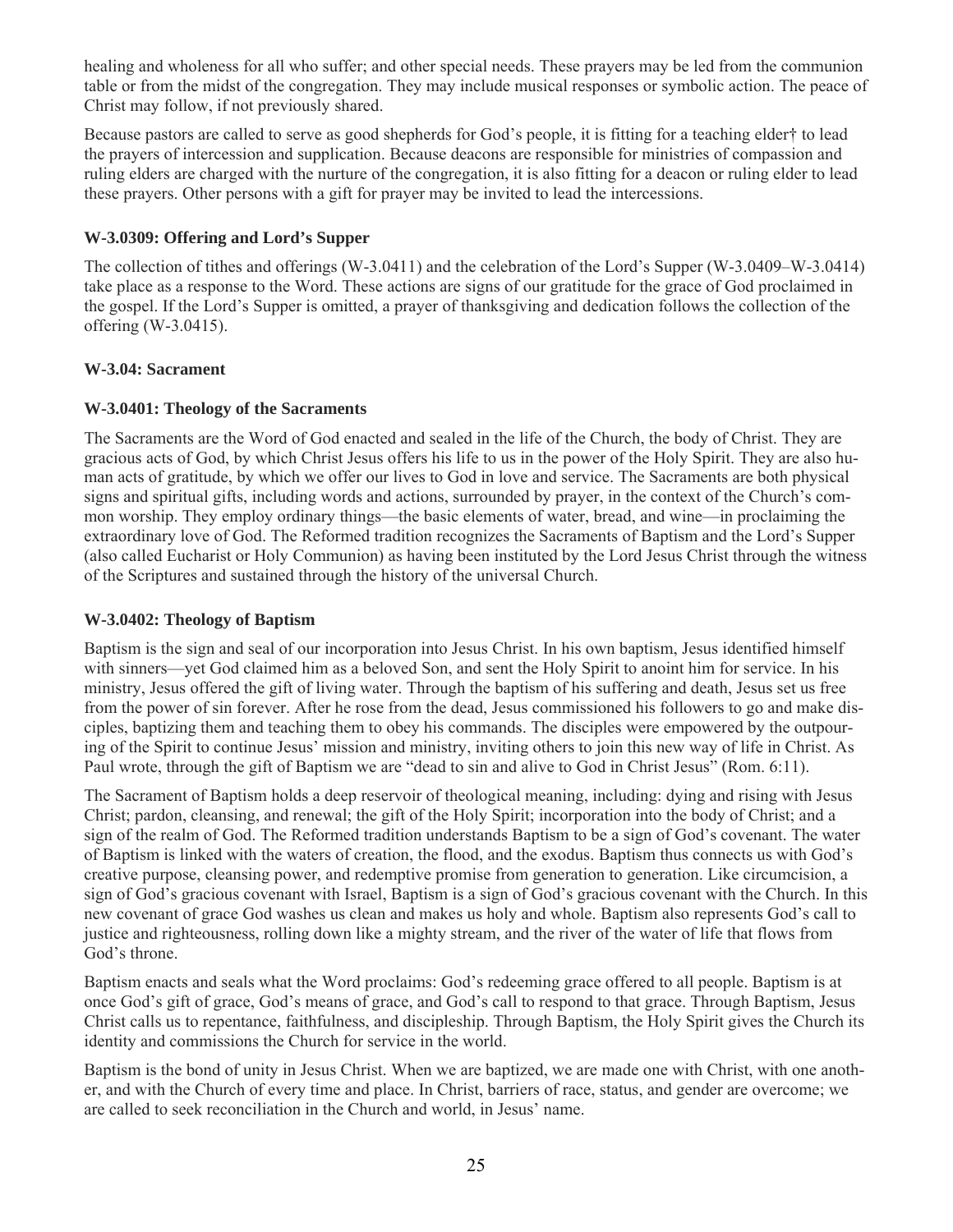healing and wholeness for all who suffer; and other special needs. These prayers may be led from the communion table or from the midst of the congregation. They may include musical responses or symbolic action. The peace of Christ may follow, if not previously shared.

Because pastors are called to serve as good shepherds for God's people, it is fitting for a teaching elder† to lead the prayers of intercession and supplication. Because deacons are responsible for ministries of compassion and ruling elders are charged with the nurture of the congregation, it is also fitting for a deacon or ruling elder to lead these prayers. Other persons with a gift for prayer may be invited to lead the intercessions.

#### W-3.0309: Offering and Lord's Supper

The collection of tithes and offerings (W-3.0411) and the celebration of the Lord's Supper (W-3.0409–W-3.0414) take place as a response to the Word. These actions are signs of our gratitude for the grace of God proclaimed in the gospel. If the Lord's Supper is omitted, a prayer of thanksgiving and dedication follows the collection of the offering (W-3.0415).

### W-3.04: Sacrament

#### W-3.0401: Theology of the Sacraments

The Sacraments are the Word of God enacted and sealed in the life of the Church, the body of Christ. They are gracious acts of God, by which Christ Jesus offers his life to us in the power of the Holy Spirit. They are also human acts of gratitude, by which we offer our lives to God in love and service. The Sacraments are both physical signs and spiritual gifts, including words and actions, surrounded by prayer, in the context of the Church's common worship. They employ ordinary things—the basic elements of water, bread, and wine—in proclaiming the extraordinary love of God. The Reformed tradition recognizes the Sacraments of Baptism and the Lord's Supper (also called Eucharist or Holy Communion) as having been instituted by the Lord Jesus Christ through the witness of the Scriptures and sustained through the history of the universal Church.

#### W-3.0402: Theology of Baptism

Baptism is the sign and seal of our incorporation into Jesus Christ. In his own baptism, Jesus identified himself with sinners—yet God claimed him as a beloved Son, and sent the Holy Spirit to anoint him for service. In his ministry, Jesus offered the gift of living water. Through the baptism of his suffering and death, Jesus set us free from the power of sin forever. After he rose from the dead, Jesus commissioned his followers to go and make disciples, baptizing them and teaching them to obey his commands. The disciples were empowered by the outpouring of the Spirit to continue Jesus' mission and ministry, inviting others to join this new way of life in Christ. As Paul wrote, through the gift of Baptism we are "dead to sin and alive to God in Christ Jesus" (Rom. 6:11).

The Sacrament of Baptism holds a deep reservoir of theological meaning, including: dying and rising with Jesus Christ; pardon, cleansing, and renewal; the gift of the Holy Spirit; incorporation into the body of Christ; and a sign of the realm of God. The Reformed tradition understands Baptism to be a sign of God's covenant. The water of Baptism is linked with the waters of creation, the flood, and the exodus. Baptism thus connects us with God's creative purpose, cleansing power, and redemptive promise from generation to generation. Like circumcision, a sign of God's gracious covenant with Israel, Baptism is a sign of God's gracious covenant with the Church. In this new covenant of grace God washes us clean and makes us holy and whole. Baptism also represents God's call to justice and righteousness, rolling down like a mighty stream, and the river of the water of life that flows from God's throne.

Baptism enacts and seals what the Word proclaims: God's redeeming grace offered to all people. Baptism is at once God's gift of grace, God's means of grace, and God's call to respond to that grace. Through Baptism, Jesus Christ calls us to repentance, faithfulness, and discipleship. Through Baptism, the Holy Spirit gives the Church its identity and commissions the Church for service in the world.

Baptism is the bond of unity in Jesus Christ. When we are baptized, we are made one with Christ, with one another, and with the Church of every time and place. In Christ, barriers of race, status, and gender are overcome; we are called to seek reconciliation in the Church and world, in Jesus' name.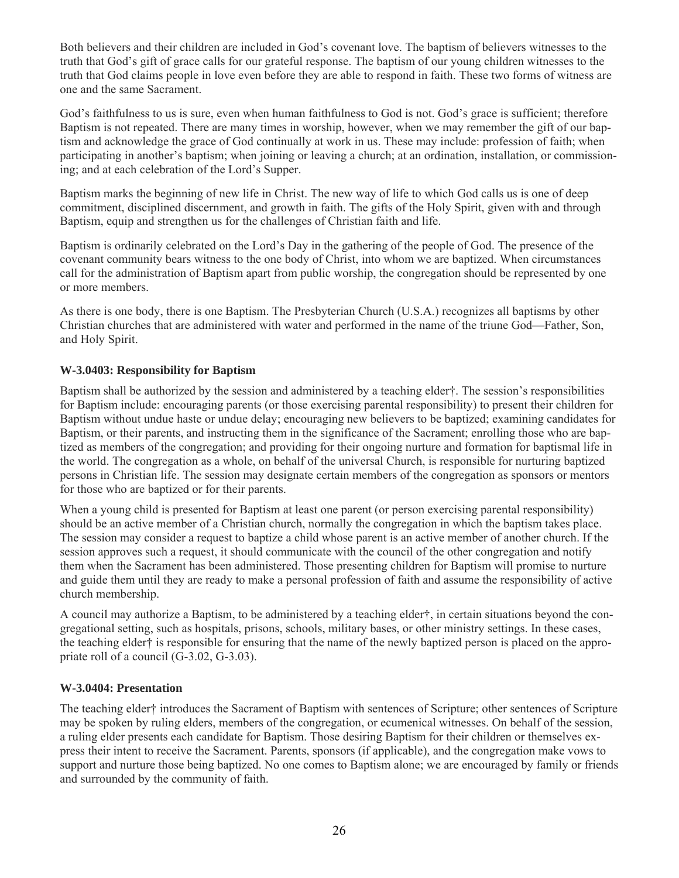Both believers and their children are included in God's covenant love. The baptism of believers witnesses to the truth that God's gift of grace calls for our grateful response. The baptism of our young children witnesses to the truth that God claims people in love even before they are able to respond in faith. These two forms of witness are one and the same Sacrament.

God's faithfulness to us is sure, even when human faithfulness to God is not. God's grace is sufficient; therefore Baptism is not repeated. There are many times in worship, however, when we may remember the gift of our baptism and acknowledge the grace of God continually at work in us. These may include: profession of faith; when participating in another's baptism; when joining or leaving a church; at an ordination, installation, or commissioning; and at each celebration of the Lord's Supper.

Baptism marks the beginning of new life in Christ. The new way of life to which God calls us is one of deep commitment, disciplined discernment, and growth in faith. The gifts of the Holy Spirit, given with and through Baptism, equip and strengthen us for the challenges of Christian faith and life.

Baptism is ordinarily celebrated on the Lord's Day in the gathering of the people of God. The presence of the covenant community bears witness to the one body of Christ, into whom we are baptized. When circumstances call for the administration of Baptism apart from public worship, the congregation should be represented by one or more members.

As there is one body, there is one Baptism. The Presbyterian Church (U.S.A.) recognizes all baptisms by other Christian churches that are administered with water and performed in the name of the triune God—Father, Son, and Holy Spirit.

### W-3.0403: Responsibility for Baptism

Baptism shall be authorized by the session and administered by a teaching elder†. The session's responsibilities for Baptism include: encouraging parents (or those exercising parental responsibility) to present their children for Baptism without undue haste or undue delay; encouraging new believers to be baptized; examining candidates for Baptism, or their parents, and instructing them in the significance of the Sacrament; enrolling those who are baptized as members of the congregation; and providing for their ongoing nurture and formation for baptismal life in the world. The congregation as a whole, on behalf of the universal Church, is responsible for nurturing baptized persons in Christian life. The session may designate certain members of the congregation as sponsors or mentors for those who are baptized or for their parents.

When a young child is presented for Baptism at least one parent (or person exercising parental responsibility) should be an active member of a Christian church, normally the congregation in which the baptism takes place. The session may consider a request to baptize a child whose parent is an active member of another church. If the session approves such a request, it should communicate with the council of the other congregation and notify them when the Sacrament has been administered. Those presenting children for Baptism will promise to nurture and guide them until they are ready to make a personal profession of faith and assume the responsibility of active church membership.

A council may authorize a Baptism, to be administered by a teaching elder†, in certain situations beyond the congregational setting, such as hospitals, prisons, schools, military bases, or other ministry settings. In these cases, the teaching elder† is responsible for ensuring that the name of the newly baptized person is placed on the appropriate roll of a council (G-3.02, G-3.03).

### W-3.0404: Presentation

The teaching elder† introduces the Sacrament of Baptism with sentences of Scripture; other sentences of Scripture may be spoken by ruling elders, members of the congregation, or ecumenical witnesses. On behalf of the session, a ruling elder presents each candidate for Baptism. Those desiring Baptism for their children or themselves express their intent to receive the Sacrament. Parents, sponsors (if applicable), and the congregation make vows to support and nurture those being baptized. No one comes to Baptism alone; we are encouraged by family or friends and surrounded by the community of faith.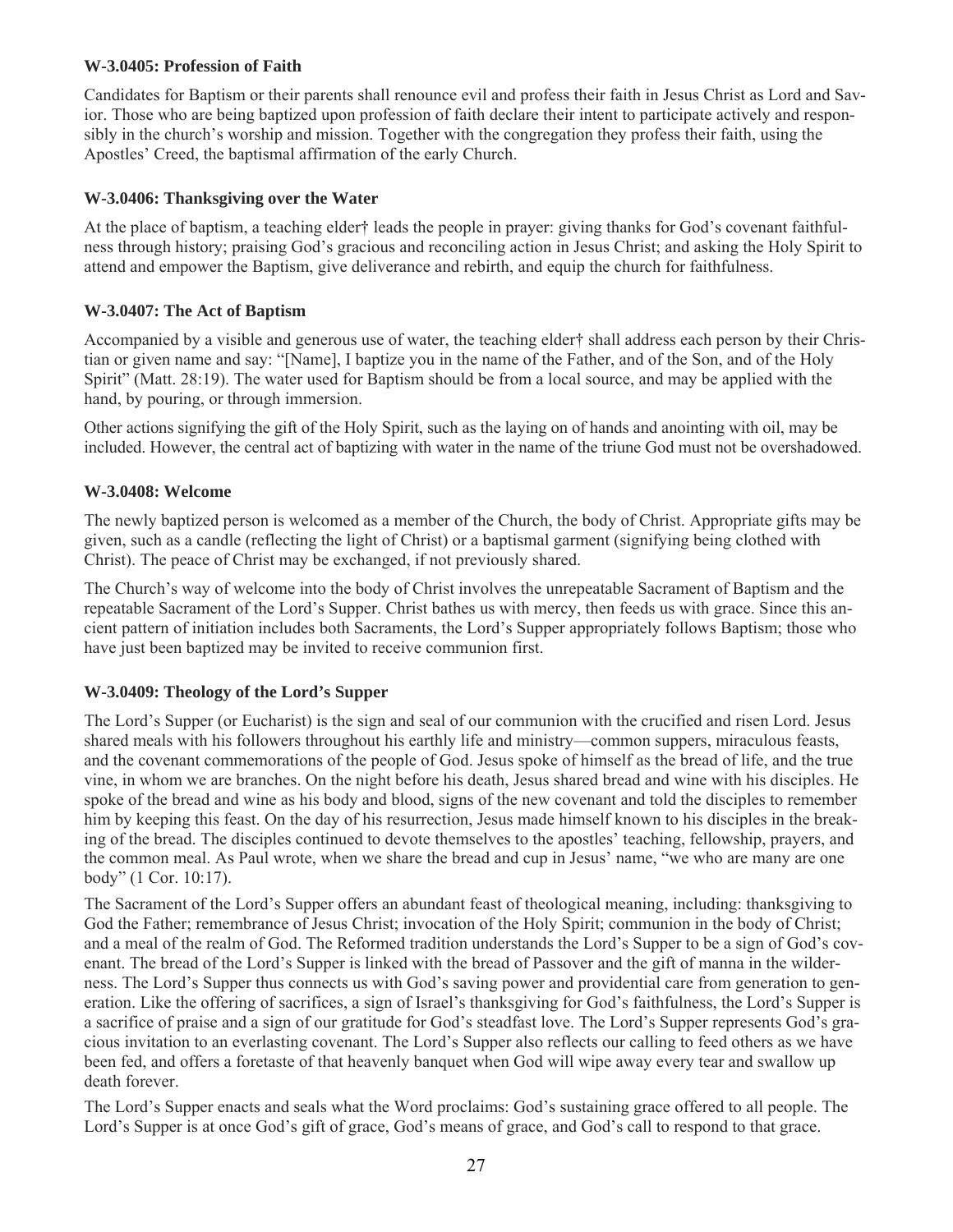#### W-3.0405: Profession of Faith

Candidates for Baptism or their parents shall renounce evil and profess their faith in Jesus Christ as Lord and Savior. Those who are being baptized upon profession of faith declare their intent to participate actively and responsibly in the church's worship and mission. Together with the congregation they profess their faith, using the Apostles' Creed, the baptismal affirmation of the early Church.

#### W-3.0406: Thanksgiving over the Water

At the place of baptism, a teaching elder† leads the people in prayer: giving thanks for God's covenant faithfulness through history; praising God's gracious and reconciling action in Jesus Christ; and asking the Holy Spirit to attend and empower the Baptism, give deliverance and rebirth, and equip the church for faithfulness.

#### W-3.0407: The Act of Baptism

Accompanied by a visible and generous use of water, the teaching elder† shall address each person by their Christian or given name and say: "[Name], I baptize you in the name of the Father, and of the Son, and of the Holy Spirit" (Matt. 28:19). The water used for Baptism should be from a local source, and may be applied with the hand, by pouring, or through immersion.

Other actions signifying the gift of the Holy Spirit, such as the laying on of hands and anointing with oil, may be included. However, the central act of baptizing with water in the name of the triune God must not be overshadowed.

#### W-3.0408: Welcome

The newly baptized person is welcomed as a member of the Church, the body of Christ. Appropriate gifts may be given, such as a candle (reflecting the light of Christ) or a baptismal garment (signifying being clothed with Christ). The peace of Christ may be exchanged, if not previously shared.

The Church's way of welcome into the body of Christ involves the unrepeatable Sacrament of Baptism and the repeatable Sacrament of the Lord's Supper. Christ bathes us with mercy, then feeds us with grace. Since this ancient pattern of initiation includes both Sacraments, the Lord's Supper appropriately follows Baptism; those who have just been baptized may be invited to receive communion first.

#### W-3.0409: Theology of the Lord's Supper

The Lord's Supper (or Eucharist) is the sign and seal of our communion with the crucified and risen Lord. Jesus shared meals with his followers throughout his earthly life and ministry—common suppers, miraculous feasts, and the covenant commemorations of the people of God. Jesus spoke of himself as the bread of life, and the true vine, in whom we are branches. On the night before his death, Jesus shared bread and wine with his disciples. He spoke of the bread and wine as his body and blood, signs of the new covenant and told the disciples to remember him by keeping this feast. On the day of his resurrection, Jesus made himself known to his disciples in the breaking of the bread. The disciples continued to devote themselves to the apostles' teaching, fellowship, prayers, and the common meal. As Paul wrote, when we share the bread and cup in Jesus' name, "we who are many are one body" (1 Cor. 10:17).

The Sacrament of the Lord's Supper offers an abundant feast of theological meaning, including: thanksgiving to God the Father; remembrance of Jesus Christ; invocation of the Holy Spirit; communion in the body of Christ; and a meal of the realm of God. The Reformed tradition understands the Lord's Supper to be a sign of God's covenant. The bread of the Lord's Supper is linked with the bread of Passover and the gift of manna in the wilderness. The Lord's Supper thus connects us with God's saving power and providential care from generation to generation. Like the offering of sacrifices, a sign of Israel's thanksgiving for God's faithfulness, the Lord's Supper is a sacrifice of praise and a sign of our gratitude for God's steadfast love. The Lord's Supper represents God's gracious invitation to an everlasting covenant. The Lord's Supper also reflects our calling to feed others as we have been fed, and offers a foretaste of that heavenly banquet when God will wipe away every tear and swallow up death forever.

The Lord's Supper enacts and seals what the Word proclaims: God's sustaining grace offered to all people. The Lord's Supper is at once God's gift of grace, God's means of grace, and God's call to respond to that grace.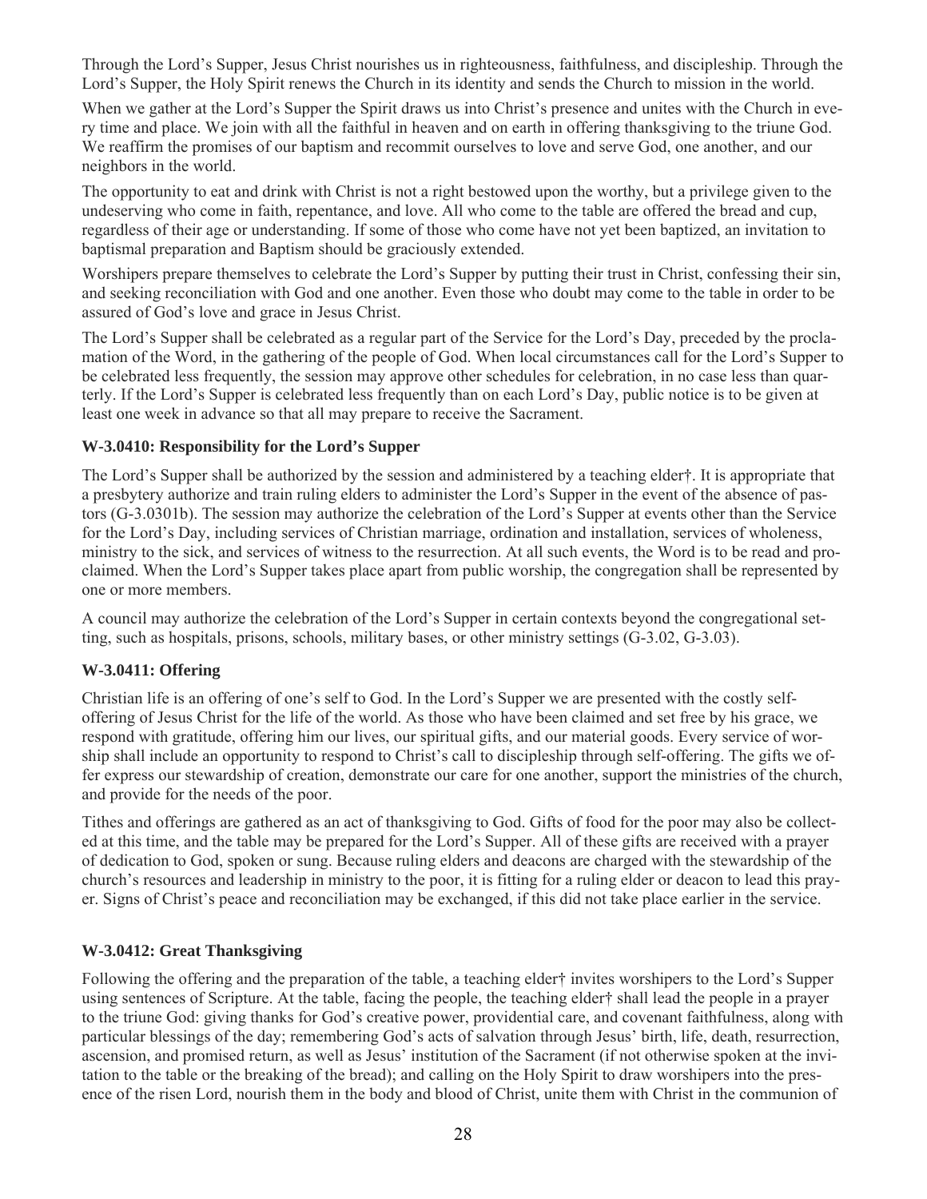Through the Lord's Supper, Jesus Christ nourishes us in righteousness, faithfulness, and discipleship. Through the Lord's Supper, the Holy Spirit renews the Church in its identity and sends the Church to mission in the world.

When we gather at the Lord's Supper the Spirit draws us into Christ's presence and unites with the Church in every time and place. We join with all the faithful in heaven and on earth in offering thanksgiving to the triune God. We reaffirm the promises of our baptism and recommit ourselves to love and serve God, one another, and our neighbors in the world.

The opportunity to eat and drink with Christ is not a right bestowed upon the worthy, but a privilege given to the undeserving who come in faith, repentance, and love. All who come to the table are offered the bread and cup, regardless of their age or understanding. If some of those who come have not yet been baptized, an invitation to baptismal preparation and Baptism should be graciously extended.

Worshipers prepare themselves to celebrate the Lord's Supper by putting their trust in Christ, confessing their sin, and seeking reconciliation with God and one another. Even those who doubt may come to the table in order to be assured of God's love and grace in Jesus Christ.

The Lord's Supper shall be celebrated as a regular part of the Service for the Lord's Day, preceded by the proclamation of the Word, in the gathering of the people of God. When local circumstances call for the Lord's Supper to be celebrated less frequently, the session may approve other schedules for celebration, in no case less than quarterly. If the Lord's Supper is celebrated less frequently than on each Lord's Day, public notice is to be given at least one week in advance so that all may prepare to receive the Sacrament.

### W-3.0410: Responsibility for the Lord's Supper

The Lord's Supper shall be authorized by the session and administered by a teaching elder†. It is appropriate that a presbytery authorize and train ruling elders to administer the Lord's Supper in the event of the absence of pastors (G-3.0301b). The session may authorize the celebration of the Lord's Supper at events other than the Service for the Lord's Day, including services of Christian marriage, ordination and installation, services of wholeness, ministry to the sick, and services of witness to the resurrection. At all such events, the Word is to be read and proclaimed. When the Lord's Supper takes place apart from public worship, the congregation shall be represented by one or more members.

A council may authorize the celebration of the Lord's Supper in certain contexts beyond the congregational setting, such as hospitals, prisons, schools, military bases, or other ministry settings (G-3.02, G-3.03).

### W-3.0411: Offering

Christian life is an offering of one's self to God. In the Lord's Supper we are presented with the costly self-offering of Jesus Christ for the life of the world. As those who have been claimed and set free by his grace, we respond with gratitude, offering him our lives, our spiritual gifts, and our material goods. Every service of worship shall include an opportunity to respond to Christ's call to discipleship through self-offering. The gifts we offer express our stewardship of creation, demonstrate our care for one another, support the ministries of the church, and provide for the needs of the poor.

Tithes and offerings are gathered as an act of thanksgiving to God. Gifts of food for the poor may also be collected at this time, and the table may be prepared for the Lord's Supper. All of these gifts are received with a prayer of dedication to God, spoken or sung. Because ruling elders and deacons are charged with the stewardship of the church's resources and leadership in ministry to the poor, it is fitting for a ruling elder or deacon to lead this prayer. Signs of Christ's peace and reconciliation may be exchanged, if this did not take place earlier in the service.

### W-3.0412: Great Thanksgiving

Following the offering and the preparation of the table, a teaching elder† invites worshipers to the Lord's Supper using sentences of Scripture. At the table, facing the people, the teaching elder† shall lead the people in a prayer to the triune God: giving thanks for God's creative power, providential care, and covenant faithfulness, along with particular blessings of the day; remembering God's acts of salvation through Jesus' birth, life, death, resurrection, ascension, and promised return, as well as Jesus' institution of the Sacrament (if not otherwise spoken at the invitation to the table or the breaking of the bread); and calling on the Holy Spirit to draw worshipers into the presence of the risen Lord, nourish them in the body and blood of Christ, unite them with Christ in the communion of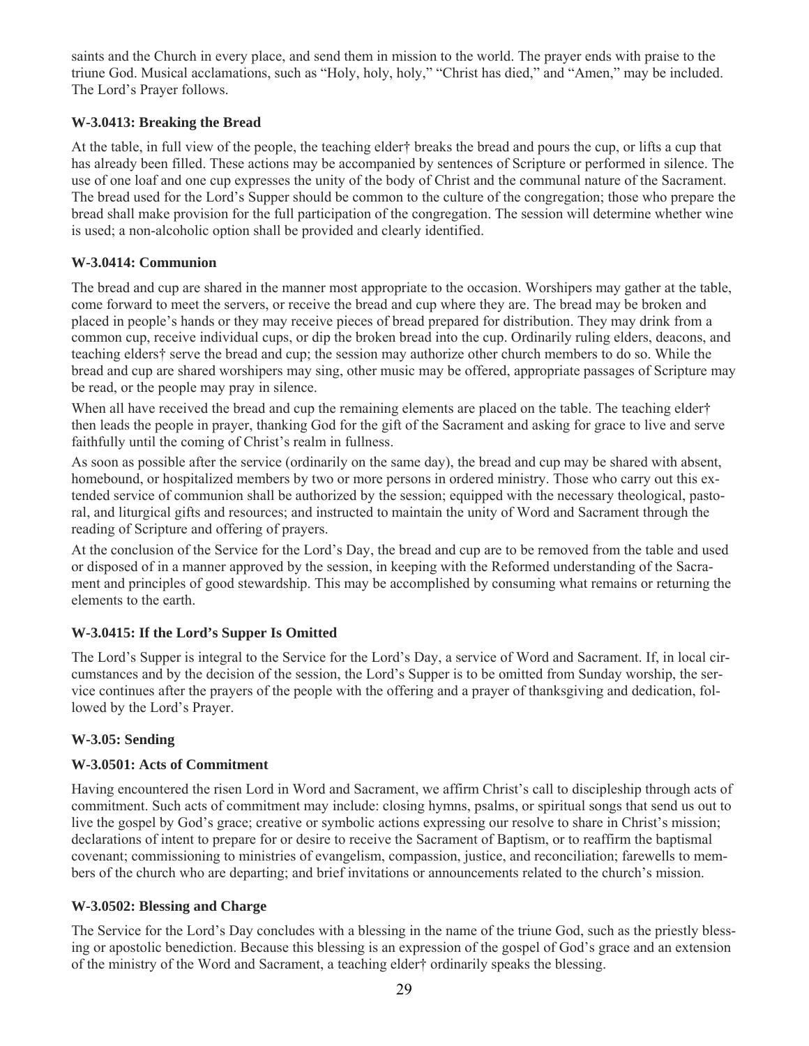saints and the Church in every place, and send them in mission to the world. The prayer ends with praise to the triune God. Musical acclamations, such as "Holy, holy, holy," "Christ has died," and "Amen," may be included. The Lord's Prayer follows.

### W-3.0413: Breaking the Bread

At the table, in full view of the people, the teaching elder† breaks the bread and pours the cup, or lifts a cup that has already been filled. These actions may be accompanied by sentences of Scripture or performed in silence. The use of one loaf and one cup expresses the unity of the body of Christ and the communal nature of the Sacrament. The bread used for the Lord's Supper should be common to the culture of the congregation; those who prepare the bread shall make provision for the full participation of the congregation. The session will determine whether wine is used; a non-alcoholic option shall be provided and clearly identified.

### W-3.0414: Communion

The bread and cup are shared in the manner most appropriate to the occasion. Worshipers may gather at the table, come forward to meet the servers, or receive the bread and cup where they are. The bread may be broken and placed in people's hands or they may receive pieces of bread prepared for distribution. They may drink from a common cup, receive individual cups, or dip the broken bread into the cup. Ordinarily ruling elders, deacons, and teaching elders† serve the bread and cup; the session may authorize other church members to do so. While the bread and cup are shared worshipers may sing, other music may be offered, appropriate passages of Scripture may be read, or the people may pray in silence.

When all have received the bread and cup the remaining elements are placed on the table. The teaching elder† then leads the people in prayer, thanking God for the gift of the Sacrament and asking for grace to live and serve faithfully until the coming of Christ's realm in fullness.

As soon as possible after the service (ordinarily on the same day), the bread and cup may be shared with absent, homebound, or hospitalized members by two or more persons in ordered ministry. Those who carry out this extended service of communion shall be authorized by the session; equipped with the necessary theological, pastoral, and liturgical gifts and resources; and instructed to maintain the unity of Word and Sacrament through the reading of Scripture and offering of prayers.

At the conclusion of the Service for the Lord's Day, the bread and cup are to be removed from the table and used or disposed of in a manner approved by the session, in keeping with the Reformed understanding of the Sacrament and principles of good stewardship. This may be accomplished by consuming what remains or returning the elements to the earth.

### W-3.0415: If the Lord's Supper Is Omitted

The Lord's Supper is integral to the Service for the Lord's Day, a service of Word and Sacrament. If, in local circumstances and by the decision of the session, the Lord's Supper is to be omitted from Sunday worship, the service continues after the prayers of the people with the offering and a prayer of thanksgiving and dedication, followed by the Lord's Prayer.

### W-3.05: Sending

### W-3.0501: Acts of Commitment

Having encountered the risen Lord in Word and Sacrament, we affirm Christ's call to discipleship through acts of commitment. Such acts of commitment may include: closing hymns, psalms, or spiritual songs that send us out to live the gospel by God's grace; creative or symbolic actions expressing our resolve to share in Christ's mission; declarations of intent to prepare for or desire to receive the Sacrament of Baptism, or to reaffirm the baptismal covenant; commissioning to ministries of evangelism, compassion, justice, and reconciliation; farewells to members of the church who are departing; and brief invitations or announcements related to the church's mission.

### W-3.0502: Blessing and Charge

The Service for the Lord's Day concludes with a blessing in the name of the triune God, such as the priestly blessing or apostolic benediction. Because this blessing is an expression of the gospel of God's grace and an extension of the ministry of the Word and Sacrament, a teaching elder† ordinarily speaks the blessing.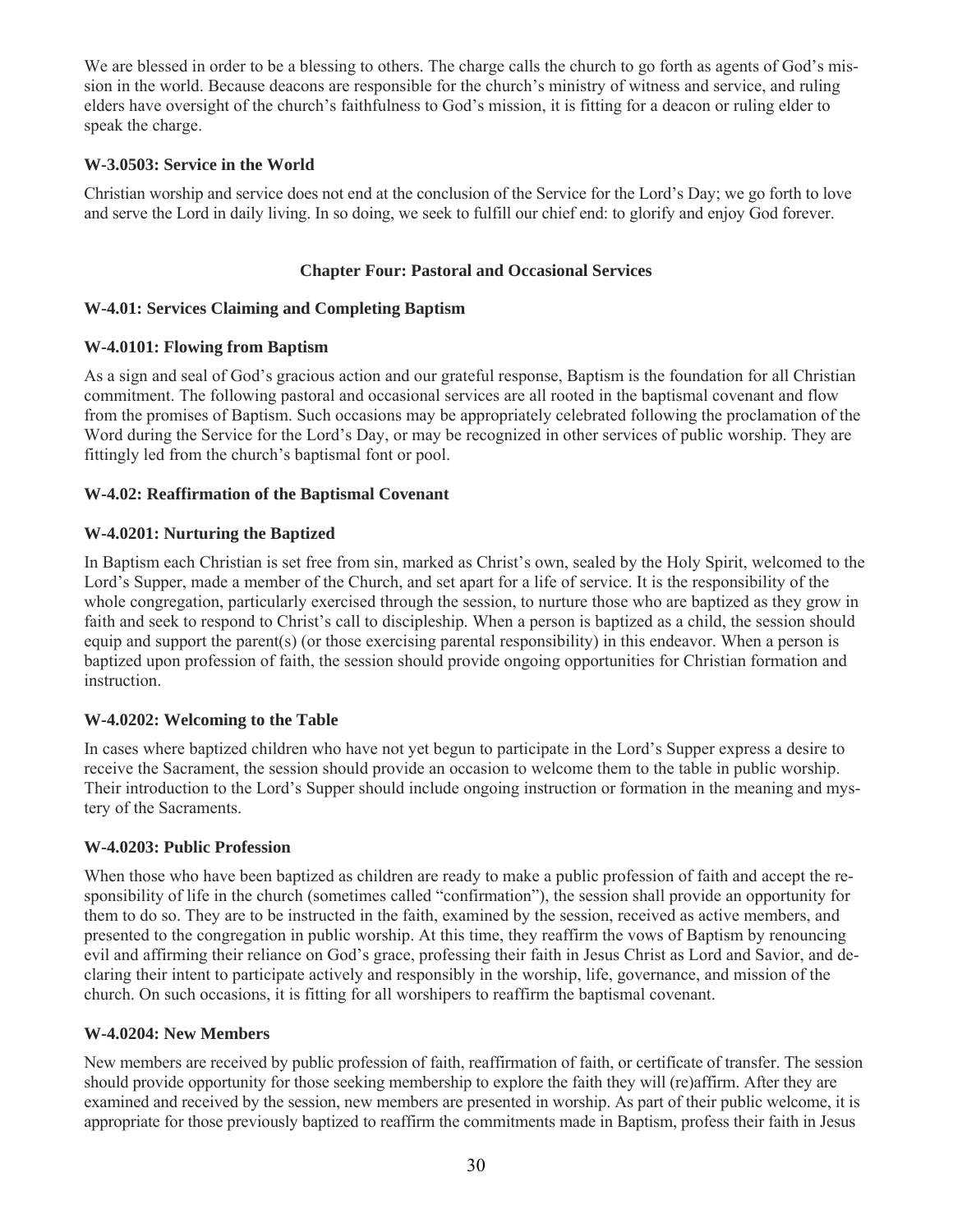We are blessed in order to be a blessing to others. The charge calls the church to go forth as agents of God's mission in the world. Because deacons are responsible for the church's ministry of witness and service, and ruling elders have oversight of the church's faithfulness to God's mission, it is fitting for a deacon or ruling elder to speak the charge.

### W-3.0503: Service in the World

Christian worship and service does not end at the conclusion of the Service for the Lord's Day; we go forth to love and serve the Lord in daily living. In so doing, we seek to fulfill our chief end: to glorify and enjoy God forever.

## Chapter Four: Pastoral and Occasional Services

### W-4.01: Services Claiming and Completing Baptism

### W-4.0101: Flowing from Baptism

As a sign and seal of God's gracious action and our grateful response, Baptism is the foundation for all Christian commitment. The following pastoral and occasional services are all rooted in the baptismal covenant and flow from the promises of Baptism. Such occasions may be appropriately celebrated following the proclamation of the Word during the Service for the Lord's Day, or may be recognized in other services of public worship. They are fittingly led from the church's baptismal font or pool.

### W-4.02: Reaffirmation of the Baptismal Covenant

### W-4.0201: Nurturing the Baptized

In Baptism each Christian is set free from sin, marked as Christ's own, sealed by the Holy Spirit, welcomed to the Lord's Supper, made a member of the Church, and set apart for a life of service. It is the responsibility of the whole congregation, particularly exercised through the session, to nurture those who are baptized as they grow in faith and seek to respond to Christ's call to discipleship. When a person is baptized as a child, the session should equip and support the parent(s) (or those exercising parental responsibility) in this endeavor. When a person is baptized upon profession of faith, the session should provide ongoing opportunities for Christian formation and instruction.

### W-4.0202: Welcoming to the Table

In cases where baptized children who have not yet begun to participate in the Lord's Supper express a desire to receive the Sacrament, the session should provide an occasion to welcome them to the table in public worship. Their introduction to the Lord's Supper should include ongoing instruction or formation in the meaning and mystery of the Sacraments.

### W-4.0203: Public Profession

When those who have been baptized as children are ready to make a public profession of faith and accept the responsibility of life in the church (sometimes called "confirmation"), the session shall provide an opportunity for them to do so. They are to be instructed in the faith, examined by the session, received as active members, and presented to the congregation in public worship. At this time, they reaffirm the vows of Baptism by renouncing evil and affirming their reliance on God's grace, professing their faith in Jesus Christ as Lord and Savior, and declaring their intent to participate actively and responsibly in the worship, life, governance, and mission of the church. On such occasions, it is fitting for all worshipers to reaffirm the baptismal covenant.

### W-4.0204: New Members

New members are received by public profession of faith, reaffirmation of faith, or certificate of transfer. The session should provide opportunity for those seeking membership to explore the faith they will (re)affirm. After they are examined and received by the session, new members are presented in worship. As part of their public welcome, it is appropriate for those previously baptized to reaffirm the commitments made in Baptism, profess their faith in Jesus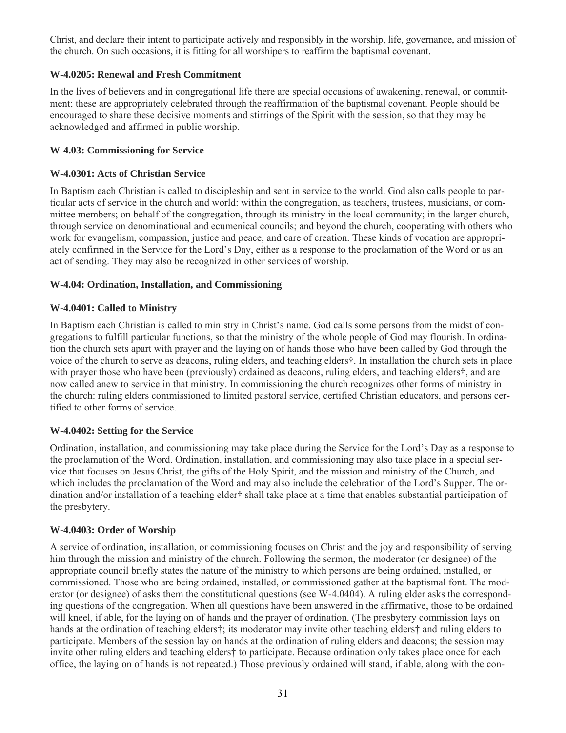Christ, and declare their intent to participate actively and responsibly in the worship, life, governance, and mission of the church. On such occasions, it is fitting for all worshipers to reaffirm the baptismal covenant.

### W-4.0205: Renewal and Fresh Commitment

In the lives of believers and in congregational life there are special occasions of awakening, renewal, or commitment; these are appropriately celebrated through the reaffirmation of the baptismal covenant. People should be encouraged to share these decisive moments and stirrings of the Spirit with the session, so that they may be acknowledged and affirmed in public worship.

### W-4.03: Commissioning for Service

### W-4.0301: Acts of Christian Service

In Baptism each Christian is called to discipleship and sent in service to the world. God also calls people to particular acts of service in the church and world: within the congregation, as teachers, trustees, musicians, or committee members; on behalf of the congregation, through its ministry in the local community; in the larger church, through service on denominational and ecumenical councils; and beyond the church, cooperating with others who work for evangelism, compassion, justice and peace, and care of creation. These kinds of vocation are appropriately confirmed in the Service for the Lord's Day, either as a response to the proclamation of the Word or as an act of sending. They may also be recognized in other services of worship.

### W-4.04: Ordination, Installation, and Commissioning

### W-4.0401: Called to Ministry

In Baptism each Christian is called to ministry in Christ's name. God calls some persons from the midst of congregations to fulfill particular functions, so that the ministry of the whole people of God may flourish. In ordination the church sets apart with prayer and the laying on of hands those who have been called by God through the voice of the church to serve as deacons, ruling elders, and teaching elders†. In installation the church sets in place with prayer those who have been (previously) ordained as deacons, ruling elders, and teaching elders†, and are now called anew to service in that ministry. In commissioning the church recognizes other forms of ministry in the church: ruling elders commissioned to limited pastoral service, certified Christian educators, and persons certified to other forms of service.

### W-4.0402: Setting for the Service

Ordination, installation, and commissioning may take place during the Service for the Lord's Day as a response to the proclamation of the Word. Ordination, installation, and commissioning may also take place in a special service that focuses on Jesus Christ, the gifts of the Holy Spirit, and the mission and ministry of the Church, and which includes the proclamation of the Word and may also include the celebration of the Lord's Supper. The ordination and/or installation of a teaching elder† shall take place at a time that enables substantial participation of the presbytery.

### W-4.0403: Order of Worship

A service of ordination, installation, or commissioning focuses on Christ and the joy and responsibility of serving him through the mission and ministry of the church. Following the sermon, the moderator (or designee) of the appropriate council briefly states the nature of the ministry to which persons are being ordained, installed, or commissioned. Those who are being ordained, installed, or commissioned gather at the baptismal font. The moderator (or designee) of asks them the constitutional questions (see W-4.0404). A ruling elder asks the corresponding questions of the congregation. When all questions have been answered in the affirmative, those to be ordained will kneel, if able, for the laying on of hands and the prayer of ordination. (The presbytery commission lays on hands at the ordination of teaching elders†; its moderator may invite other teaching elders† and ruling elders to participate. Members of the session lay on hands at the ordination of ruling elders and deacons; the session may invite other ruling elders and teaching elders† to participate. Because ordination only takes place once for each office, the laying on of hands is not repeated.) Those previously ordained will stand, if able, along with the con-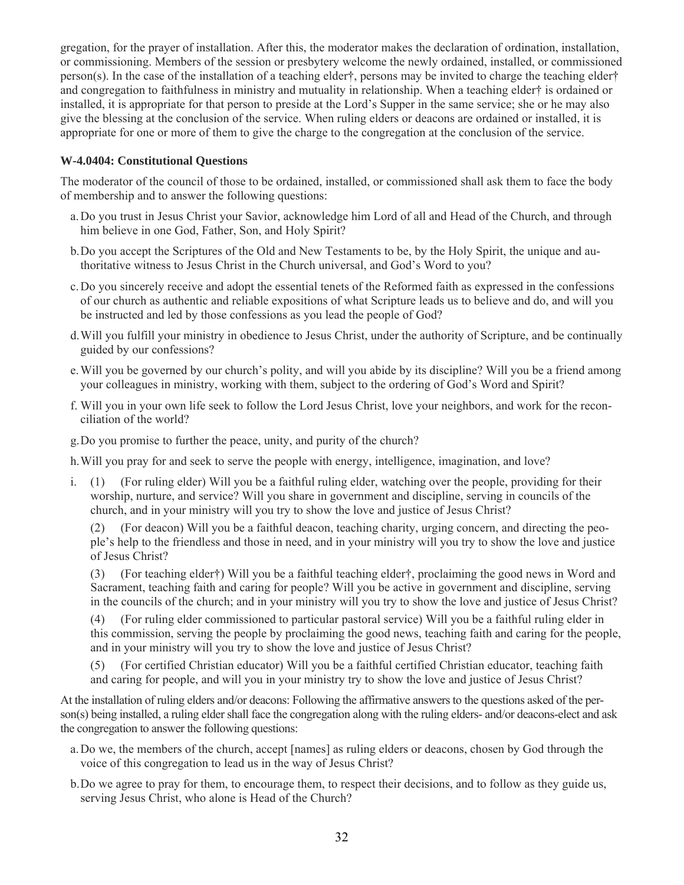gregation, for the prayer of installation. After this, the moderator makes the declaration of ordination, installation, or commissioning. Members of the session or presbytery welcome the newly ordained, installed, or commissioned person(s). In the case of the installation of a teaching elder†, persons may be invited to charge the teaching elder† and congregation to faithfulness in ministry and mutuality in relationship. When a teaching elder† is ordained or installed, it is appropriate for that person to preside at the Lord's Supper in the same service; she or he may also give the blessing at the conclusion of the service. When ruling elders or deacons are ordained or installed, it is appropriate for one or more of them to give the charge to the congregation at the conclusion of the service.

**W-4.0404: Constitutional Questions**

The moderator of the council of those to be ordained, installed, or commissioned shall ask them to face the body of membership and to answer the following questions:

a. Do you trust in Jesus Christ your Savior, acknowledge him Lord of all and Head of the Church, and through him believe in one God, Father, Son, and Holy Spirit?

b. Do you accept the Scriptures of the Old and New Testaments to be, by the Holy Spirit, the unique and authoritative witness to Jesus Christ in the Church universal, and God's Word to you?

c. Do you sincerely receive and adopt the essential tenets of the Reformed faith as expressed in the confessions of our church as authentic and reliable expositions of what Scripture leads us to believe and do, and will you be instructed and led by those confessions as you lead the people of God?

d. Will you fulfill your ministry in obedience to Jesus Christ, under the authority of Scripture, and be continually guided by our confessions?

e. Will you be governed by our church's polity, and will you abide by its discipline? Will you be a friend among your colleagues in ministry, working with them, subject to the ordering of God's Word and Spirit?

f. Will you in your own life seek to follow the Lord Jesus Christ, love your neighbors, and work for the reconciliation of the world?

g. Do you promise to further the peace, unity, and purity of the church?

h. Will you pray for and seek to serve the people with energy, intelligence, imagination, and love?

i. (1) (For ruling elder) Will you be a faithful ruling elder, watching over the people, providing for their worship, nurture, and service? Will you share in government and discipline, serving in councils of the church, and in your ministry will you try to show the love and justice of Jesus Christ?

(2) (For deacon) Will you be a faithful deacon, teaching charity, urging concern, and directing the people's help to the friendless and those in need, and in your ministry will you try to show the love and justice of Jesus Christ?

(3) (For teaching elder†) Will you be a faithful teaching elder†, proclaiming the good news in Word and Sacrament, teaching faith and caring for people? Will you be active in government and discipline, serving in the councils of the church; and in your ministry will you try to show the love and justice of Jesus Christ?

(4) (For ruling elder commissioned to particular pastoral service) Will you be a faithful ruling elder in this commission, serving the people by proclaiming the good news, teaching faith and caring for the people, and in your ministry will you try to show the love and justice of Jesus Christ?

(5) (For certified Christian educator) Will you be a faithful certified Christian educator, teaching faith and caring for people, and will you in your ministry try to show the love and justice of Jesus Christ?

At the installation of ruling elders and/or deacons: Following the affirmative answers to the questions asked of the person(s) being installed, a ruling elder shall face the congregation along with the ruling elders- and/or deacons-elect and ask the congregation to answer the following questions:

a. Do we, the members of the church, accept [names] as ruling elders or deacons, chosen by God through the voice of this congregation to lead us in the way of Jesus Christ?

b. Do we agree to pray for them, to encourage them, to respect their decisions, and to follow as they guide us, serving Jesus Christ, who alone is Head of the Church?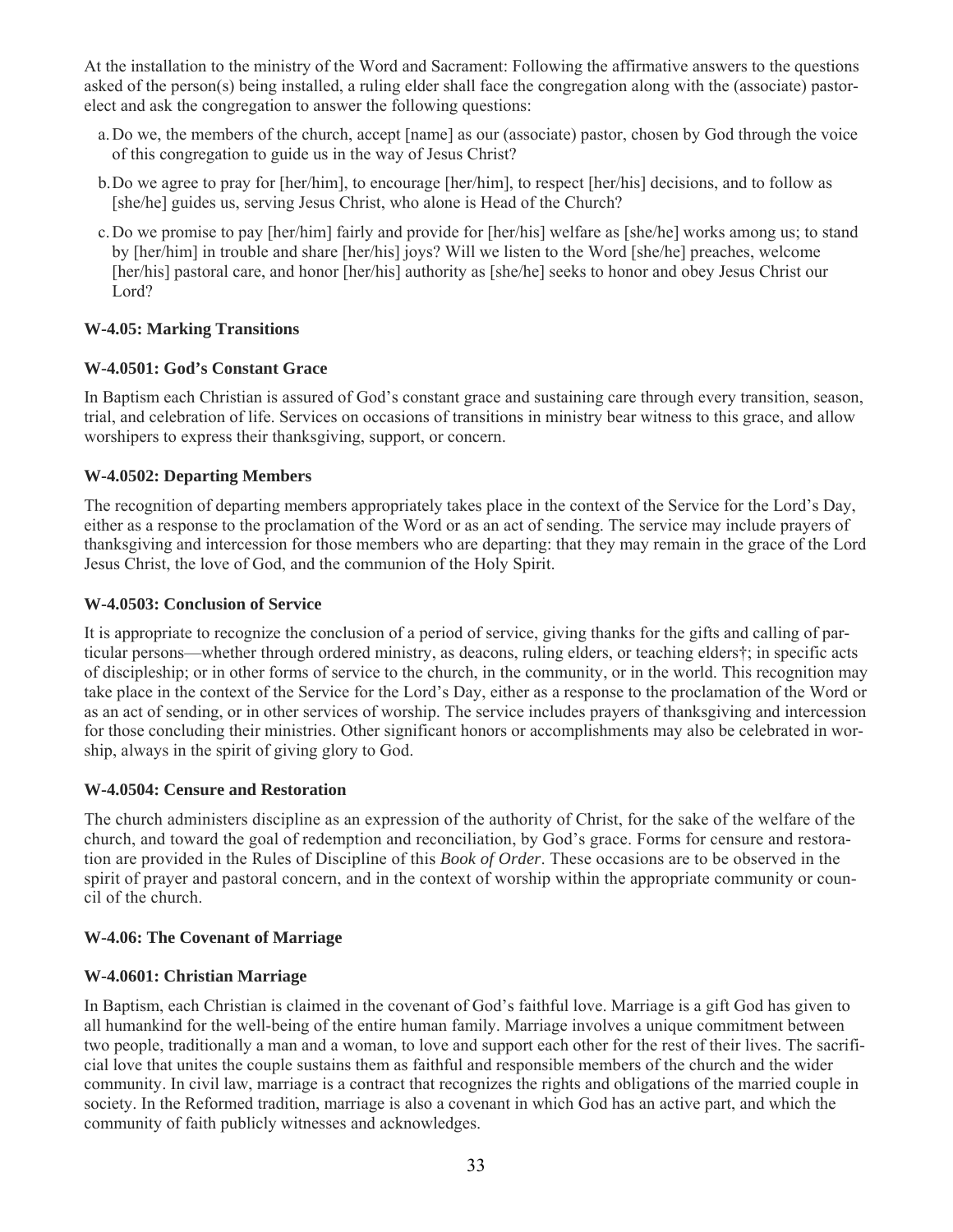At the installation to the ministry of the Word and Sacrament: Following the affirmative answers to the questions asked of the person(s) being installed, a ruling elder shall face the congregation along with the (associate) pastor-elect and ask the congregation to answer the following questions:

a. Do we, the members of the church, accept [name] as our (associate) pastor, chosen by God through the voice of this congregation to guide us in the way of Jesus Christ?

b. Do we agree to pray for [her/him], to encourage [her/him], to respect [her/his] decisions, and to follow as [she/he] guides us, serving Jesus Christ, who alone is Head of the Church?

c. Do we promise to pay [her/him] fairly and provide for [her/his] welfare as [she/he] works among us; to stand by [her/him] in trouble and share [her/his] joys? Will we listen to the Word [she/he] preaches, welcome [her/his] pastoral care, and honor [her/his] authority as [she/he] seeks to honor and obey Jesus Christ our Lord?

**W-4.05: Marking Transitions**

**W-4.0501: God's Constant Grace**

In Baptism each Christian is assured of God's constant grace and sustaining care through every transition, season, trial, and celebration of life. Services on occasions of transitions in ministry bear witness to this grace, and allow worshipers to express their thanksgiving, support, or concern.

**W-4.0502: Departing Members**

The recognition of departing members appropriately takes place in the context of the Service for the Lord's Day, either as a response to the proclamation of the Word or as an act of sending. The service may include prayers of thanksgiving and intercession for those members who are departing: that they may remain in the grace of the Lord Jesus Christ, the love of God, and the communion of the Holy Spirit.

**W-4.0503: Conclusion of Service**

It is appropriate to recognize the conclusion of a period of service, giving thanks for the gifts and calling of particular persons—whether through ordered ministry, as deacons, ruling elders, or teaching elders†; in specific acts of discipleship; or in other forms of service to the church, in the community, or in the world. This recognition may take place in the context of the Service for the Lord's Day, either as a response to the proclamation of the Word or as an act of sending, or in other services of worship. The service includes prayers of thanksgiving and intercession for those concluding their ministries. Other significant honors or accomplishments may also be celebrated in worship, always in the spirit of giving glory to God.

**W-4.0504: Censure and Restoration**

The church administers discipline as an expression of the authority of Christ, for the sake of the welfare of the church, and toward the goal of redemption and reconciliation, by God's grace. Forms for censure and restoration are provided in the Rules of Discipline of this *Book of Order*. These occasions are to be observed in the spirit of prayer and pastoral concern, and in the context of worship within the appropriate community or council of the church.

**W-4.06: The Covenant of Marriage**

**W-4.0601: Christian Marriage**

In Baptism, each Christian is claimed in the covenant of God's faithful love. Marriage is a gift God has given to all humankind for the well-being of the entire human family. Marriage involves a unique commitment between two people, traditionally a man and a woman, to love and support each other for the rest of their lives. The sacrificial love that unites the couple sustains them as faithful and responsible members of the church and the wider community. In civil law, marriage is a contract that recognizes the rights and obligations of the married couple in society. In the Reformed tradition, marriage is also a covenant in which God has an active part, and which the community of faith publicly witnesses and acknowledges.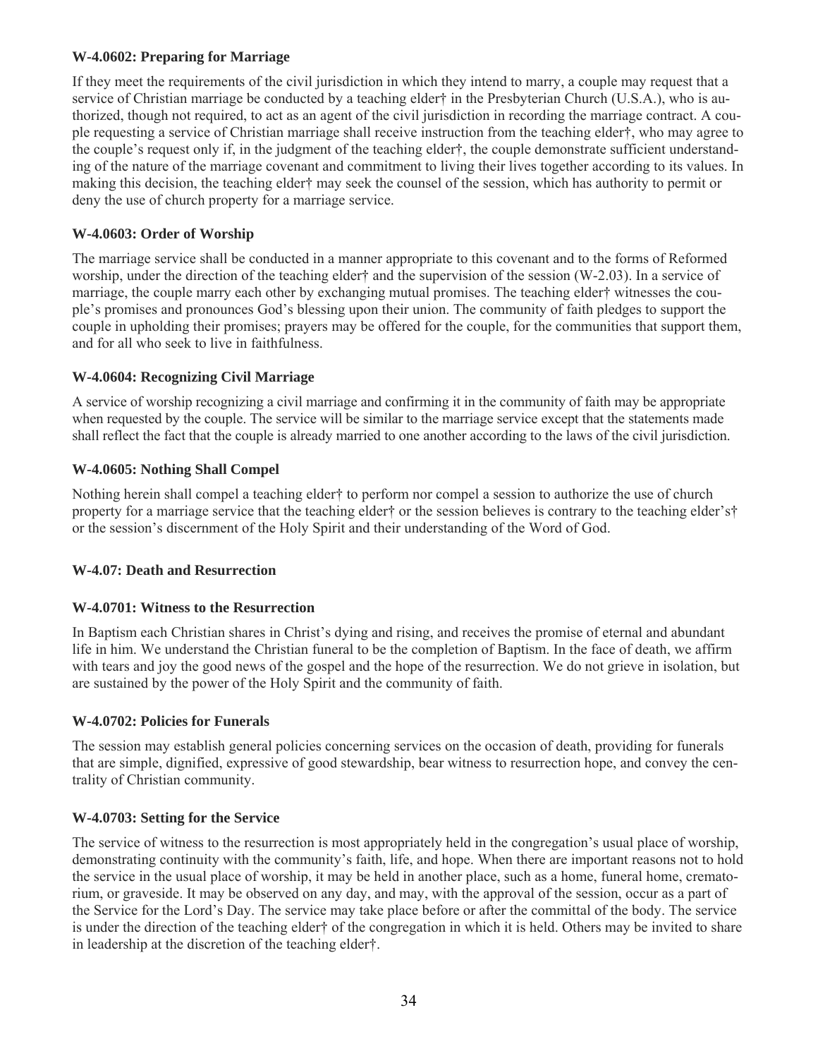**W-4.0602: Preparing for Marriage**

If they meet the requirements of the civil jurisdiction in which they intend to marry, a couple may request that a service of Christian marriage be conducted by a teaching elder† in the Presbyterian Church (U.S.A.), who is authorized, though not required, to act as an agent of the civil jurisdiction in recording the marriage contract. A couple requesting a service of Christian marriage shall receive instruction from the teaching elder†, who may agree to the couple's request only if, in the judgment of the teaching elder†, the couple demonstrate sufficient understanding of the nature of the marriage covenant and commitment to living their lives together according to its values. In making this decision, the teaching elder† may seek the counsel of the session, which has authority to permit or deny the use of church property for a marriage service.

**W-4.0603: Order of Worship**

The marriage service shall be conducted in a manner appropriate to this covenant and to the forms of Reformed worship, under the direction of the teaching elder† and the supervision of the session (W-2.03). In a service of marriage, the couple marry each other by exchanging mutual promises. The teaching elder† witnesses the couple's promises and pronounces God's blessing upon their union. The community of faith pledges to support the couple in upholding their promises; prayers may be offered for the couple, for the communities that support them, and for all who seek to live in faithfulness.

**W-4.0604: Recognizing Civil Marriage**

A service of worship recognizing a civil marriage and confirming it in the community of faith may be appropriate when requested by the couple. The service will be similar to the marriage service except that the statements made shall reflect the fact that the couple is already married to one another according to the laws of the civil jurisdiction.

**W-4.0605: Nothing Shall Compel**

Nothing herein shall compel a teaching elder† to perform nor compel a session to authorize the use of church property for a marriage service that the teaching elder† or the session believes is contrary to the teaching elder's† or the session's discernment of the Holy Spirit and their understanding of the Word of God.

**W-4.07: Death and Resurrection**

**W-4.0701: Witness to the Resurrection**

In Baptism each Christian shares in Christ's dying and rising, and receives the promise of eternal and abundant life in him. We understand the Christian funeral to be the completion of Baptism. In the face of death, we affirm with tears and joy the good news of the gospel and the hope of the resurrection. We do not grieve in isolation, but are sustained by the power of the Holy Spirit and the community of faith.

**W-4.0702: Policies for Funerals**

The session may establish general policies concerning services on the occasion of death, providing for funerals that are simple, dignified, expressive of good stewardship, bear witness to resurrection hope, and convey the centrality of Christian community.

**W-4.0703: Setting for the Service**

The service of witness to the resurrection is most appropriately held in the congregation's usual place of worship, demonstrating continuity with the community's faith, life, and hope. When there are important reasons not to hold the service in the usual place of worship, it may be held in another place, such as a home, funeral home, crematorium, or graveside. It may be observed on any day, and may, with the approval of the session, occur as a part of the Service for the Lord's Day. The service may take place before or after the committal of the body. The service is under the direction of the teaching elder† of the congregation in which it is held. Others may be invited to share in leadership at the discretion of the teaching elder†.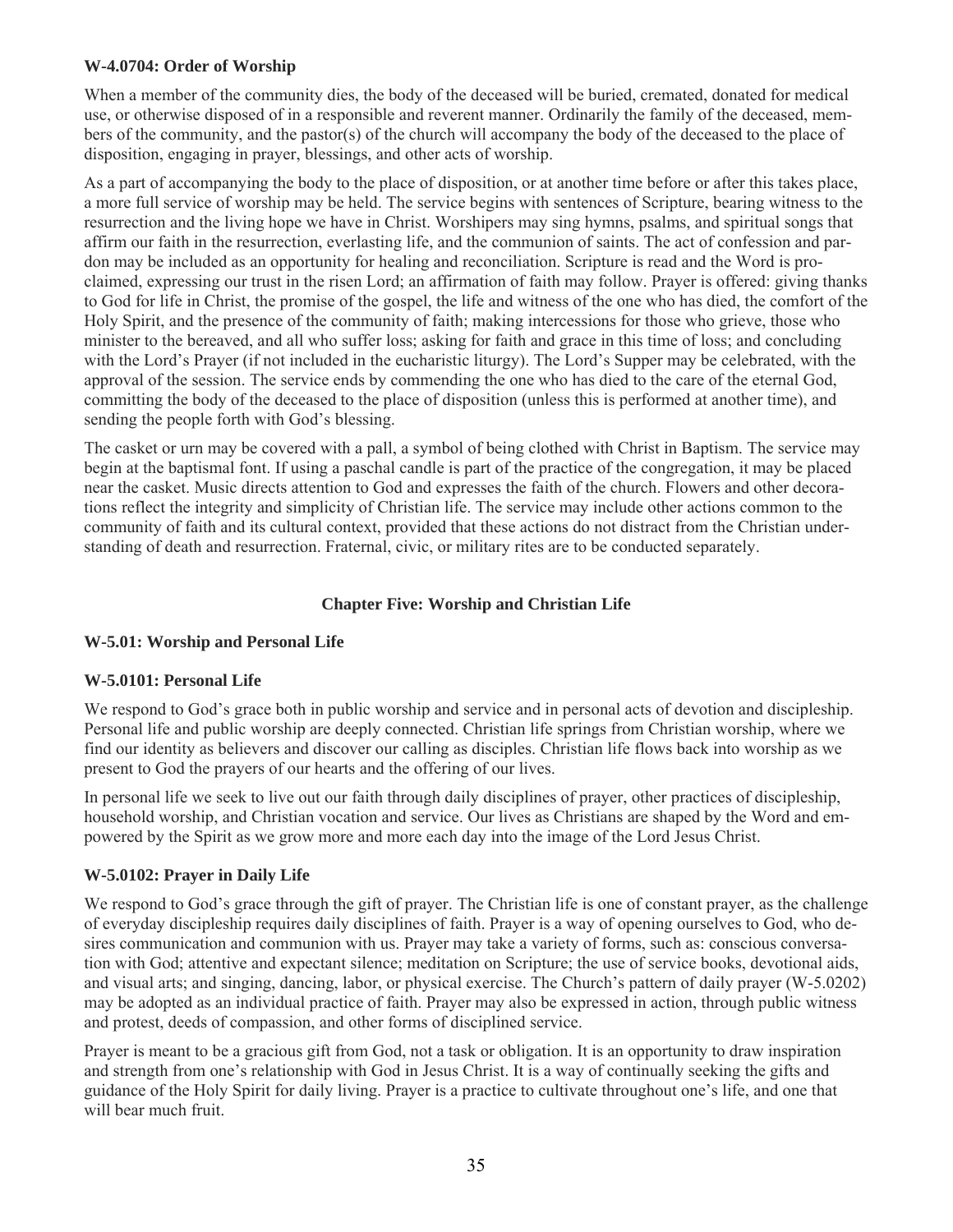### W-4.0704: Order of Worship

When a member of the community dies, the body of the deceased will be buried, cremated, donated for medical use, or otherwise disposed of in a responsible and reverent manner. Ordinarily the family of the deceased, members of the community, and the pastor(s) of the church will accompany the body of the deceased to the place of disposition, engaging in prayer, blessings, and other acts of worship.

As a part of accompanying the body to the place of disposition, or at another time before or after this takes place, a more full service of worship may be held. The service begins with sentences of Scripture, bearing witness to the resurrection and the living hope we have in Christ. Worshipers may sing hymns, psalms, and spiritual songs that affirm our faith in the resurrection, everlasting life, and the communion of saints. The act of confession and pardon may be included as an opportunity for healing and reconciliation. Scripture is read and the Word is proclaimed, expressing our trust in the risen Lord; an affirmation of faith may follow. Prayer is offered: giving thanks to God for life in Christ, the promise of the gospel, the life and witness of the one who has died, the comfort of the Holy Spirit, and the presence of the community of faith; making intercessions for those who grieve, those who minister to the bereaved, and all who suffer loss; asking for faith and grace in this time of loss; and concluding with the Lord's Prayer (if not included in the eucharistic liturgy). The Lord's Supper may be celebrated, with the approval of the session. The service ends by commending the one who has died to the care of the eternal God, committing the body of the deceased to the place of disposition (unless this is performed at another time), and sending the people forth with God's blessing.

The casket or urn may be covered with a pall, a symbol of being clothed with Christ in Baptism. The service may begin at the baptismal font. If using a paschal candle is part of the practice of the congregation, it may be placed near the casket. Music directs attention to God and expresses the faith of the church. Flowers and other decorations reflect the integrity and simplicity of Christian life. The service may include other actions common to the community of faith and its cultural context, provided that these actions do not distract from the Christian understanding of death and resurrection. Fraternal, civic, or military rites are to be conducted separately.

## Chapter Five: Worship and Christian Life

### W-5.01: Worship and Personal Life

### W-5.0101: Personal Life

We respond to God's grace both in public worship and service and in personal acts of devotion and discipleship. Personal life and public worship are deeply connected. Christian life springs from Christian worship, where we find our identity as believers and discover our calling as disciples. Christian life flows back into worship as we present to God the prayers of our hearts and the offering of our lives.

In personal life we seek to live out our faith through daily disciplines of prayer, other practices of discipleship, household worship, and Christian vocation and service. Our lives as Christians are shaped by the Word and empowered by the Spirit as we grow more and more each day into the image of the Lord Jesus Christ.

### W-5.0102: Prayer in Daily Life

We respond to God's grace through the gift of prayer. The Christian life is one of constant prayer, as the challenge of everyday discipleship requires daily disciplines of faith. Prayer is a way of opening ourselves to God, who desires communication and communion with us. Prayer may take a variety of forms, such as: conscious conversation with God; attentive and expectant silence; meditation on Scripture; the use of service books, devotional aids, and visual arts; and singing, dancing, labor, or physical exercise. The Church's pattern of daily prayer (W-5.0202) may be adopted as an individual practice of faith. Prayer may also be expressed in action, through public witness and protest, deeds of compassion, and other forms of disciplined service.

Prayer is meant to be a gracious gift from God, not a task or obligation. It is an opportunity to draw inspiration and strength from one's relationship with God in Jesus Christ. It is a way of continually seeking the gifts and guidance of the Holy Spirit for daily living. Prayer is a practice to cultivate throughout one's life, and one that will bear much fruit.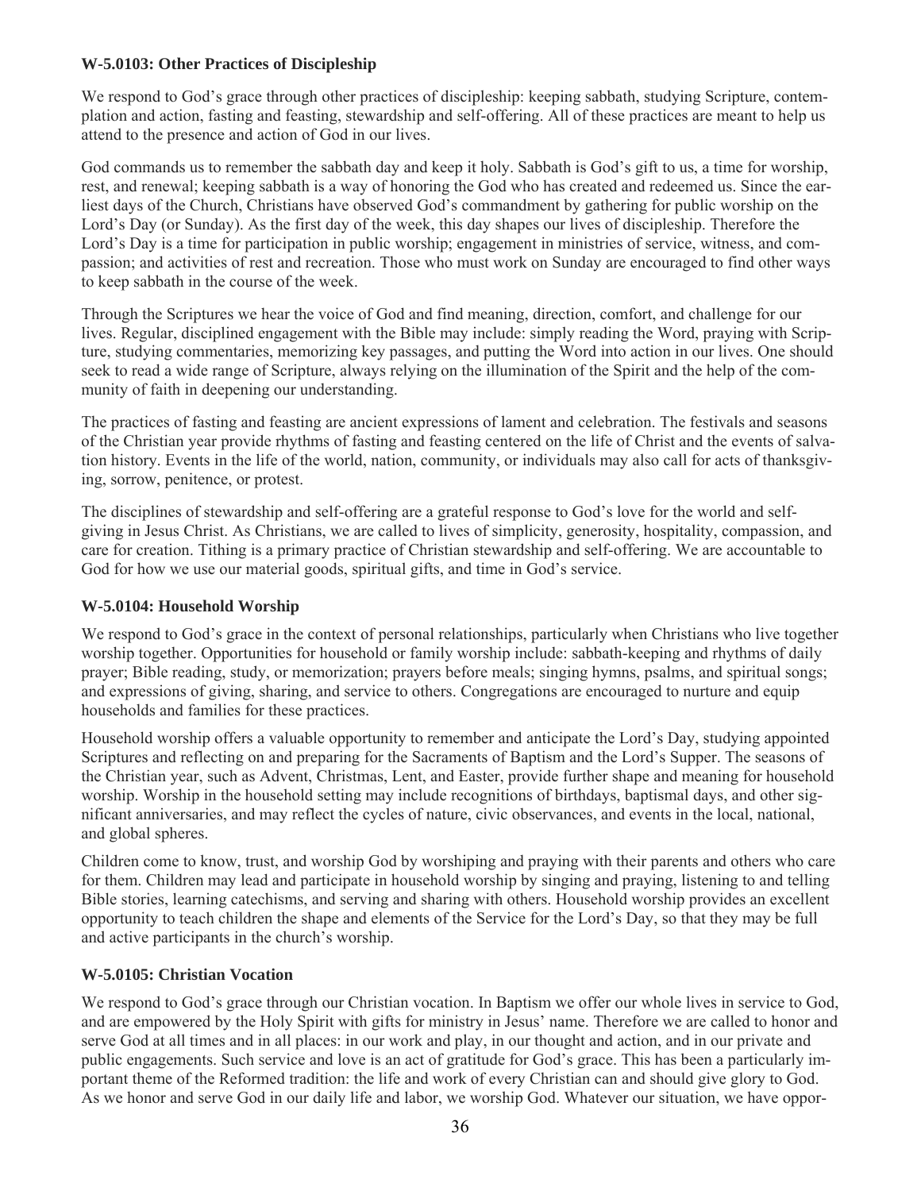### W-5.0103: Other Practices of Discipleship

We respond to God's grace through other practices of discipleship: keeping sabbath, studying Scripture, contemplation and action, fasting and feasting, stewardship and self-offering. All of these practices are meant to help us attend to the presence and action of God in our lives.

God commands us to remember the sabbath day and keep it holy. Sabbath is God's gift to us, a time for worship, rest, and renewal; keeping sabbath is a way of honoring the God who has created and redeemed us. Since the earliest days of the Church, Christians have observed God's commandment by gathering for public worship on the Lord's Day (or Sunday). As the first day of the week, this day shapes our lives of discipleship. Therefore the Lord's Day is a time for participation in public worship; engagement in ministries of service, witness, and compassion; and activities of rest and recreation. Those who must work on Sunday are encouraged to find other ways to keep sabbath in the course of the week.

Through the Scriptures we hear the voice of God and find meaning, direction, comfort, and challenge for our lives. Regular, disciplined engagement with the Bible may include: simply reading the Word, praying with Scripture, studying commentaries, memorizing key passages, and putting the Word into action in our lives. One should seek to read a wide range of Scripture, always relying on the illumination of the Spirit and the help of the community of faith in deepening our understanding.

The practices of fasting and feasting are ancient expressions of lament and celebration. The festivals and seasons of the Christian year provide rhythms of fasting and feasting centered on the life of Christ and the events of salvation history. Events in the life of the world, nation, community, or individuals may also call for acts of thanksgiving, sorrow, penitence, or protest.

The disciplines of stewardship and self-offering are a grateful response to God's love for the world and self-giving in Jesus Christ. As Christians, we are called to lives of simplicity, generosity, hospitality, compassion, and care for creation. Tithing is a primary practice of Christian stewardship and self-offering. We are accountable to God for how we use our material goods, spiritual gifts, and time in God's service.

### W-5.0104: Household Worship

We respond to God's grace in the context of personal relationships, particularly when Christians who live together worship together. Opportunities for household or family worship include: sabbath-keeping and rhythms of daily prayer; Bible reading, study, or memorization; prayers before meals; singing hymns, psalms, and spiritual songs; and expressions of giving, sharing, and service to others. Congregations are encouraged to nurture and equip households and families for these practices.

Household worship offers a valuable opportunity to remember and anticipate the Lord's Day, studying appointed Scriptures and reflecting on and preparing for the Sacraments of Baptism and the Lord's Supper. The seasons of the Christian year, such as Advent, Christmas, Lent, and Easter, provide further shape and meaning for household worship. Worship in the household setting may include recognitions of birthdays, baptismal days, and other significant anniversaries, and may reflect the cycles of nature, civic observances, and events in the local, national, and global spheres.

Children come to know, trust, and worship God by worshiping and praying with their parents and others who care for them. Children may lead and participate in household worship by singing and praying, listening to and telling Bible stories, learning catechisms, and serving and sharing with others. Household worship provides an excellent opportunity to teach children the shape and elements of the Service for the Lord's Day, so that they may be full and active participants in the church's worship.

### W-5.0105: Christian Vocation

We respond to God's grace through our Christian vocation. In Baptism we offer our whole lives in service to God, and are empowered by the Holy Spirit with gifts for ministry in Jesus' name. Therefore we are called to honor and serve God at all times and in all places: in our work and play, in our thought and action, and in our private and public engagements. Such service and love is an act of gratitude for God's grace. This has been a particularly important theme of the Reformed tradition: the life and work of every Christian can and should give glory to God. As we honor and serve God in our daily life and labor, we worship God. Whatever our situation, we have oppor-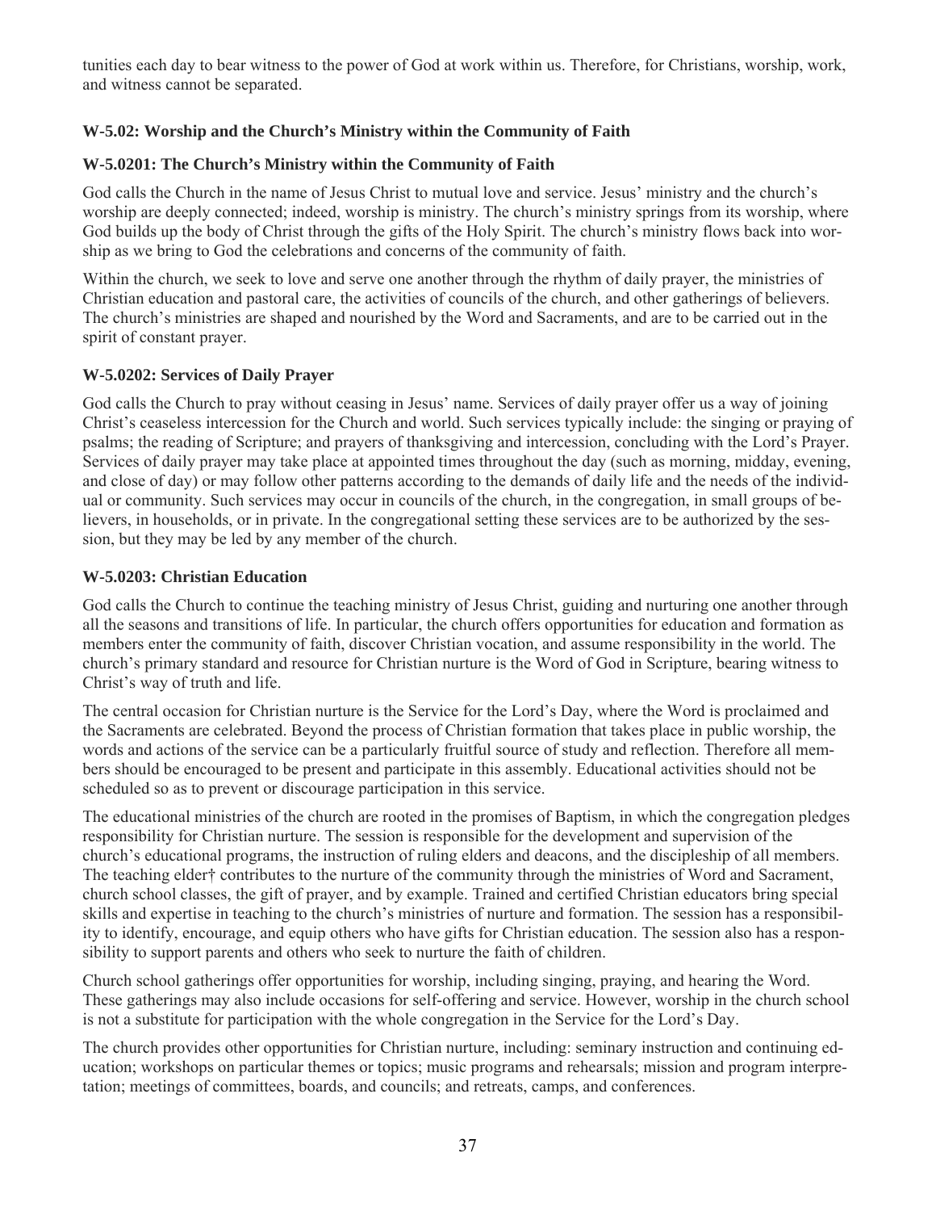tunities each day to bear witness to the power of God at work within us. Therefore, for Christians, worship, work, and witness cannot be separated.

### W-5.02: Worship and the Church's Ministry within the Community of Faith

#### W-5.0201: The Church's Ministry within the Community of Faith

God calls the Church in the name of Jesus Christ to mutual love and service. Jesus' ministry and the church's worship are deeply connected; indeed, worship is ministry. The church's ministry springs from its worship, where God builds up the body of Christ through the gifts of the Holy Spirit. The church's ministry flows back into worship as we bring to God the celebrations and concerns of the community of faith.

Within the church, we seek to love and serve one another through the rhythm of daily prayer, the ministries of Christian education and pastoral care, the activities of councils of the church, and other gatherings of believers. The church's ministries are shaped and nourished by the Word and Sacraments, and are to be carried out in the spirit of constant prayer.

#### W-5.0202: Services of Daily Prayer

God calls the Church to pray without ceasing in Jesus' name. Services of daily prayer offer us a way of joining Christ's ceaseless intercession for the Church and world. Such services typically include: the singing or praying of psalms; the reading of Scripture; and prayers of thanksgiving and intercession, concluding with the Lord's Prayer. Services of daily prayer may take place at appointed times throughout the day (such as morning, midday, evening, and close of day) or may follow other patterns according to the demands of daily life and the needs of the individual or community. Such services may occur in councils of the church, in the congregation, in small groups of believers, in households, or in private. In the congregational setting these services are to be authorized by the session, but they may be led by any member of the church.

#### W-5.0203: Christian Education

God calls the Church to continue the teaching ministry of Jesus Christ, guiding and nurturing one another through all the seasons and transitions of life. In particular, the church offers opportunities for education and formation as members enter the community of faith, discover Christian vocation, and assume responsibility in the world. The church's primary standard and resource for Christian nurture is the Word of God in Scripture, bearing witness to Christ's way of truth and life.

The central occasion for Christian nurture is the Service for the Lord's Day, where the Word is proclaimed and the Sacraments are celebrated. Beyond the process of Christian formation that takes place in public worship, the words and actions of the service can be a particularly fruitful source of study and reflection. Therefore all members should be encouraged to be present and participate in this assembly. Educational activities should not be scheduled so as to prevent or discourage participation in this service.

The educational ministries of the church are rooted in the promises of Baptism, in which the congregation pledges responsibility for Christian nurture. The session is responsible for the development and supervision of the church's educational programs, the instruction of ruling elders and deacons, and the discipleship of all members. The teaching elder† contributes to the nurture of the community through the ministries of Word and Sacrament, church school classes, the gift of prayer, and by example. Trained and certified Christian educators bring special skills and expertise in teaching to the church's ministries of nurture and formation. The session has a responsibility to identify, encourage, and equip others who have gifts for Christian education. The session also has a responsibility to support parents and others who seek to nurture the faith of children.

Church school gatherings offer opportunities for worship, including singing, praying, and hearing the Word. These gatherings may also include occasions for self-offering and service. However, worship in the church school is not a substitute for participation with the whole congregation in the Service for the Lord's Day.

The church provides other opportunities for Christian nurture, including: seminary instruction and continuing education; workshops on particular themes or topics; music programs and rehearsals; mission and program interpretation; meetings of committees, boards, and councils; and retreats, camps, and conferences.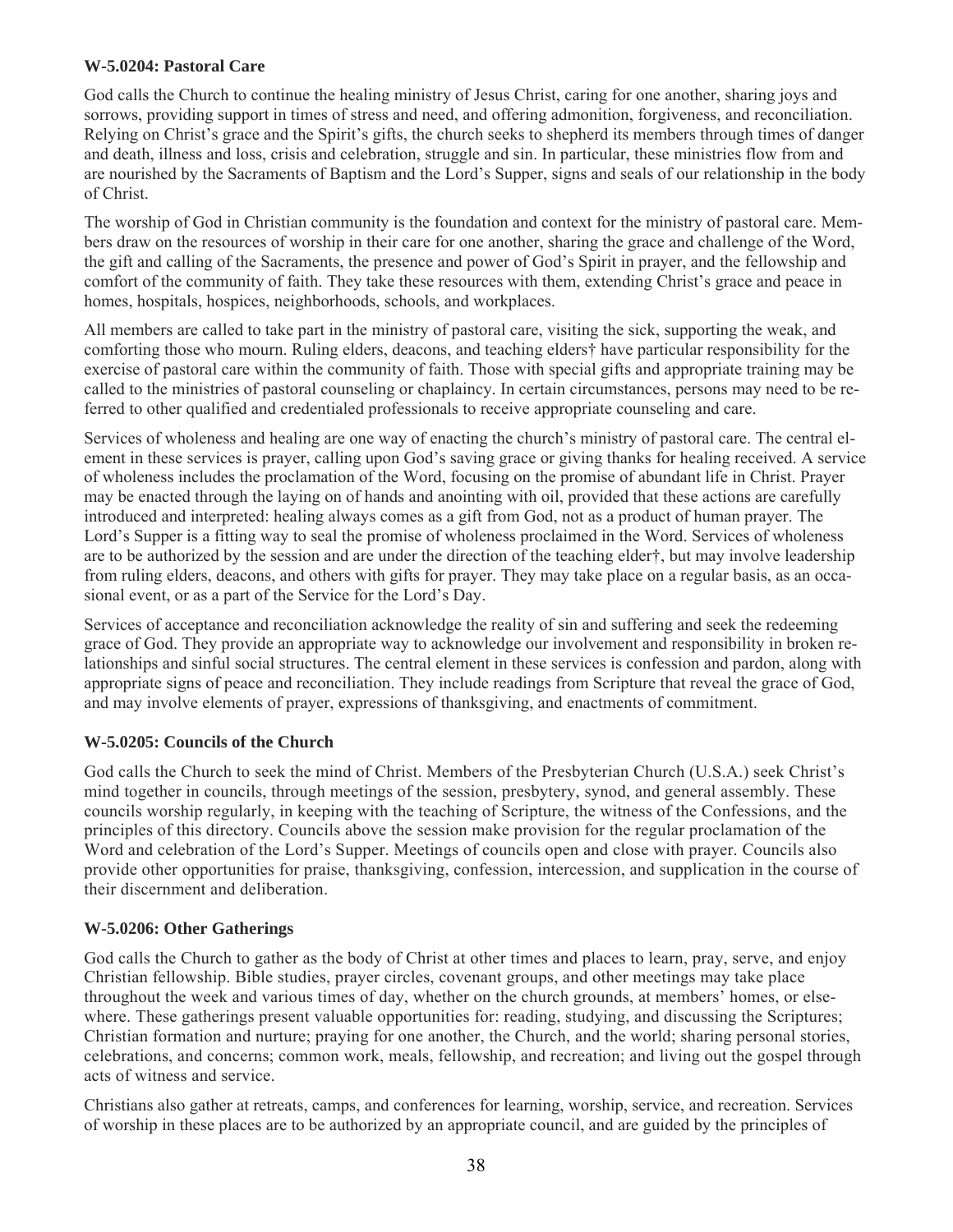### W-5.0204: Pastoral Care

God calls the Church to continue the healing ministry of Jesus Christ, caring for one another, sharing joys and sorrows, providing support in times of stress and need, and offering admonition, forgiveness, and reconciliation. Relying on Christ's grace and the Spirit's gifts, the church seeks to shepherd its members through times of danger and death, illness and loss, crisis and celebration, struggle and sin. In particular, these ministries flow from and are nourished by the Sacraments of Baptism and the Lord's Supper, signs and seals of our relationship in the body of Christ.

The worship of God in Christian community is the foundation and context for the ministry of pastoral care. Members draw on the resources of worship in their care for one another, sharing the grace and challenge of the Word, the gift and calling of the Sacraments, the presence and power of God's Spirit in prayer, and the fellowship and comfort of the community of faith. They take these resources with them, extending Christ's grace and peace in homes, hospitals, hospices, neighborhoods, schools, and workplaces.

All members are called to take part in the ministry of pastoral care, visiting the sick, supporting the weak, and comforting those who mourn. Ruling elders, deacons, and teaching elders† have particular responsibility for the exercise of pastoral care within the community of faith. Those with special gifts and appropriate training may be called to the ministries of pastoral counseling or chaplaincy. In certain circumstances, persons may need to be referred to other qualified and credentialed professionals to receive appropriate counseling and care.

Services of wholeness and healing are one way of enacting the church's ministry of pastoral care. The central element in these services is prayer, calling upon God's saving grace or giving thanks for healing received. A service of wholeness includes the proclamation of the Word, focusing on the promise of abundant life in Christ. Prayer may be enacted through the laying on of hands and anointing with oil, provided that these actions are carefully introduced and interpreted: healing always comes as a gift from God, not as a product of human prayer. The Lord's Supper is a fitting way to seal the promise of wholeness proclaimed in the Word. Services of wholeness are to be authorized by the session and are under the direction of the teaching elder†, but may involve leadership from ruling elders, deacons, and others with gifts for prayer. They may take place on a regular basis, as an occasional event, or as a part of the Service for the Lord's Day.

Services of acceptance and reconciliation acknowledge the reality of sin and suffering and seek the redeeming grace of God. They provide an appropriate way to acknowledge our involvement and responsibility in broken relationships and sinful social structures. The central element in these services is confession and pardon, along with appropriate signs of peace and reconciliation. They include readings from Scripture that reveal the grace of God, and may involve elements of prayer, expressions of thanksgiving, and enactments of commitment.

### W-5.0205: Councils of the Church

God calls the Church to seek the mind of Christ. Members of the Presbyterian Church (U.S.A.) seek Christ's mind together in councils, through meetings of the session, presbytery, synod, and general assembly. These councils worship regularly, in keeping with the teaching of Scripture, the witness of the Confessions, and the principles of this directory. Councils above the session make provision for the regular proclamation of the Word and celebration of the Lord's Supper. Meetings of councils open and close with prayer. Councils also provide other opportunities for praise, thanksgiving, confession, intercession, and supplication in the course of their discernment and deliberation.

### W-5.0206: Other Gatherings

God calls the Church to gather as the body of Christ at other times and places to learn, pray, serve, and enjoy Christian fellowship. Bible studies, prayer circles, covenant groups, and other meetings may take place throughout the week and various times of day, whether on the church grounds, at members' homes, or elsewhere. These gatherings present valuable opportunities for: reading, studying, and discussing the Scriptures; Christian formation and nurture; praying for one another, the Church, and the world; sharing personal stories, celebrations, and concerns; common work, meals, fellowship, and recreation; and living out the gospel through acts of witness and service.

Christians also gather at retreats, camps, and conferences for learning, worship, service, and recreation. Services of worship in these places are to be authorized by an appropriate council, and are guided by the principles of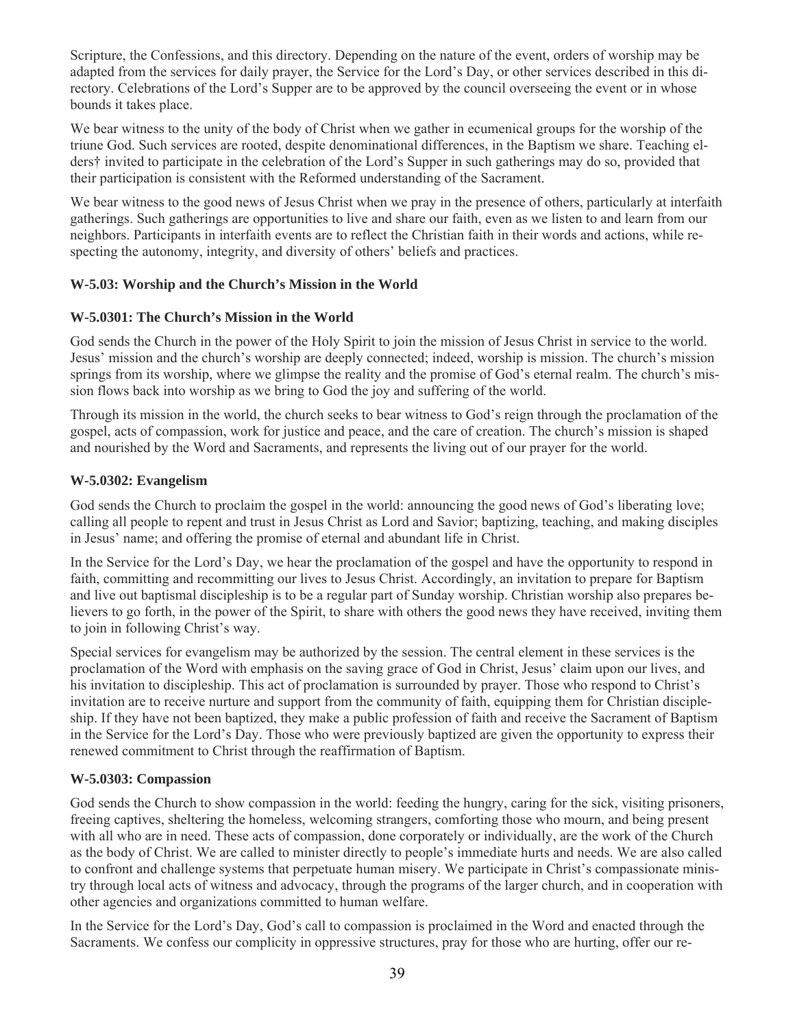Scripture, the Confessions, and this directory. Depending on the nature of the event, orders of worship may be adapted from the services for daily prayer, the Service for the Lord's Day, or other services described in this directory. Celebrations of the Lord's Supper are to be approved by the council overseeing the event or in whose bounds it takes place.

We bear witness to the unity of the body of Christ when we gather in ecumenical groups for the worship of the triune God. Such services are rooted, despite denominational differences, in the Baptism we share. Teaching elders† invited to participate in the celebration of the Lord's Supper in such gatherings may do so, provided that their participation is consistent with the Reformed understanding of the Sacrament.

We bear witness to the good news of Jesus Christ when we pray in the presence of others, particularly at interfaith gatherings. Such gatherings are opportunities to live and share our faith, even as we listen to and learn from our neighbors. Participants in interfaith events are to reflect the Christian faith in their words and actions, while respecting the autonomy, integrity, and diversity of others' beliefs and practices.

### W-5.03: Worship and the Church's Mission in the World

### W-5.0301: The Church's Mission in the World

God sends the Church in the power of the Holy Spirit to join the mission of Jesus Christ in service to the world. Jesus' mission and the church's worship are deeply connected; indeed, worship is mission. The church's mission springs from its worship, where we glimpse the reality and the promise of God's eternal realm. The church's mission flows back into worship as we bring to God the joy and suffering of the world.

Through its mission in the world, the church seeks to bear witness to God's reign through the proclamation of the gospel, acts of compassion, work for justice and peace, and the care of creation. The church's mission is shaped and nourished by the Word and Sacraments, and represents the living out of our prayer for the world.

### W-5.0302: Evangelism

God sends the Church to proclaim the gospel in the world: announcing the good news of God's liberating love; calling all people to repent and trust in Jesus Christ as Lord and Savior; baptizing, teaching, and making disciples in Jesus' name; and offering the promise of eternal and abundant life in Christ.

In the Service for the Lord's Day, we hear the proclamation of the gospel and have the opportunity to respond in faith, committing and recommitting our lives to Jesus Christ. Accordingly, an invitation to prepare for Baptism and live out baptismal discipleship is to be a regular part of Sunday worship. Christian worship also prepares believers to go forth, in the power of the Spirit, to share with others the good news they have received, inviting them to join in following Christ's way.

Special services for evangelism may be authorized by the session. The central element in these services is the proclamation of the Word with emphasis on the saving grace of God in Christ, Jesus' claim upon our lives, and his invitation to discipleship. This act of proclamation is surrounded by prayer. Those who respond to Christ's invitation are to receive nurture and support from the community of faith, equipping them for Christian discipleship. If they have not been baptized, they make a public profession of faith and receive the Sacrament of Baptism in the Service for the Lord's Day. Those who were previously baptized are given the opportunity to express their renewed commitment to Christ through the reaffirmation of Baptism.

### W-5.0303: Compassion

God sends the Church to show compassion in the world: feeding the hungry, caring for the sick, visiting prisoners, freeing captives, sheltering the homeless, welcoming strangers, comforting those who mourn, and being present with all who are in need. These acts of compassion, done corporately or individually, are the work of the Church as the body of Christ. We are called to minister directly to people's immediate hurts and needs. We are also called to confront and challenge systems that perpetuate human misery. We participate in Christ's compassionate ministry through local acts of witness and advocacy, through the programs of the larger church, and in cooperation with other agencies and organizations committed to human welfare.

In the Service for the Lord's Day, God's call to compassion is proclaimed in the Word and enacted through the Sacraments. We confess our complicity in oppressive structures, pray for those who are hurting, offer our re-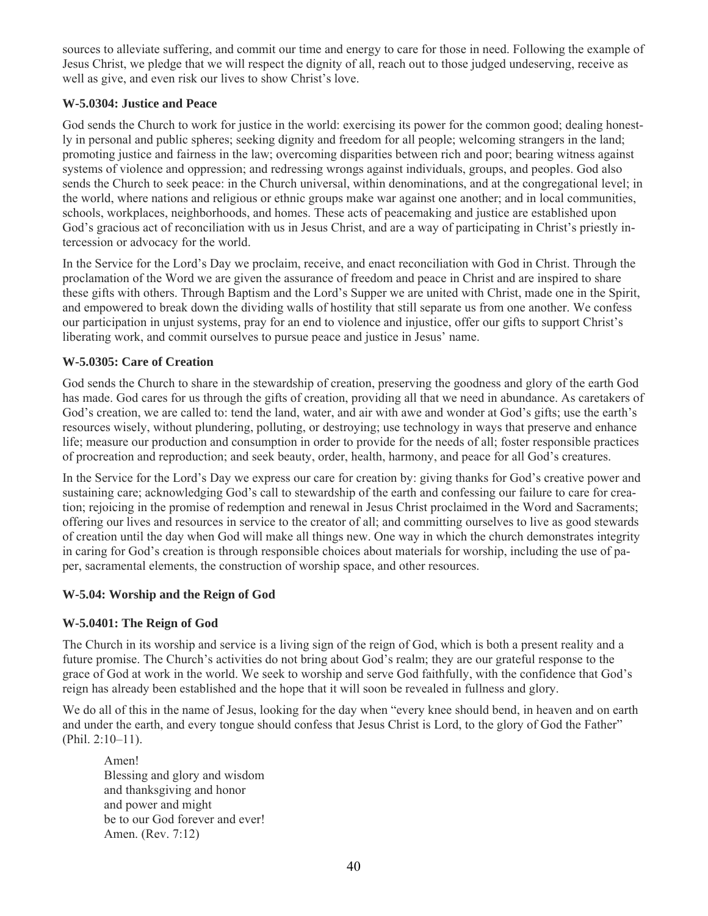sources to alleviate suffering, and commit our time and energy to care for those in need. Following the example of Jesus Christ, we pledge that we will respect the dignity of all, reach out to those judged undeserving, receive as well as give, and even risk our lives to show Christ's love.

### W-5.0304: Justice and Peace

God sends the Church to work for justice in the world: exercising its power for the common good; dealing honestly in personal and public spheres; seeking dignity and freedom for all people; welcoming strangers in the land; promoting justice and fairness in the law; overcoming disparities between rich and poor; bearing witness against systems of violence and oppression; and redressing wrongs against individuals, groups, and peoples. God also sends the Church to seek peace: in the Church universal, within denominations, and at the congregational level; in the world, where nations and religious or ethnic groups make war against one another; and in local communities, schools, workplaces, neighborhoods, and homes. These acts of peacemaking and justice are established upon God's gracious act of reconciliation with us in Jesus Christ, and are a way of participating in Christ's priestly intercession or advocacy for the world.

In the Service for the Lord's Day we proclaim, receive, and enact reconciliation with God in Christ. Through the proclamation of the Word we are given the assurance of freedom and peace in Christ and are inspired to share these gifts with others. Through Baptism and the Lord's Supper we are united with Christ, made one in the Spirit, and empowered to break down the dividing walls of hostility that still separate us from one another. We confess our participation in unjust systems, pray for an end to violence and injustice, offer our gifts to support Christ's liberating work, and commit ourselves to pursue peace and justice in Jesus' name.

### W-5.0305: Care of Creation

God sends the Church to share in the stewardship of creation, preserving the goodness and glory of the earth God has made. God cares for us through the gifts of creation, providing all that we need in abundance. As caretakers of God's creation, we are called to: tend the land, water, and air with awe and wonder at God's gifts; use the earth's resources wisely, without plundering, polluting, or destroying; use technology in ways that preserve and enhance life; measure our production and consumption in order to provide for the needs of all; foster responsible practices of procreation and reproduction; and seek beauty, order, health, harmony, and peace for all God's creatures.

In the Service for the Lord's Day we express our care for creation by: giving thanks for God's creative power and sustaining care; acknowledging God's call to stewardship of the earth and confessing our failure to care for creation; rejoicing in the promise of redemption and renewal in Jesus Christ proclaimed in the Word and Sacraments; offering our lives and resources in service to the creator of all; and committing ourselves to live as good stewards of creation until the day when God will make all things new. One way in which the church demonstrates integrity in caring for God's creation is through responsible choices about materials for worship, including the use of paper, sacramental elements, the construction of worship space, and other resources.

## W-5.04: Worship and the Reign of God

### W-5.0401: The Reign of God

The Church in its worship and service is a living sign of the reign of God, which is both a present reality and a future promise. The Church's activities do not bring about God's realm; they are our grateful response to the grace of God at work in the world. We seek to worship and serve God faithfully, with the confidence that God's reign has already been established and the hope that it will soon be revealed in fullness and glory.

We do all of this in the name of Jesus, looking for the day when "every knee should bend, in heaven and on earth and under the earth, and every tongue should confess that Jesus Christ is Lord, to the glory of God the Father" (Phil. 2:10–11).

> Amen!
> Blessing and glory and wisdom
> and thanksgiving and honor
> and power and might
> be to our God forever and ever!
> Amen. (Rev. 7:12)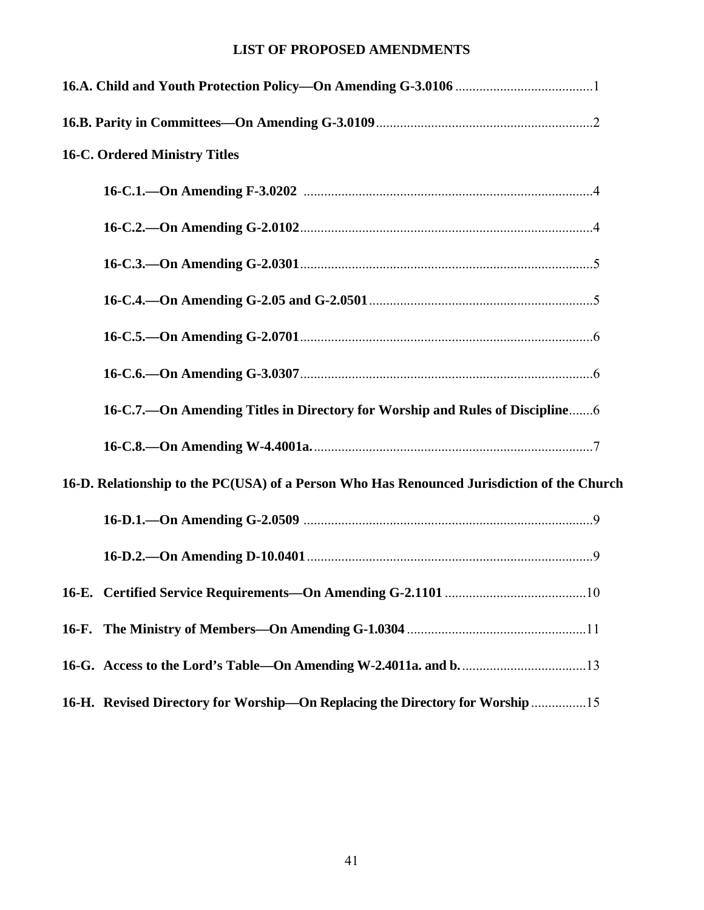## LIST OF PROPOSED AMENDMENTS

**16.A. Child and Youth Protection Policy—On Amending G-3.0106** ........................................1

**16.B. Parity in Committees—On Amending G-3.0109** ...............................................................2

**16-C. Ordered Ministry Titles**

- **16-C.1.—On Amending F-3.0202** ....................................................................................4
- **16-C.2.—On Amending G-2.0102** ....................................................................................4
- **16-C.3.—On Amending G-2.0301** ....................................................................................5
- **16-C.4.—On Amending G-2.05 and G-2.0501** .................................................................5
- **16-C.5.—On Amending G-2.0701** ....................................................................................6
- **16-C.6.—On Amending G-3.0307** ....................................................................................6
- **16-C.7.—On Amending Titles in Directory for Worship and Rules of Discipline** .......6
- **16-C.8.—On Amending W-4.4001a.** .................................................................................7

**16-D. Relationship to the PC(USA) of a Person Who Has Renounced Jurisdiction of the Church**

- **16-D.1.—On Amending G-2.0509** ....................................................................................9
- **16-D.2.—On Amending D-10.0401** ...................................................................................9

**16-E. Certified Service Requirements—On Amending G-2.1101** .........................................10

**16-F. The Ministry of Members—On Amending G-1.0304** ....................................................11

**16-G. Access to the Lord's Table—On Amending W-2.4011a. and b.** ....................................13

**16-H. Revised Directory for Worship—On Replacing the Directory for Worship** ................15